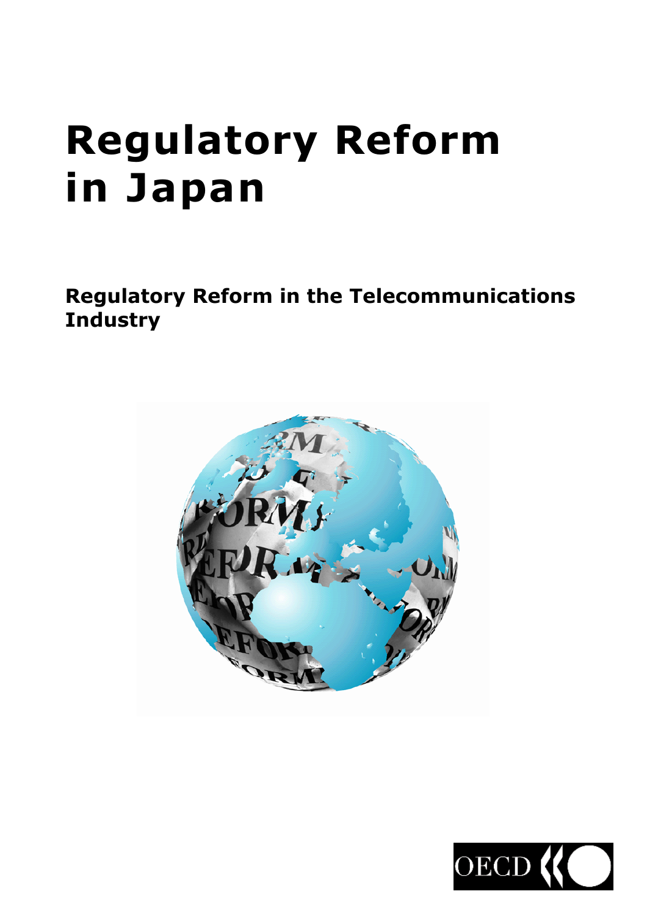# Regulatory Reform in Japan

## Regulatory Reform in the Telecommunications Industry

OECD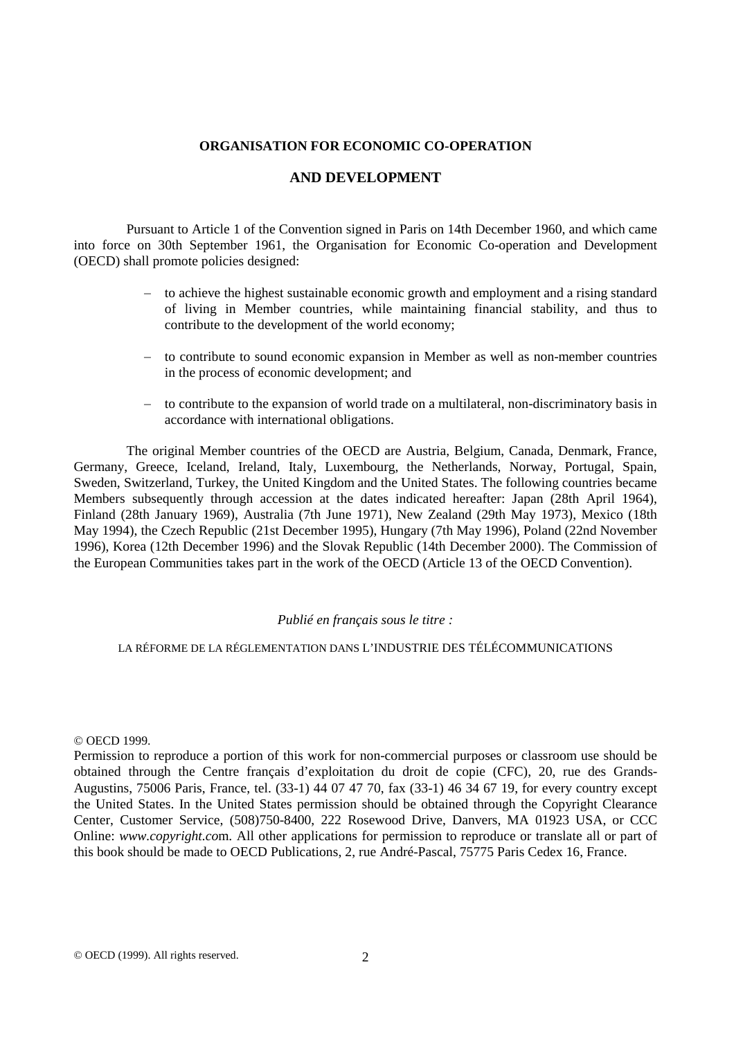**ORGANISATION FOR ECONOMIC CO-OPERATION**

**AND DEVELOPMENT**

Pursuant to Article 1 of the Convention signed in Paris on 14th December 1960, and which came into force on 30th September 1961, the Organisation for Economic Co-operation and Development (OECD) shall promote policies designed:

- to achieve the highest sustainable economic growth and employment and a rising standard of living in Member countries, while maintaining financial stability, and thus to contribute to the development of the world economy;
- to contribute to sound economic expansion in Member as well as non-member countries in the process of economic development; and
- to contribute to the expansion of world trade on a multilateral, non-discriminatory basis in accordance with international obligations.

The original Member countries of the OECD are Austria, Belgium, Canada, Denmark, France, Germany, Greece, Iceland, Ireland, Italy, Luxembourg, the Netherlands, Norway, Portugal, Spain, Sweden, Switzerland, Turkey, the United Kingdom and the United States. The following countries became Members subsequently through accession at the dates indicated hereafter: Japan (28th April 1964), Finland (28th January 1969), Australia (7th June 1971), New Zealand (29th May 1973), Mexico (18th May 1994), the Czech Republic (21st December 1995), Hungary (7th May 1996), Poland (22nd November 1996), Korea (12th December 1996) and the Slovak Republic (14th December 2000). The Commission of the European Communities takes part in the work of the OECD (Article 13 of the OECD Convention).

*Publié en français sous le titre :*

LA RÉFORME DE LA RÉGLEMENTATION DANS L'INDUSTRIE DES TÉLÉCOMMUNICATIONS

© OECD 1999.

Permission to reproduce a portion of this work for non-commercial purposes or classroom use should be obtained through the Centre français d'exploitation du droit de copie (CFC), 20, rue des Grands-Augustins, 75006 Paris, France, tel. (33-1) 44 07 47 70, fax (33-1) 46 34 67 19, for every country except the United States. In the United States permission should be obtained through the Copyright Clearance Center, Customer Service, (508)750-8400, 222 Rosewood Drive, Danvers, MA 01923 USA, or CCC Online: *www.copyright.co*m. All other applications for permission to reproduce or translate all or part of this book should be made to OECD Publications, 2, rue André-Pascal, 75775 Paris Cedex 16, France.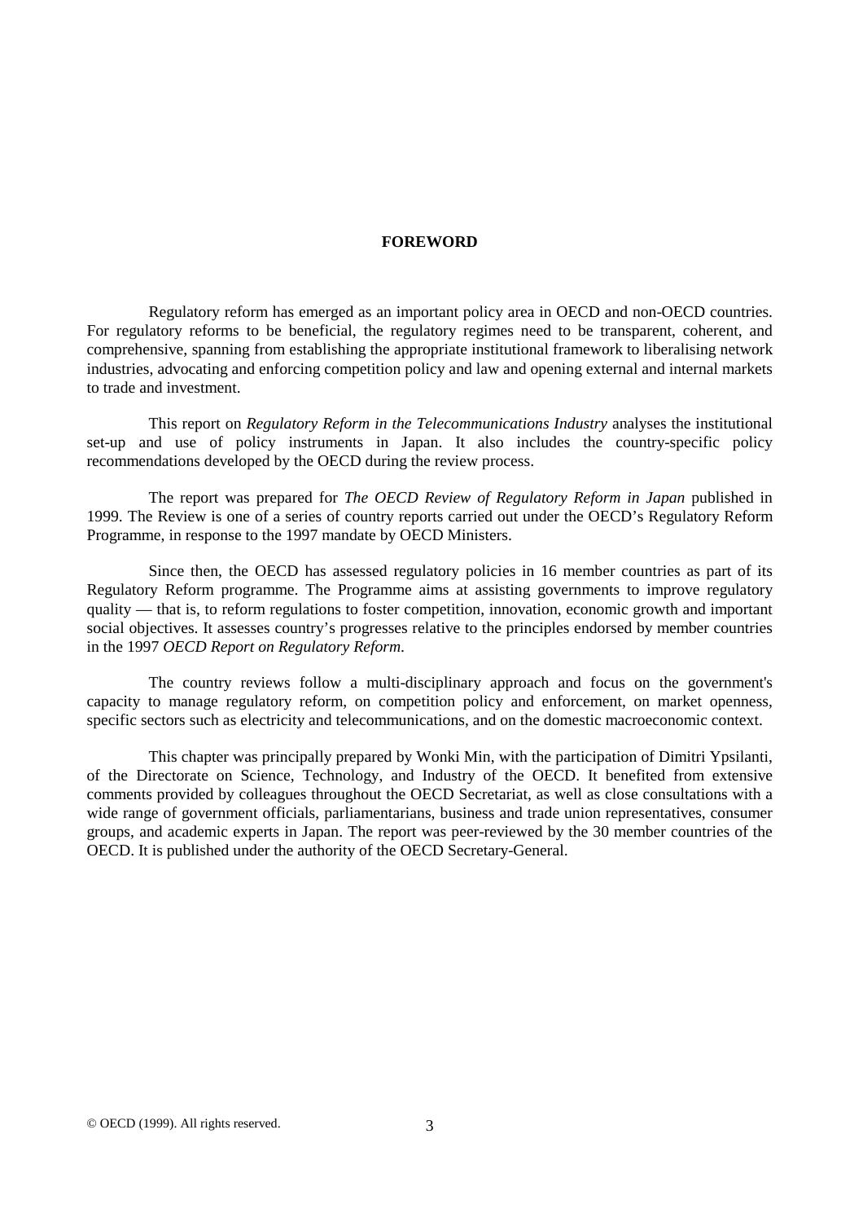# FOREWORD

Regulatory reform has emerged as an important policy area in OECD and non-OECD countries. For regulatory reforms to be beneficial, the regulatory regimes need to be transparent, coherent, and comprehensive, spanning from establishing the appropriate institutional framework to liberalising network industries, advocating and enforcing competition policy and law and opening external and internal markets to trade and investment.

This report on *Regulatory Reform in the Telecommunications Industry* analyses the institutional set-up and use of policy instruments in Japan. It also includes the country-specific policy recommendations developed by the OECD during the review process.

The report was prepared for *The OECD Review of Regulatory Reform in Japan* published in 1999. The Review is one of a series of country reports carried out under the OECD's Regulatory Reform Programme, in response to the 1997 mandate by OECD Ministers.

Since then, the OECD has assessed regulatory policies in 16 member countries as part of its Regulatory Reform programme. The Programme aims at assisting governments to improve regulatory quality — that is, to reform regulations to foster competition, innovation, economic growth and important social objectives. It assesses country's progresses relative to the principles endorsed by member countries in the 1997 *OECD Report on Regulatory Reform*.

The country reviews follow a multi-disciplinary approach and focus on the government's capacity to manage regulatory reform, on competition policy and enforcement, on market openness, specific sectors such as electricity and telecommunications, and on the domestic macroeconomic context.

This chapter was principally prepared by Wonki Min, with the participation of Dimitri Ypsilanti, of the Directorate on Science, Technology, and Industry of the OECD. It benefited from extensive comments provided by colleagues throughout the OECD Secretariat, as well as close consultations with a wide range of government officials, parliamentarians, business and trade union representatives, consumer groups, and academic experts in Japan. The report was peer-reviewed by the 30 member countries of the OECD. It is published under the authority of the OECD Secretary-General.

© OECD (1999). All rights reserved.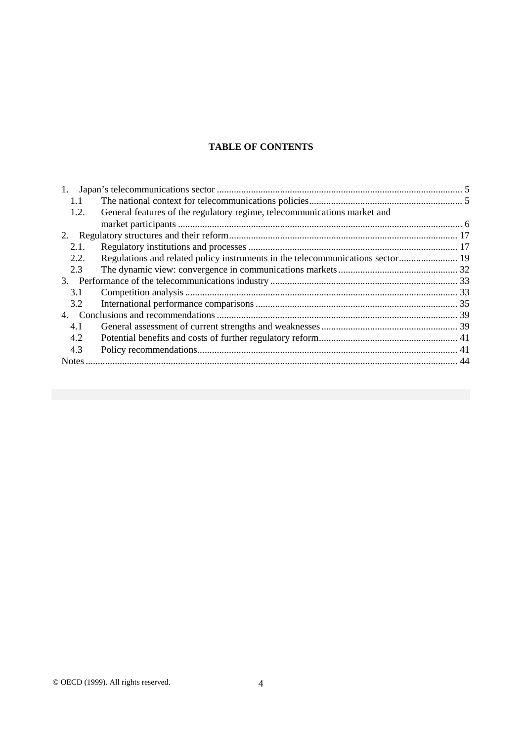## TABLE OF CONTENTS

1. Japan's telecommunications sector ........................................................................................ 5
   - 1.1 The national context for telecommunications policies ................................................................ 5
   - 1.2. General features of the regulatory regime, telecommunications market and market participants ........................................................................................................................ 6
2. Regulatory structures and their reform ................................................................................ 17
   - 2.1. Regulatory institutions and processes ...................................................................................... 17
   - 2.2. Regulations and related policy instruments in the telecommunications sector ........................ 19
   - 2.3 The dynamic view: convergence in communications markets ................................................. 32
3. Performance of the telecommunications industry ................................................................ 33
   - 3.1 Competition analysis ................................................................................................................ 33
   - 3.2 International performance comparisons .................................................................................. 35
4. Conclusions and recommendations ....................................................................................... 39
   - 4.1 General assessment of current strengths and weaknesses ........................................................ 39
   - 4.2 Potential benefits and costs of further regulatory reform ......................................................... 41
   - 4.3 Policy recommendations .......................................................................................................... 41

Notes .......................................................................................................................................... 44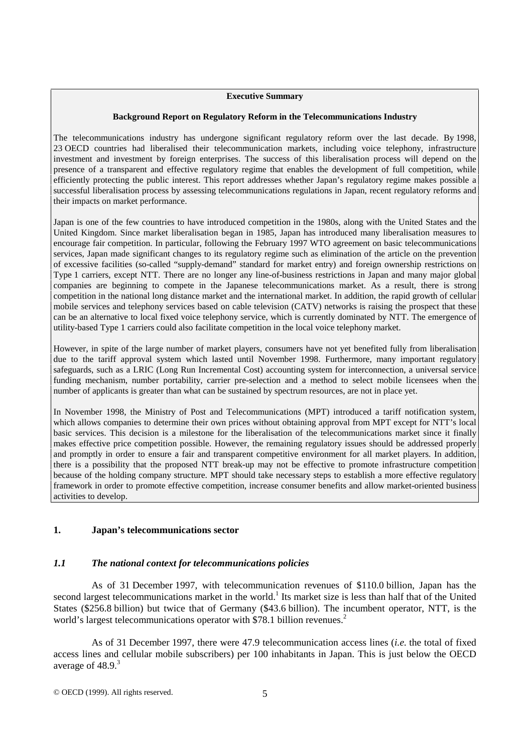**Executive Summary**

**Background Report on Regulatory Reform in the Telecommunications Industry**

The telecommunications industry has undergone significant regulatory reform over the last decade. By 1998, 23 OECD countries had liberalised their telecommunication markets, including voice telephony, infrastructure investment and investment by foreign enterprises. The success of this liberalisation process will depend on the presence of a transparent and effective regulatory regime that enables the development of full competition, while efficiently protecting the public interest. This report addresses whether Japan's regulatory regime makes possible a successful liberalisation process by assessing telecommunications regulations in Japan, recent regulatory reforms and their impacts on market performance.

Japan is one of the few countries to have introduced competition in the 1980s, along with the United States and the United Kingdom. Since market liberalisation began in 1985, Japan has introduced many liberalisation measures to encourage fair competition. In particular, following the February 1997 WTO agreement on basic telecommunications services, Japan made significant changes to its regulatory regime such as elimination of the article on the prevention of excessive facilities (so-called "supply-demand" standard for market entry) and foreign ownership restrictions on Type 1 carriers, except NTT. There are no longer any line-of-business restrictions in Japan and many major global companies are beginning to compete in the Japanese telecommunications market. As a result, there is strong competition in the national long distance market and the international market. In addition, the rapid growth of cellular mobile services and telephony services based on cable television (CATV) networks is raising the prospect that these can be an alternative to local fixed voice telephony service, which is currently dominated by NTT. The emergence of utility-based Type 1 carriers could also facilitate competition in the local voice telephony market.

However, in spite of the large number of market players, consumers have not yet benefited fully from liberalisation due to the tariff approval system which lasted until November 1998. Furthermore, many important regulatory safeguards, such as a LRIC (Long Run Incremental Cost) accounting system for interconnection, a universal service funding mechanism, number portability, carrier pre-selection and a method to select mobile licensees when the number of applicants is greater than what can be sustained by spectrum resources, are not in place yet.

In November 1998, the Ministry of Post and Telecommunications (MPT) introduced a tariff notification system, which allows companies to determine their own prices without obtaining approval from MPT except for NTT's local basic services. This decision is a milestone for the liberalisation of the telecommunications market since it finally makes effective price competition possible. However, the remaining regulatory issues should be addressed properly and promptly in order to ensure a fair and transparent competitive environment for all market players. In addition, there is a possibility that the proposed NTT break-up may not be effective to promote infrastructure competition because of the holding company structure. MPT should take necessary steps to establish a more effective regulatory framework in order to promote effective competition, increase consumer benefits and allow market-oriented business activities to develop.

## 1. Japan's telecommunications sector

### *1.1 The national context for telecommunications policies*

As of 31 December 1997, with telecommunication revenues of $110.0 billion, Japan has the second largest telecommunications market in the world.[1] Its market size is less than half that of the United States ($256.8 billion) but twice that of Germany ($43.6 billion). The incumbent operator, NTT, is the world's largest telecommunications operator with $78.1 billion revenues.[2]

As of 31 December 1997, there were 47.9 telecommunication access lines (*i.e.* the total of fixed access lines and cellular mobile subscribers) per 100 inhabitants in Japan. This is just below the OECD average of 48.9.[3]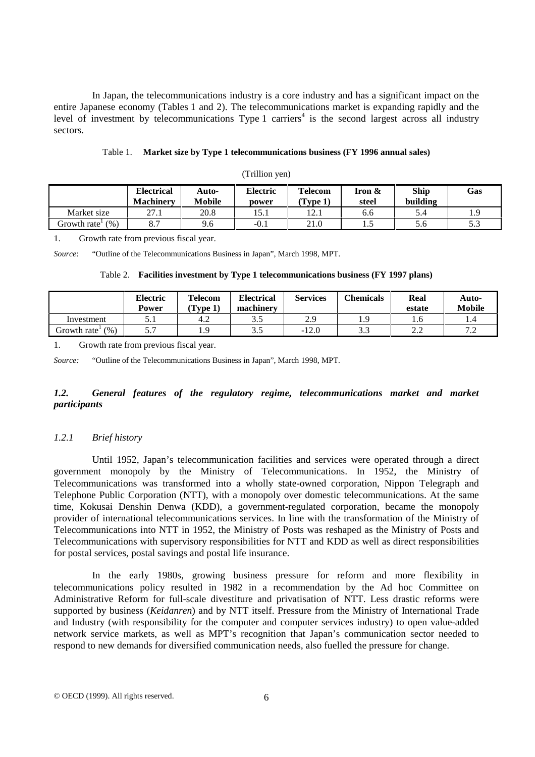In Japan, the telecommunications industry is a core industry and has a significant impact on the entire Japanese economy (Tables 1 and 2). The telecommunications market is expanding rapidly and the level of investment by telecommunications Type 1 carriers[4] is the second largest across all industry sectors.

Table 1. **Market size by Type 1 telecommunications business (FY 1996 annual sales)**

(Trillion yen)

| | Electrical Machinery | Auto-Mobile | Electric power | Telecom (Type 1) | Iron & steel | Ship building | Gas |
|---|---|---|---|---|---|---|---|
| Market size | 27.1 | 20.8 | 15.1 | 12.1 | 6.6 | 5.4 | 1.9 |
| Growth rate[1] (%) | 8.7 | 9.6 | -0.1 | 21.0 | 1.5 | 5.6 | 5.3 |

1. Growth rate from previous fiscal year.

*Source*: "Outline of the Telecommunications Business in Japan", March 1998, MPT.

Table 2. **Facilities investment by Type 1 telecommunications business (FY 1997 plans)**

| | Electric Power | Telecom (Type 1) | Electrical machinery | Services | Chemicals | Real estate | Auto-Mobile |
|---|---|---|---|---|---|---|---|
| Investment | 5.1 | 4.2 | 3.5 | 2.9 | 1.9 | 1.6 | 1.4 |
| Growth rate[1] (%) | 5.7 | 1.9 | 3.5 | -12.0 | 3.3 | 2.2 | 7.2 |

1. Growth rate from previous fiscal year.

*Source:* "Outline of the Telecommunications Business in Japan", March 1998, MPT.

## *1.2. General features of the regulatory regime, telecommunications market and market participants*

### *1.2.1 Brief history*

Until 1952, Japan's telecommunication facilities and services were operated through a direct government monopoly by the Ministry of Telecommunications. In 1952, the Ministry of Telecommunications was transformed into a wholly state-owned corporation, Nippon Telegraph and Telephone Public Corporation (NTT), with a monopoly over domestic telecommunications. At the same time, Kokusai Denshin Denwa (KDD), a government-regulated corporation, became the monopoly provider of international telecommunications services. In line with the transformation of the Ministry of Telecommunications into NTT in 1952, the Ministry of Posts was reshaped as the Ministry of Posts and Telecommunications with supervisory responsibilities for NTT and KDD as well as direct responsibilities for postal services, postal savings and postal life insurance.

In the early 1980s, growing business pressure for reform and more flexibility in telecommunications policy resulted in 1982 in a recommendation by the Ad hoc Committee on Administrative Reform for full-scale divestiture and privatisation of NTT. Less drastic reforms were supported by business (*Keidanren*) and by NTT itself. Pressure from the Ministry of International Trade and Industry (with responsibility for the computer and computer services industry) to open value-added network service markets, as well as MPT's recognition that Japan's communication sector needed to respond to new demands for diversified communication needs, also fuelled the pressure for change.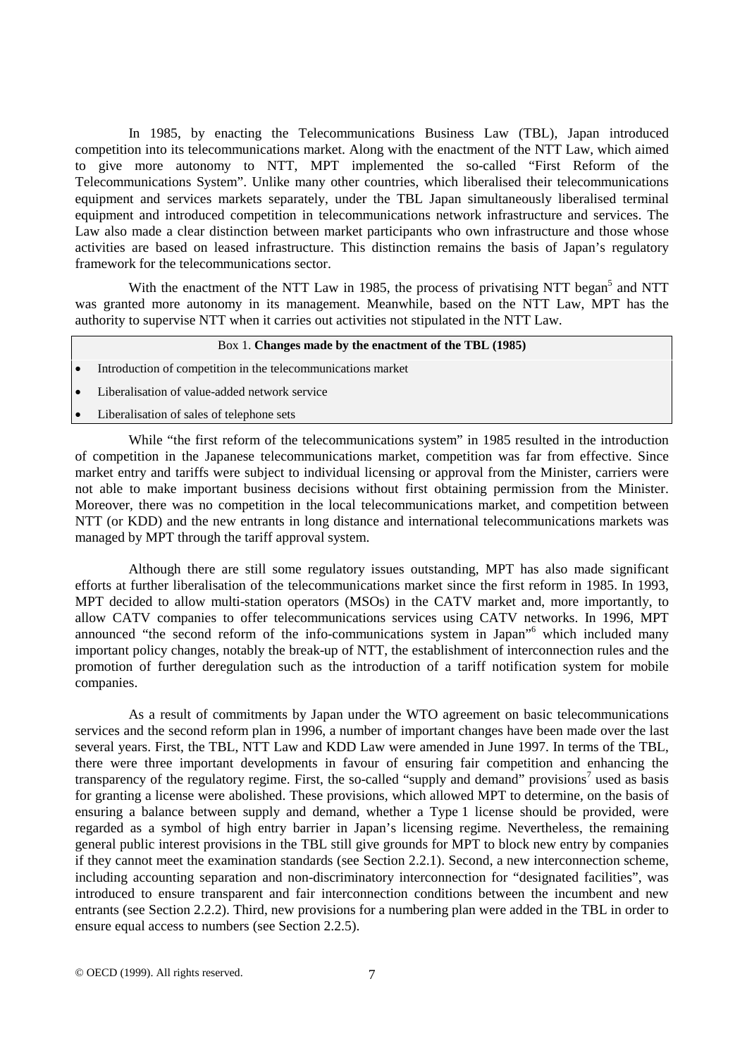In 1985, by enacting the Telecommunications Business Law (TBL), Japan introduced competition into its telecommunications market. Along with the enactment of the NTT Law, which aimed to give more autonomy to NTT, MPT implemented the so-called "First Reform of the Telecommunications System". Unlike many other countries, which liberalised their telecommunications equipment and services markets separately, under the TBL Japan simultaneously liberalised terminal equipment and introduced competition in telecommunications network infrastructure and services. The Law also made a clear distinction between market participants who own infrastructure and those whose activities are based on leased infrastructure. This distinction remains the basis of Japan's regulatory framework for the telecommunications sector.

With the enactment of the NTT Law in 1985, the process of privatising NTT began[5] and NTT was granted more autonomy in its management. Meanwhile, based on the NTT Law, MPT has the authority to supervise NTT when it carries out activities not stipulated in the NTT Law.

| Box 1. **Changes made by the enactment of the TBL (1985)** |
|---|
| • Introduction of competition in the telecommunications market |
| • Liberalisation of value-added network service |
| • Liberalisation of sales of telephone sets |

While "the first reform of the telecommunications system" in 1985 resulted in the introduction of competition in the Japanese telecommunications market, competition was far from effective. Since market entry and tariffs were subject to individual licensing or approval from the Minister, carriers were not able to make important business decisions without first obtaining permission from the Minister. Moreover, there was no competition in the local telecommunications market, and competition between NTT (or KDD) and the new entrants in long distance and international telecommunications markets was managed by MPT through the tariff approval system.

Although there are still some regulatory issues outstanding, MPT has also made significant efforts at further liberalisation of the telecommunications market since the first reform in 1985. In 1993, MPT decided to allow multi-station operators (MSOs) in the CATV market and, more importantly, to allow CATV companies to offer telecommunications services using CATV networks. In 1996, MPT announced "the second reform of the info-communications system in Japan"[6] which included many important policy changes, notably the break-up of NTT, the establishment of interconnection rules and the promotion of further deregulation such as the introduction of a tariff notification system for mobile companies.

As a result of commitments by Japan under the WTO agreement on basic telecommunications services and the second reform plan in 1996, a number of important changes have been made over the last several years. First, the TBL, NTT Law and KDD Law were amended in June 1997. In terms of the TBL, there were three important developments in favour of ensuring fair competition and enhancing the transparency of the regulatory regime. First, the so-called "supply and demand" provisions[7] used as basis for granting a license were abolished. These provisions, which allowed MPT to determine, on the basis of ensuring a balance between supply and demand, whether a Type 1 license should be provided, were regarded as a symbol of high entry barrier in Japan's licensing regime. Nevertheless, the remaining general public interest provisions in the TBL still give grounds for MPT to block new entry by companies if they cannot meet the examination standards (see Section 2.2.1). Second, a new interconnection scheme, including accounting separation and non-discriminatory interconnection for "designated facilities", was introduced to ensure transparent and fair interconnection conditions between the incumbent and new entrants (see Section 2.2.2). Third, new provisions for a numbering plan were added in the TBL in order to ensure equal access to numbers (see Section 2.2.5).

© OECD (1999). All rights reserved.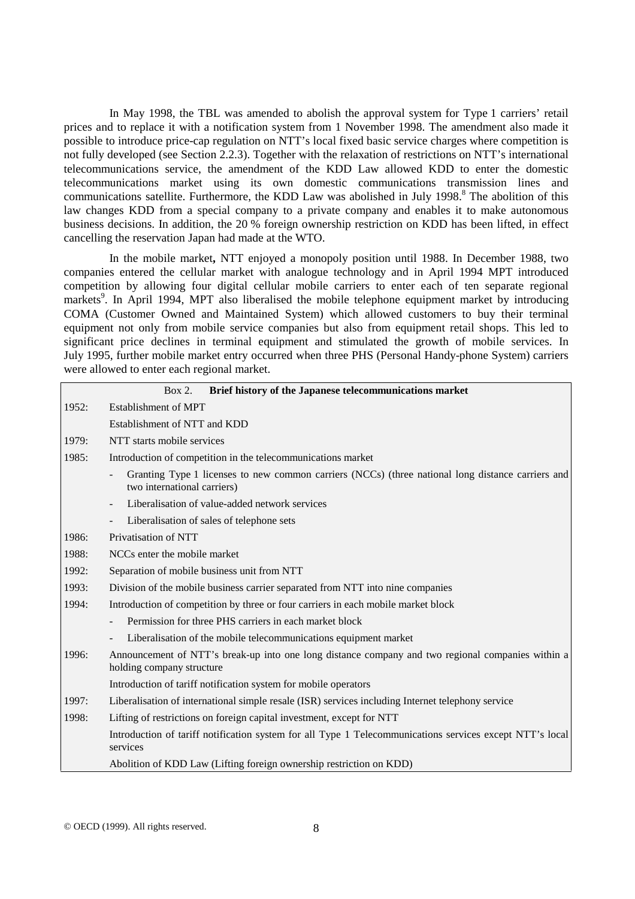In May 1998, the TBL was amended to abolish the approval system for Type 1 carriers' retail prices and to replace it with a notification system from 1 November 1998. The amendment also made it possible to introduce price-cap regulation on NTT's local fixed basic service charges where competition is not fully developed (see Section 2.2.3). Together with the relaxation of restrictions on NTT's international telecommunications service, the amendment of the KDD Law allowed KDD to enter the domestic telecommunications market using its own domestic communications transmission lines and communications satellite. Furthermore, the KDD Law was abolished in July 1998.[8] The abolition of this law changes KDD from a special company to a private company and enables it to make autonomous business decisions. In addition, the 20 % foreign ownership restriction on KDD has been lifted, in effect cancelling the reservation Japan had made at the WTO.

In the mobile market**,** NTT enjoyed a monopoly position until 1988. In December 1988, two companies entered the cellular market with analogue technology and in April 1994 MPT introduced competition by allowing four digital cellular mobile carriers to enter each of ten separate regional markets[9]. In April 1994, MPT also liberalised the mobile telephone equipment market by introducing COMA (Customer Owned and Maintained System) which allowed customers to buy their terminal equipment not only from mobile service companies but also from equipment retail shops. This led to significant price declines in terminal equipment and stimulated the growth of mobile services. In July 1995, further mobile market entry occurred when three PHS (Personal Handy-phone System) carriers were allowed to enter each regional market.

| Box 2. **Brief history of the Japanese telecommunications market** | |
|---|---|
| 1952: | Establishment of MPT |
| | Establishment of NTT and KDD |
| 1979: | NTT starts mobile services |
| 1985: | Introduction of competition in the telecommunications market |
| | - Granting Type 1 licenses to new common carriers (NCCs) (three national long distance carriers and two international carriers) |
| | - Liberalisation of value-added network services |
| | - Liberalisation of sales of telephone sets |
| 1986: | Privatisation of NTT |
| 1988: | NCCs enter the mobile market |
| 1992: | Separation of mobile business unit from NTT |
| 1993: | Division of the mobile business carrier separated from NTT into nine companies |
| 1994: | Introduction of competition by three or four carriers in each mobile market block |
| | - Permission for three PHS carriers in each market block |
| | - Liberalisation of the mobile telecommunications equipment market |
| 1996: | Announcement of NTT's break-up into one long distance company and two regional companies within a holding company structure |
| | Introduction of tariff notification system for mobile operators |
| 1997: | Liberalisation of international simple resale (ISR) services including Internet telephony service |
| 1998: | Lifting of restrictions on foreign capital investment, except for NTT |
| | Introduction of tariff notification system for all Type 1 Telecommunications services except NTT's local services |
| | Abolition of KDD Law (Lifting foreign ownership restriction on KDD) |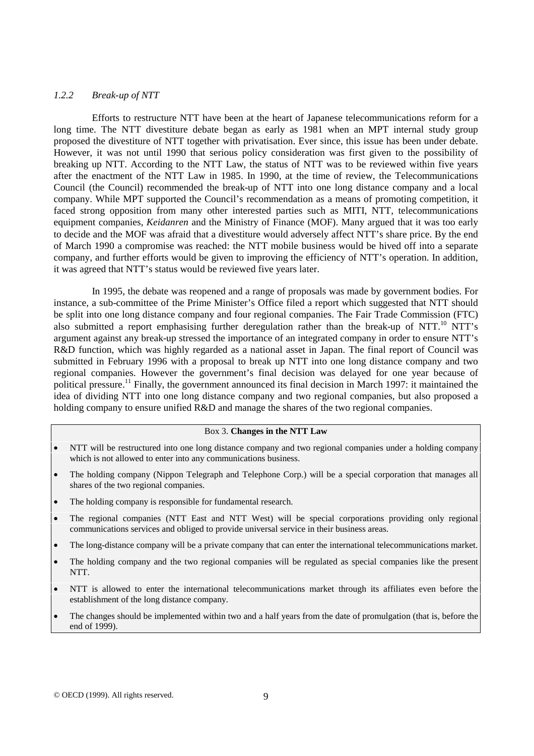### *1.2.2 Break-up of NTT*

Efforts to restructure NTT have been at the heart of Japanese telecommunications reform for a long time. The NTT divestiture debate began as early as 1981 when an MPT internal study group proposed the divestiture of NTT together with privatisation. Ever since, this issue has been under debate. However, it was not until 1990 that serious policy consideration was first given to the possibility of breaking up NTT. According to the NTT Law, the status of NTT was to be reviewed within five years after the enactment of the NTT Law in 1985. In 1990, at the time of review, the Telecommunications Council (the Council) recommended the break-up of NTT into one long distance company and a local company. While MPT supported the Council's recommendation as a means of promoting competition, it faced strong opposition from many other interested parties such as MITI, NTT, telecommunications equipment companies, *Keidanren* and the Ministry of Finance (MOF). Many argued that it was too early to decide and the MOF was afraid that a divestiture would adversely affect NTT's share price. By the end of March 1990 a compromise was reached: the NTT mobile business would be hived off into a separate company, and further efforts would be given to improving the efficiency of NTT's operation. In addition, it was agreed that NTT's status would be reviewed five years later.

In 1995, the debate was reopened and a range of proposals was made by government bodies. For instance, a sub-committee of the Prime Minister's Office filed a report which suggested that NTT should be split into one long distance company and four regional companies. The Fair Trade Commission (FTC) also submitted a report emphasising further deregulation rather than the break-up of NTT.[10] NTT's argument against any break-up stressed the importance of an integrated company in order to ensure NTT's R&D function, which was highly regarded as a national asset in Japan. The final report of Council was submitted in February 1996 with a proposal to break up NTT into one long distance company and two regional companies. However the government's final decision was delayed for one year because of political pressure.[11] Finally, the government announced its final decision in March 1997: it maintained the idea of dividing NTT into one long distance company and two regional companies, but also proposed a holding company to ensure unified R&D and manage the shares of the two regional companies.

**Box 3. Changes in the NTT Law**

- NTT will be restructured into one long distance company and two regional companies under a holding company which is not allowed to enter into any communications business.
- The holding company (Nippon Telegraph and Telephone Corp.) will be a special corporation that manages all shares of the two regional companies.
- The holding company is responsible for fundamental research.
- The regional companies (NTT East and NTT West) will be special corporations providing only regional communications services and obliged to provide universal service in their business areas.
- The long-distance company will be a private company that can enter the international telecommunications market.
- The holding company and the two regional companies will be regulated as special companies like the present NTT.
- NTT is allowed to enter the international telecommunications market through its affiliates even before the establishment of the long distance company.
- The changes should be implemented within two and a half years from the date of promulgation (that is, before the end of 1999).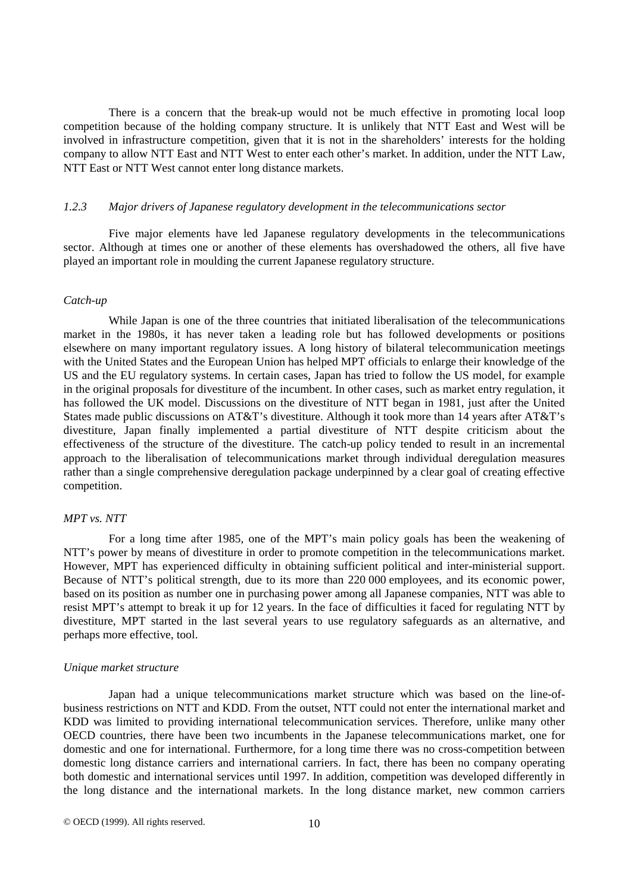There is a concern that the break-up would not be much effective in promoting local loop competition because of the holding company structure. It is unlikely that NTT East and West will be involved in infrastructure competition, given that it is not in the shareholders' interests for the holding company to allow NTT East and NTT West to enter each other's market. In addition, under the NTT Law, NTT East or NTT West cannot enter long distance markets.

### *1.2.3 Major drivers of Japanese regulatory development in the telecommunications sector*

Five major elements have led Japanese regulatory developments in the telecommunications sector. Although at times one or another of these elements has overshadowed the others, all five have played an important role in moulding the current Japanese regulatory structure.

#### *Catch-up*

While Japan is one of the three countries that initiated liberalisation of the telecommunications market in the 1980s, it has never taken a leading role but has followed developments or positions elsewhere on many important regulatory issues. A long history of bilateral telecommunication meetings with the United States and the European Union has helped MPT officials to enlarge their knowledge of the US and the EU regulatory systems. In certain cases, Japan has tried to follow the US model, for example in the original proposals for divestiture of the incumbent. In other cases, such as market entry regulation, it has followed the UK model. Discussions on the divestiture of NTT began in 1981, just after the United States made public discussions on AT&T's divestiture. Although it took more than 14 years after AT&T's divestiture, Japan finally implemented a partial divestiture of NTT despite criticism about the effectiveness of the structure of the divestiture. The catch-up policy tended to result in an incremental approach to the liberalisation of telecommunications market through individual deregulation measures rather than a single comprehensive deregulation package underpinned by a clear goal of creating effective competition.

#### *MPT vs. NTT*

For a long time after 1985, one of the MPT's main policy goals has been the weakening of NTT's power by means of divestiture in order to promote competition in the telecommunications market. However, MPT has experienced difficulty in obtaining sufficient political and inter-ministerial support. Because of NTT's political strength, due to its more than 220 000 employees, and its economic power, based on its position as number one in purchasing power among all Japanese companies, NTT was able to resist MPT's attempt to break it up for 12 years. In the face of difficulties it faced for regulating NTT by divestiture, MPT started in the last several years to use regulatory safeguards as an alternative, and perhaps more effective, tool.

#### *Unique market structure*

Japan had a unique telecommunications market structure which was based on the line-of-business restrictions on NTT and KDD. From the outset, NTT could not enter the international market and KDD was limited to providing international telecommunication services. Therefore, unlike many other OECD countries, there have been two incumbents in the Japanese telecommunications market, one for domestic and one for international. Furthermore, for a long time there was no cross-competition between domestic long distance carriers and international carriers. In fact, there has been no company operating both domestic and international services until 1997. In addition, competition was developed differently in the long distance and the international markets. In the long distance market, new common carriers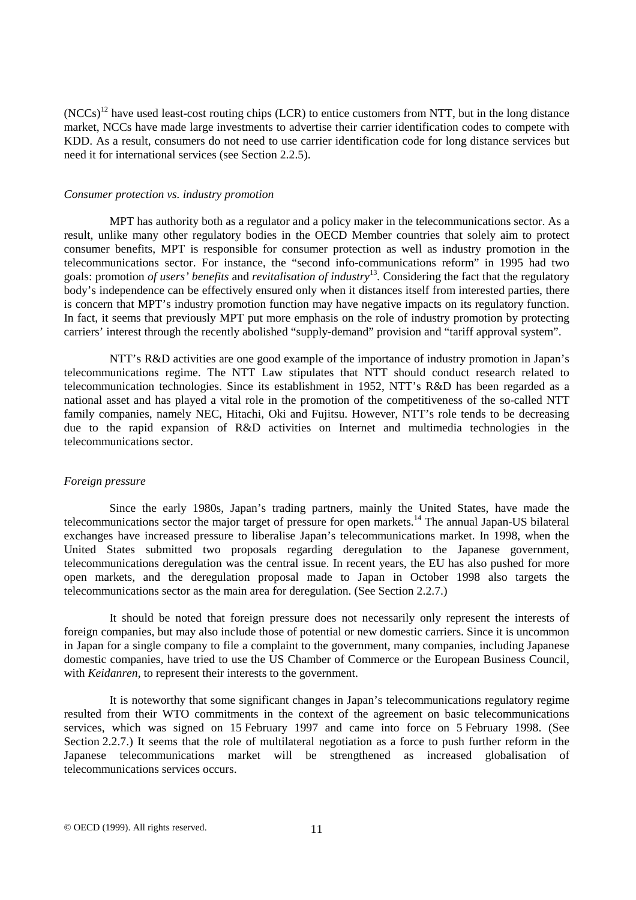(NCCs)[12] have used least-cost routing chips (LCR) to entice customers from NTT, but in the long distance market, NCCs have made large investments to advertise their carrier identification codes to compete with KDD. As a result, consumers do not need to use carrier identification code for long distance services but need it for international services (see Section 2.2.5).

*Consumer protection vs. industry promotion*

MPT has authority both as a regulator and a policy maker in the telecommunications sector. As a result, unlike many other regulatory bodies in the OECD Member countries that solely aim to protect consumer benefits, MPT is responsible for consumer protection as well as industry promotion in the telecommunications sector. For instance, the "second info-communications reform" in 1995 had two goals: promotion *of users' benefits* and *revitalisation of industry*[13]. Considering the fact that the regulatory body's independence can be effectively ensured only when it distances itself from interested parties, there is concern that MPT's industry promotion function may have negative impacts on its regulatory function. In fact, it seems that previously MPT put more emphasis on the role of industry promotion by protecting carriers' interest through the recently abolished "supply-demand" provision and "tariff approval system".

NTT's R&D activities are one good example of the importance of industry promotion in Japan's telecommunications regime. The NTT Law stipulates that NTT should conduct research related to telecommunication technologies. Since its establishment in 1952, NTT's R&D has been regarded as a national asset and has played a vital role in the promotion of the competitiveness of the so-called NTT family companies, namely NEC, Hitachi, Oki and Fujitsu. However, NTT's role tends to be decreasing due to the rapid expansion of R&D activities on Internet and multimedia technologies in the telecommunications sector.

*Foreign pressure*

Since the early 1980s, Japan's trading partners, mainly the United States, have made the telecommunications sector the major target of pressure for open markets.[14] The annual Japan-US bilateral exchanges have increased pressure to liberalise Japan's telecommunications market. In 1998, when the United States submitted two proposals regarding deregulation to the Japanese government, telecommunications deregulation was the central issue. In recent years, the EU has also pushed for more open markets, and the deregulation proposal made to Japan in October 1998 also targets the telecommunications sector as the main area for deregulation. (See Section 2.2.7.)

It should be noted that foreign pressure does not necessarily only represent the interests of foreign companies, but may also include those of potential or new domestic carriers. Since it is uncommon in Japan for a single company to file a complaint to the government, many companies, including Japanese domestic companies, have tried to use the US Chamber of Commerce or the European Business Council, with *Keidanren*, to represent their interests to the government.

It is noteworthy that some significant changes in Japan's telecommunications regulatory regime resulted from their WTO commitments in the context of the agreement on basic telecommunications services, which was signed on 15 February 1997 and came into force on 5 February 1998. (See Section 2.2.7.) It seems that the role of multilateral negotiation as a force to push further reform in the Japanese telecommunications market will be strengthened as increased globalisation of telecommunications services occurs.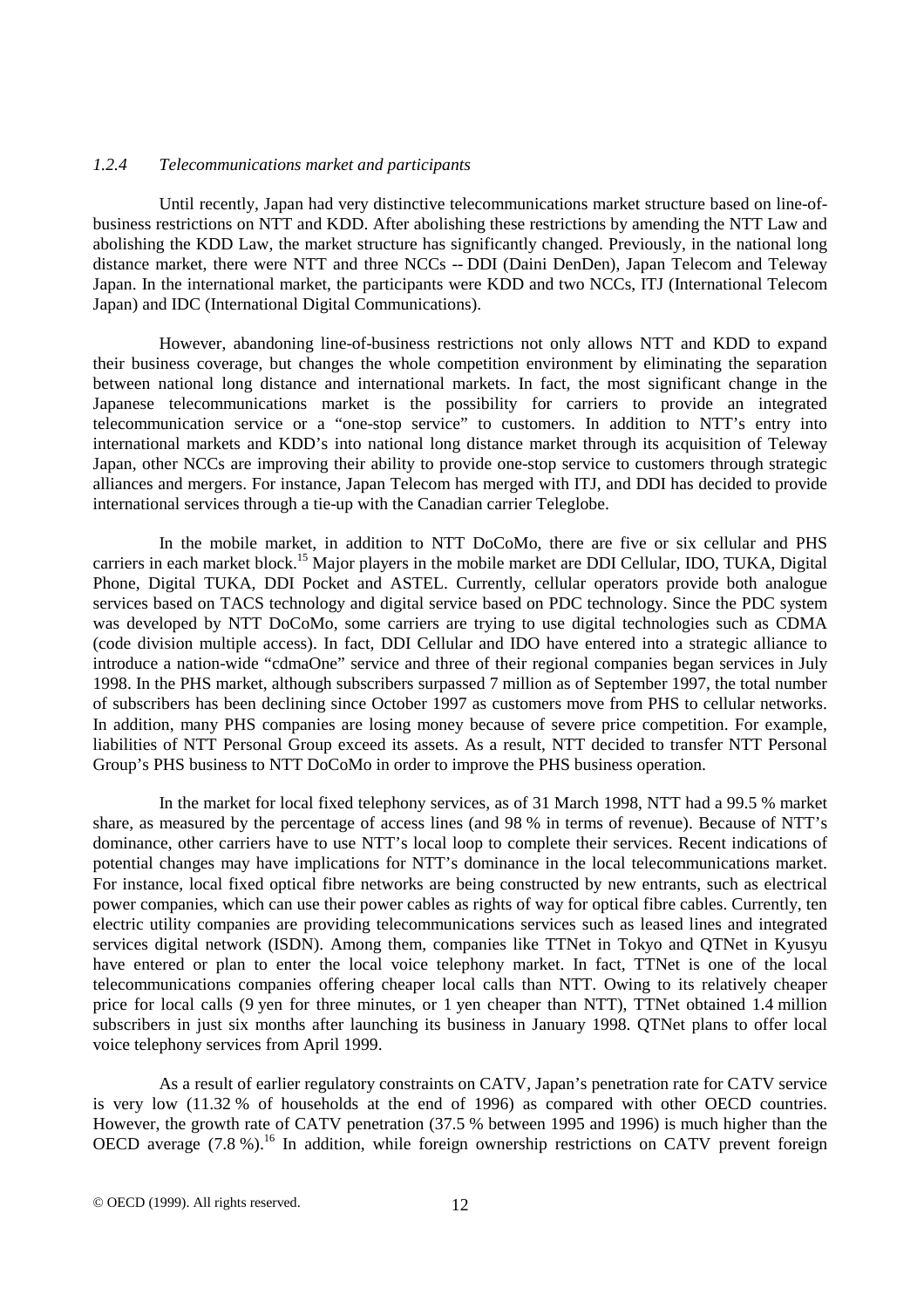### *1.2.4 Telecommunications market and participants*

Until recently, Japan had very distinctive telecommunications market structure based on line-of-business restrictions on NTT and KDD. After abolishing these restrictions by amending the NTT Law and abolishing the KDD Law, the market structure has significantly changed. Previously, in the national long distance market, there were NTT and three NCCs -- DDI (Daini DenDen), Japan Telecom and Teleway Japan. In the international market, the participants were KDD and two NCCs, ITJ (International Telecom Japan) and IDC (International Digital Communications).

However, abandoning line-of-business restrictions not only allows NTT and KDD to expand their business coverage, but changes the whole competition environment by eliminating the separation between national long distance and international markets. In fact, the most significant change in the Japanese telecommunications market is the possibility for carriers to provide an integrated telecommunication service or a "one-stop service" to customers. In addition to NTT's entry into international markets and KDD's into national long distance market through its acquisition of Teleway Japan, other NCCs are improving their ability to provide one-stop service to customers through strategic alliances and mergers. For instance, Japan Telecom has merged with ITJ, and DDI has decided to provide international services through a tie-up with the Canadian carrier Teleglobe.

In the mobile market, in addition to NTT DoCoMo, there are five or six cellular and PHS carriers in each market block.[15] Major players in the mobile market are DDI Cellular, IDO, TUKA, Digital Phone, Digital TUKA, DDI Pocket and ASTEL. Currently, cellular operators provide both analogue services based on TACS technology and digital service based on PDC technology. Since the PDC system was developed by NTT DoCoMo, some carriers are trying to use digital technologies such as CDMA (code division multiple access). In fact, DDI Cellular and IDO have entered into a strategic alliance to introduce a nation-wide "cdmaOne" service and three of their regional companies began services in July 1998. In the PHS market, although subscribers surpassed 7 million as of September 1997, the total number of subscribers has been declining since October 1997 as customers move from PHS to cellular networks. In addition, many PHS companies are losing money because of severe price competition. For example, liabilities of NTT Personal Group exceed its assets. As a result, NTT decided to transfer NTT Personal Group's PHS business to NTT DoCoMo in order to improve the PHS business operation.

In the market for local fixed telephony services, as of 31 March 1998, NTT had a 99.5 % market share, as measured by the percentage of access lines (and 98 % in terms of revenue). Because of NTT's dominance, other carriers have to use NTT's local loop to complete their services. Recent indications of potential changes may have implications for NTT's dominance in the local telecommunications market. For instance, local fixed optical fibre networks are being constructed by new entrants, such as electrical power companies, which can use their power cables as rights of way for optical fibre cables. Currently, ten electric utility companies are providing telecommunications services such as leased lines and integrated services digital network (ISDN). Among them, companies like TTNet in Tokyo and QTNet in Kyusyu have entered or plan to enter the local voice telephony market. In fact, TTNet is one of the local telecommunications companies offering cheaper local calls than NTT. Owing to its relatively cheaper price for local calls (9 yen for three minutes, or 1 yen cheaper than NTT), TTNet obtained 1.4 million subscribers in just six months after launching its business in January 1998. QTNet plans to offer local voice telephony services from April 1999.

As a result of earlier regulatory constraints on CATV, Japan's penetration rate for CATV service is very low (11.32 % of households at the end of 1996) as compared with other OECD countries. However, the growth rate of CATV penetration (37.5 % between 1995 and 1996) is much higher than the OECD average (7.8 %).[16] In addition, while foreign ownership restrictions on CATV prevent foreign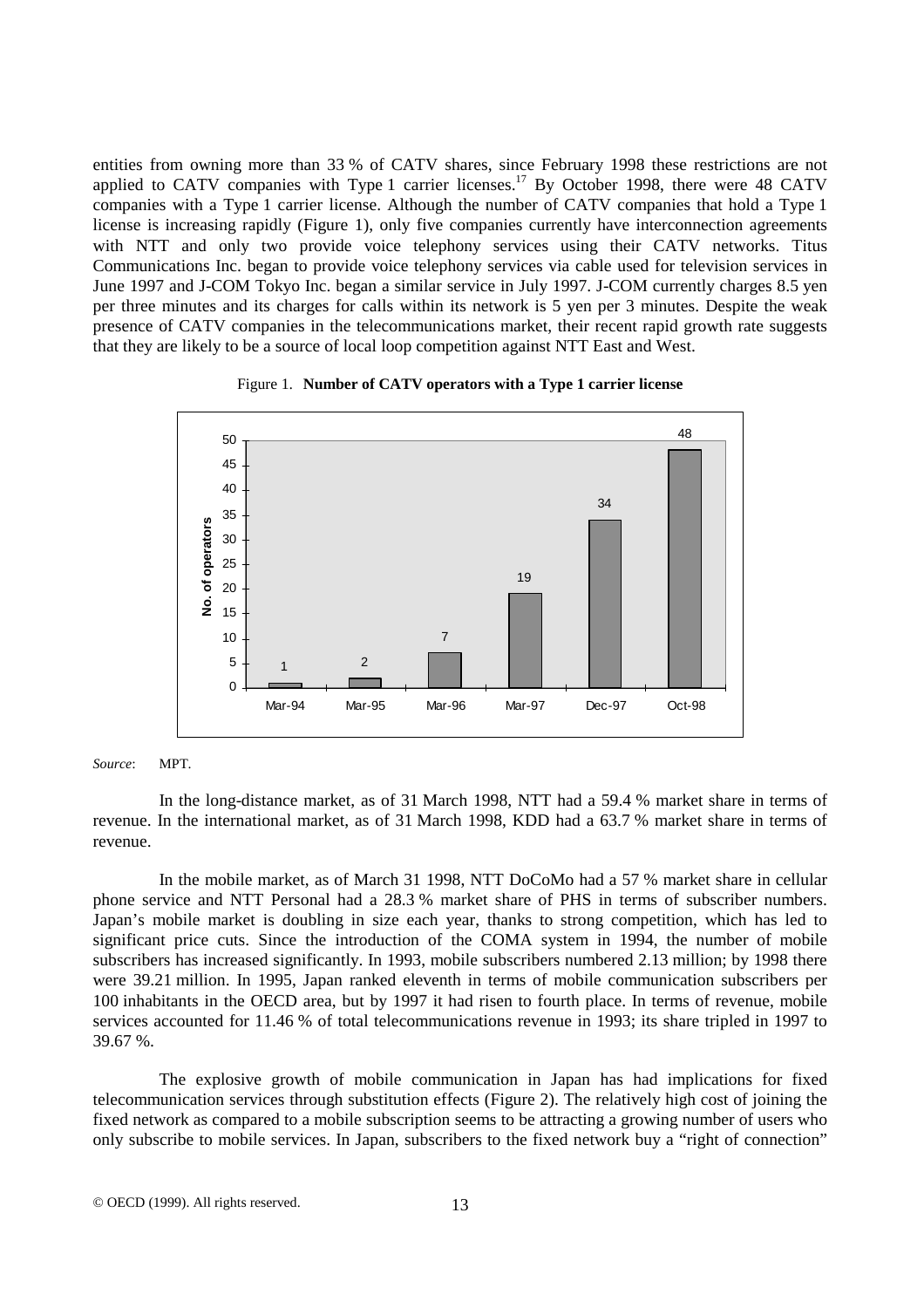entities from owning more than 33 % of CATV shares, since February 1998 these restrictions are not applied to CATV companies with Type 1 carrier licenses.[17] By October 1998, there were 48 CATV companies with a Type 1 carrier license. Although the number of CATV companies that hold a Type 1 license is increasing rapidly (Figure 1), only five companies currently have interconnection agreements with NTT and only two provide voice telephony services using their CATV networks. Titus Communications Inc. began to provide voice telephony services via cable used for television services in June 1997 and J-COM Tokyo Inc. began a similar service in July 1997. J-COM currently charges 8.5 yen per three minutes and its charges for calls within its network is 5 yen per 3 minutes. Despite the weak presence of CATV companies in the telecommunications market, their recent rapid growth rate suggests that they are likely to be a source of local loop competition against NTT East and West.

Figure 1. **Number of CATV operators with a Type 1 carrier license**

| | Mar-94 | Mar-95 | Mar-96 | Mar-97 | Dec-97 | Oct-98 |
|---|---|---|---|---|---|---|
| No. of operators | 1 | 2 | 7 | 19 | 34 | 48 |

*Source*: MPT.

In the long-distance market, as of 31 March 1998, NTT had a 59.4 % market share in terms of revenue. In the international market, as of 31 March 1998, KDD had a 63.7 % market share in terms of revenue.

In the mobile market, as of March 31 1998, NTT DoCoMo had a 57 % market share in cellular phone service and NTT Personal had a 28.3 % market share of PHS in terms of subscriber numbers. Japan's mobile market is doubling in size each year, thanks to strong competition, which has led to significant price cuts. Since the introduction of the COMA system in 1994, the number of mobile subscribers has increased significantly. In 1993, mobile subscribers numbered 2.13 million; by 1998 there were 39.21 million. In 1995, Japan ranked eleventh in terms of mobile communication subscribers per 100 inhabitants in the OECD area, but by 1997 it had risen to fourth place. In terms of revenue, mobile services accounted for 11.46 % of total telecommunications revenue in 1993; its share tripled in 1997 to 39.67 %.

The explosive growth of mobile communication in Japan has had implications for fixed telecommunication services through substitution effects (Figure 2). The relatively high cost of joining the fixed network as compared to a mobile subscription seems to be attracting a growing number of users who only subscribe to mobile services. In Japan, subscribers to the fixed network buy a "right of connection"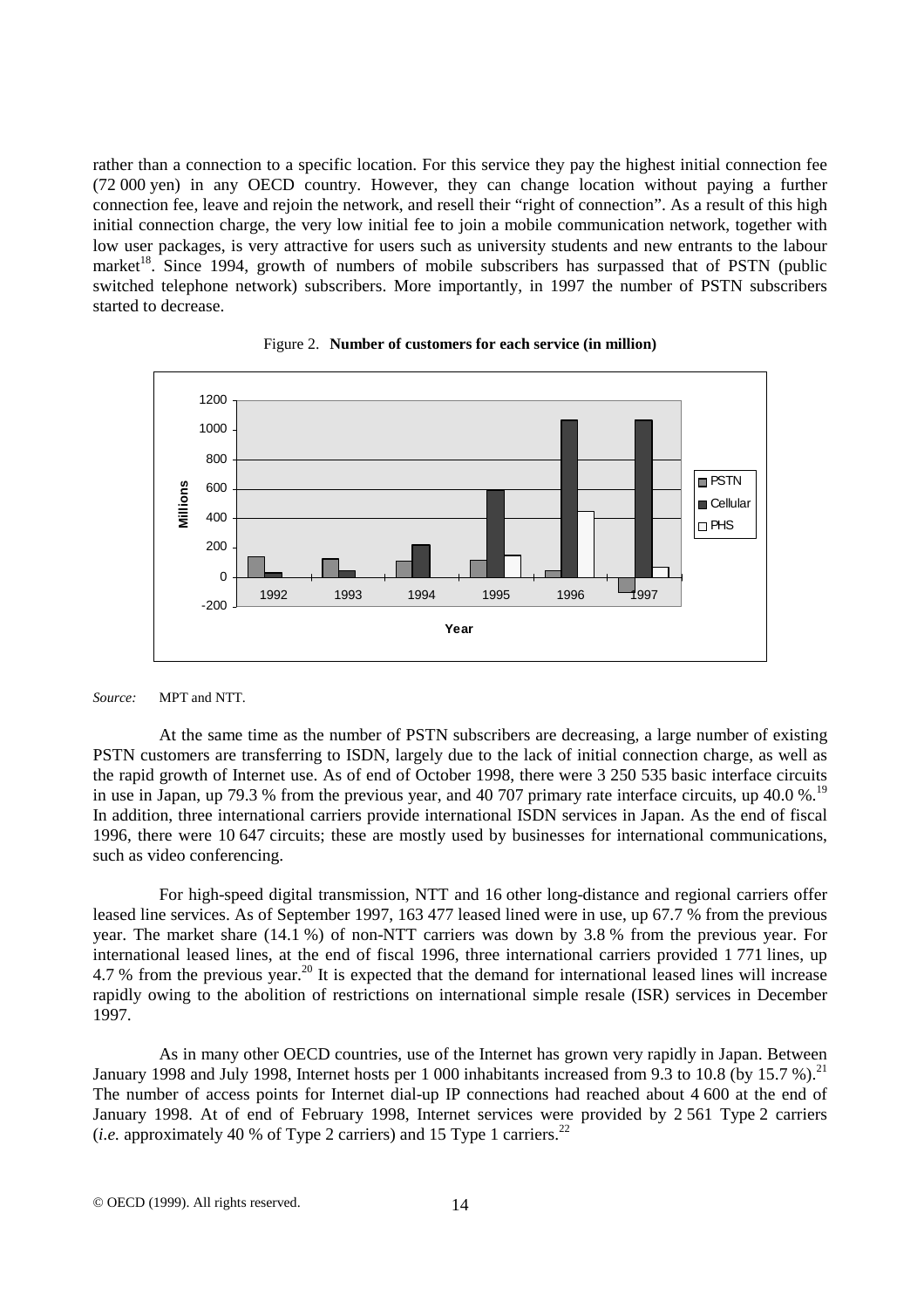rather than a connection to a specific location. For this service they pay the highest initial connection fee (72 000 yen) in any OECD country. However, they can change location without paying a further connection fee, leave and rejoin the network, and resell their "right of connection". As a result of this high initial connection charge, the very low initial fee to join a mobile communication network, together with low user packages, is very attractive for users such as university students and new entrants to the labour market[18]. Since 1994, growth of numbers of mobile subscribers has surpassed that of PSTN (public switched telephone network) subscribers. More importantly, in 1997 the number of PSTN subscribers started to decrease.

Figure 2. **Number of customers for each service (in million)**

*Source:* MPT and NTT.

At the same time as the number of PSTN subscribers are decreasing, a large number of existing PSTN customers are transferring to ISDN, largely due to the lack of initial connection charge, as well as the rapid growth of Internet use. As of end of October 1998, there were 3 250 535 basic interface circuits in use in Japan, up 79.3 % from the previous year, and 40 707 primary rate interface circuits, up 40.0 %.[19] In addition, three international carriers provide international ISDN services in Japan. As the end of fiscal 1996, there were 10 647 circuits; these are mostly used by businesses for international communications, such as video conferencing.

For high-speed digital transmission, NTT and 16 other long-distance and regional carriers offer leased line services. As of September 1997, 163 477 leased lined were in use, up 67.7 % from the previous year. The market share (14.1 %) of non-NTT carriers was down by 3.8 % from the previous year. For international leased lines, at the end of fiscal 1996, three international carriers provided 1 771 lines, up 4.7 % from the previous year.[20] It is expected that the demand for international leased lines will increase rapidly owing to the abolition of restrictions on international simple resale (ISR) services in December 1997.

As in many other OECD countries, use of the Internet has grown very rapidly in Japan. Between January 1998 and July 1998, Internet hosts per 1 000 inhabitants increased from 9.3 to 10.8 (by 15.7 %).[21] The number of access points for Internet dial-up IP connections had reached about 4 600 at the end of January 1998. At of end of February 1998, Internet services were provided by 2 561 Type 2 carriers (*i.e.* approximately 40 % of Type 2 carriers) and 15 Type 1 carriers.[22]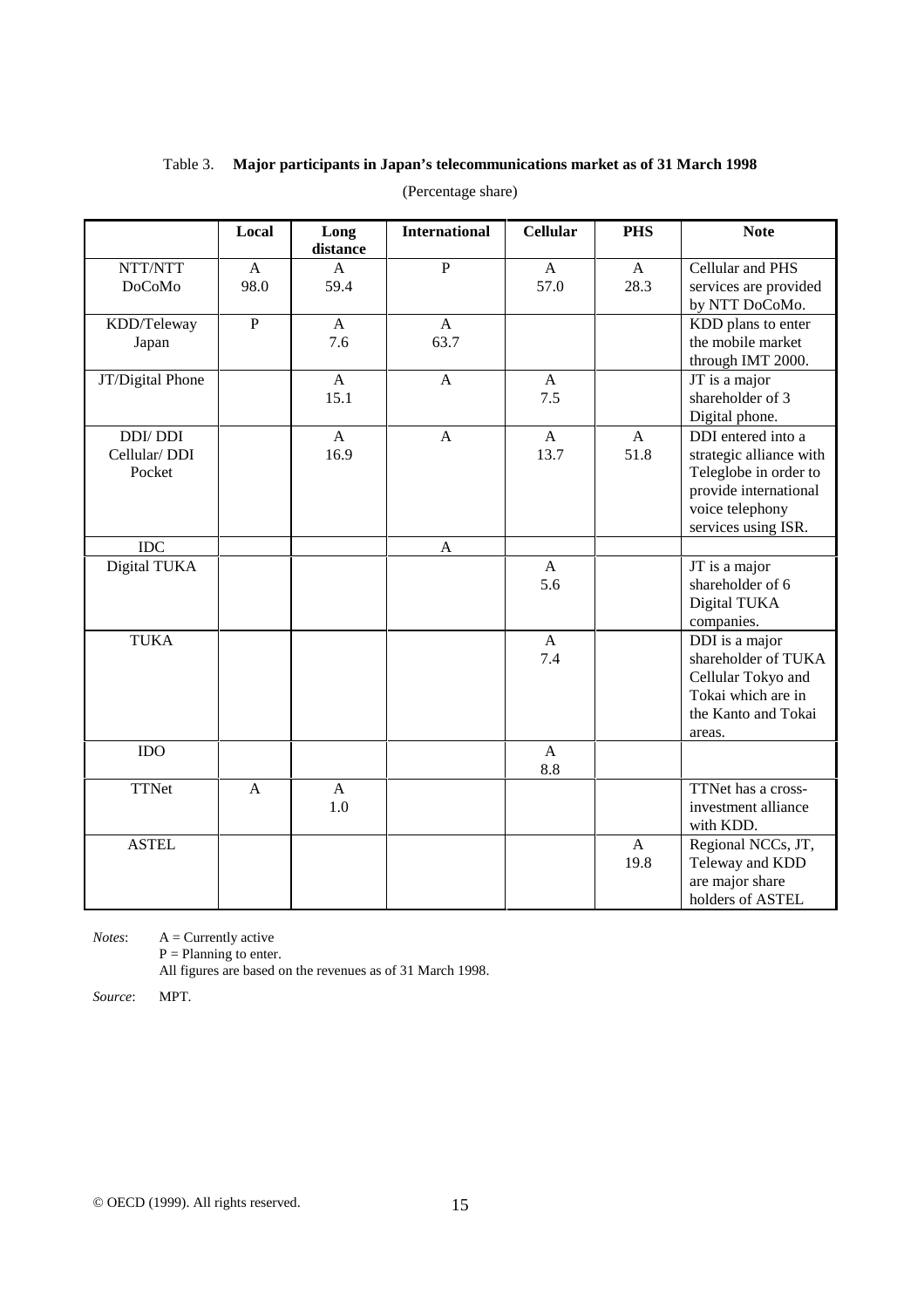Table 3. **Major participants in Japan's telecommunications market as of 31 March 1998**

(Percentage share)

| | Local | Long distance | International | Cellular | PHS | Note |
|---|---|---|---|---|---|---|
| NTT/NTT DoCoMo | A 98.0 | A 59.4 | P | A 57.0 | A 28.3 | Cellular and PHS services are provided by NTT DoCoMo. |
| KDD/Teleway Japan | P | A 7.6 | A 63.7 | | | KDD plans to enter the mobile market through IMT 2000. |
| JT/Digital Phone | | A 15.1 | A | A 7.5 | | JT is a major shareholder of 3 Digital phone. |
| DDI/ DDI Cellular/ DDI Pocket | | A 16.9 | A | A 13.7 | A 51.8 | DDI entered into a strategic alliance with Teleglobe in order to provide international voice telephony services using ISR. |
| IDC | | | A | | | |
| Digital TUKA | | | | A 5.6 | | JT is a major shareholder of 6 Digital TUKA companies. |
| TUKA | | | | A 7.4 | | DDI is a major shareholder of TUKA Cellular Tokyo and Tokai which are in the Kanto and Tokai areas. |
| IDO | | | | A 8.8 | | |
| TTNet | A | A 1.0 | | | | TTNet has a cross-investment alliance with KDD. |
| ASTEL | | | | | A 19.8 | Regional NCCs, JT, Teleway and KDD are major share holders of ASTEL |

*Notes*: A = Currently active
P = Planning to enter.
All figures are based on the revenues as of 31 March 1998.

*Source*: MPT.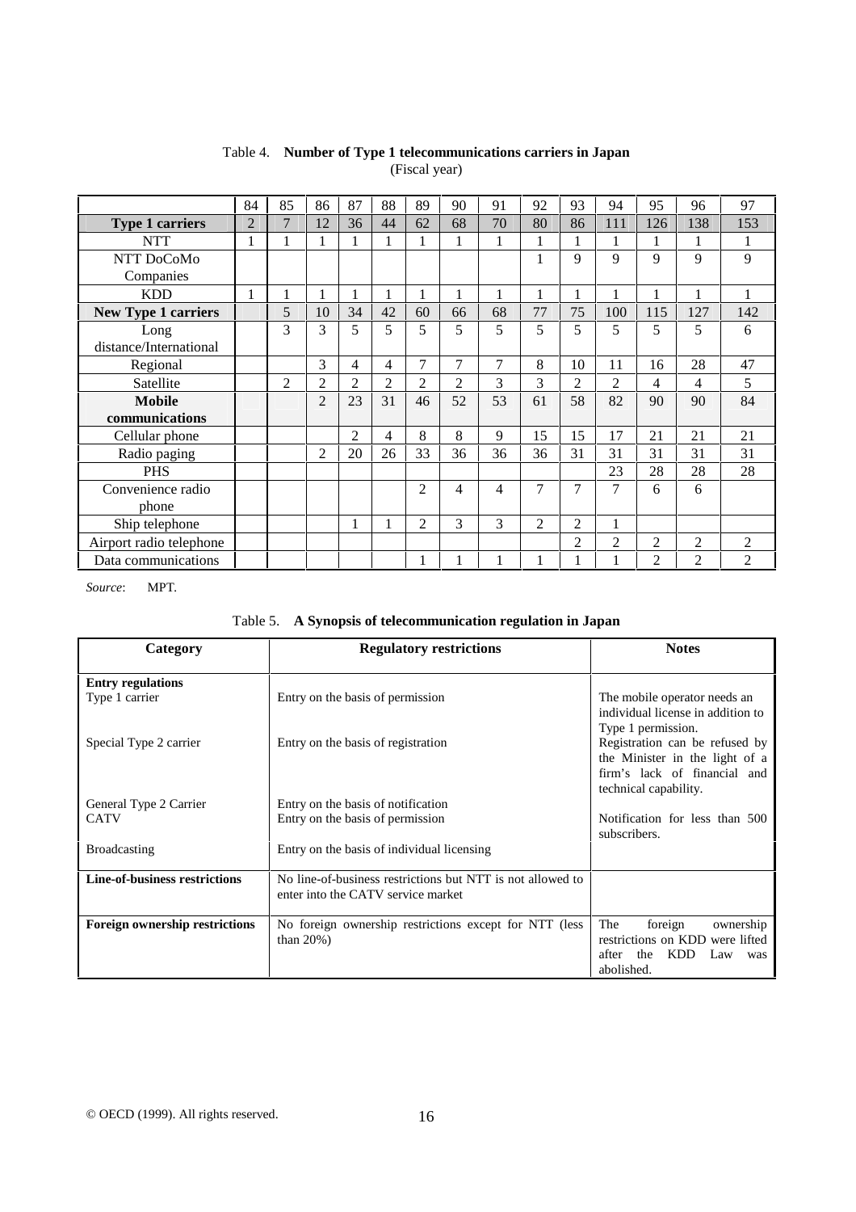Table 4. **Number of Type 1 telecommunications carriers in Japan**
(Fiscal year)

| | 84 | 85 | 86 | 87 | 88 | 89 | 90 | 91 | 92 | 93 | 94 | 95 | 96 | 97 |
|---|---|---|---|---|---|---|---|---|---|---|---|---|---|---|
| **Type 1 carriers** | 2 | 7 | 12 | 36 | 44 | 62 | 68 | 70 | 80 | 86 | 111 | 126 | 138 | 153 |
| NTT | 1 | 1 | 1 | 1 | 1 | 1 | 1 | 1 | 1 | 1 | 1 | 1 | 1 | 1 |
| NTT DoCoMo Companies | | | | | | | | | 1 | 9 | 9 | 9 | 9 | 9 |
| KDD | 1 | 1 | 1 | 1 | 1 | 1 | 1 | 1 | 1 | 1 | 1 | 1 | 1 | 1 |
| **New Type 1 carriers** | | 5 | 10 | 34 | 42 | 60 | 66 | 68 | 77 | 75 | 100 | 115 | 127 | 142 |
| Long distance/International | | 3 | 3 | 5 | 5 | 5 | 5 | 5 | 5 | 5 | 5 | 5 | 5 | 6 |
| Regional | | | 3 | 4 | 4 | 7 | 7 | 7 | 8 | 10 | 11 | 16 | 28 | 47 |
| Satellite | | 2 | 2 | 2 | 2 | 2 | 2 | 3 | 3 | 2 | 2 | 4 | 4 | 5 |
| **Mobile communications** | | | 2 | 23 | 31 | 46 | 52 | 53 | 61 | 58 | 82 | 90 | 90 | 84 |
| Cellular phone | | | | 2 | 4 | 8 | 8 | 9 | 15 | 15 | 17 | 21 | 21 | 21 |
| Radio paging | | | 2 | 20 | 26 | 33 | 36 | 36 | 36 | 31 | 31 | 31 | 31 | 31 |
| PHS | | | | | | | | | | | 23 | 28 | 28 | 28 |
| Convenience radio phone | | | | | | 2 | 4 | 4 | 7 | 7 | 7 | 6 | 6 | |
| Ship telephone | | | | 1 | 1 | 2 | 3 | 3 | 2 | 2 | 1 | | | |
| Airport radio telephone | | | | | | | | | | 2 | 2 | 2 | 2 | 2 |
| Data communications | | | | | | 1 | 1 | 1 | 1 | 1 | 1 | 2 | 2 | 2 |

*Source*: MPT.

Table 5. **A Synopsis of telecommunication regulation in Japan**

| Category | Regulatory restrictions | Notes |
|---|---|---|
| **Entry regulations** | | |
| Type 1 carrier | Entry on the basis of permission | The mobile operator needs an individual license in addition to Type 1 permission. |
| Special Type 2 carrier | Entry on the basis of registration | Registration can be refused by the Minister in the light of a firm's lack of financial and technical capability. |
| General Type 2 Carrier | Entry on the basis of notification | |
| CATV | Entry on the basis of permission | Notification for less than 500 subscribers. |
| Broadcasting | Entry on the basis of individual licensing | |
| **Line-of-business restrictions** | No line-of-business restrictions but NTT is not allowed to enter into the CATV service market | |
| **Foreign ownership restrictions** | No foreign ownership restrictions except for NTT (less than 20%) | The foreign ownership restrictions on KDD were lifted after the KDD Law was abolished. |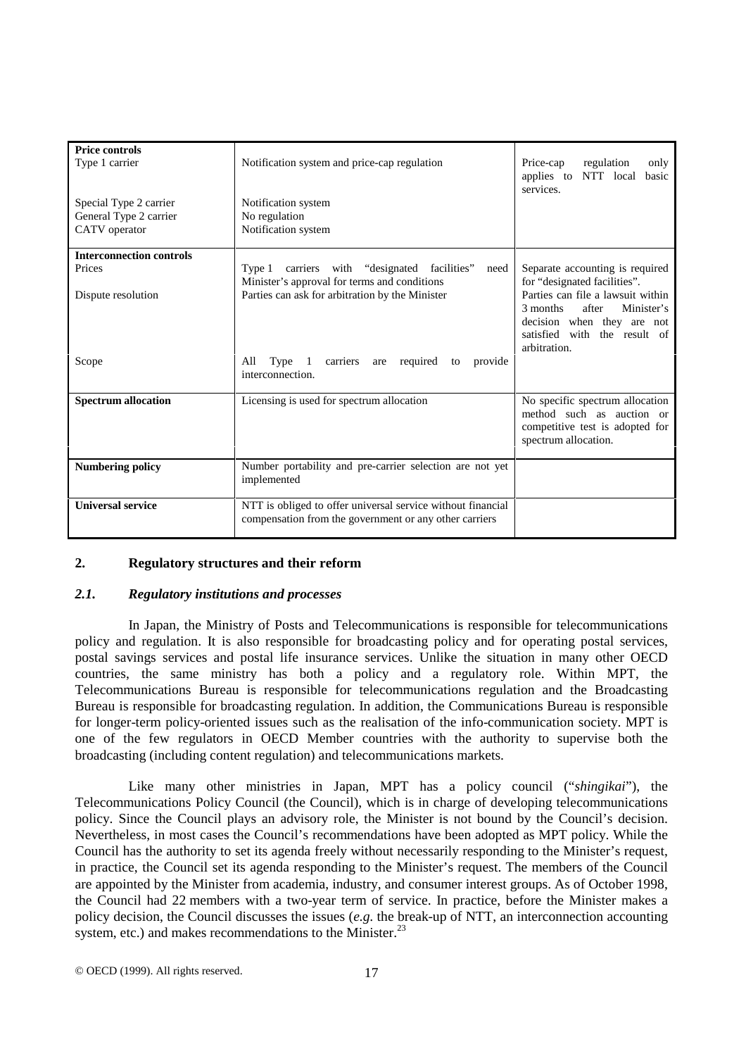| | | |
|---|---|---|
| **Price controls** | | |
| Type 1 carrier | Notification system and price-cap regulation | Price-cap regulation only applies to NTT local basic services. |
| Special Type 2 carrier | Notification system | |
| General Type 2 carrier | No regulation | |
| CATV operator | Notification system | |
| **Interconnection controls** | | |
| Prices | Type 1 carriers with "designated facilities" need Minister's approval for terms and conditions | Separate accounting is required for "designated facilities". |
| Dispute resolution | Parties can ask for arbitration by the Minister | Parties can file a lawsuit within 3 months after Minister's decision when they are not satisfied with the result of arbitration. |
| Scope | All Type 1 carriers are required to provide interconnection. | |
| **Spectrum allocation** | Licensing is used for spectrum allocation | No specific spectrum allocation method such as auction or competitive test is adopted for spectrum allocation. |
| **Numbering policy** | Number portability and pre-carrier selection are not yet implemented | |
| **Universal service** | NTT is obliged to offer universal service without financial compensation from the government or any other carriers | |

## 2. Regulatory structures and their reform

### *2.1. Regulatory institutions and processes*

In Japan, the Ministry of Posts and Telecommunications is responsible for telecommunications policy and regulation. It is also responsible for broadcasting policy and for operating postal services, postal savings services and postal life insurance services. Unlike the situation in many other OECD countries, the same ministry has both a policy and a regulatory role. Within MPT, the Telecommunications Bureau is responsible for telecommunications regulation and the Broadcasting Bureau is responsible for broadcasting regulation. In addition, the Communications Bureau is responsible for longer-term policy-oriented issues such as the realisation of the info-communication society. MPT is one of the few regulators in OECD Member countries with the authority to supervise both the broadcasting (including content regulation) and telecommunications markets.

Like many other ministries in Japan, MPT has a policy council ("*shingikai*"), the Telecommunications Policy Council (the Council), which is in charge of developing telecommunications policy. Since the Council plays an advisory role, the Minister is not bound by the Council's decision. Nevertheless, in most cases the Council's recommendations have been adopted as MPT policy. While the Council has the authority to set its agenda freely without necessarily responding to the Minister's request, in practice, the Council set its agenda responding to the Minister's request. The members of the Council are appointed by the Minister from academia, industry, and consumer interest groups. As of October 1998, the Council had 22 members with a two-year term of service. In practice, before the Minister makes a policy decision, the Council discusses the issues (*e.g.* the break-up of NTT, an interconnection accounting system, etc.) and makes recommendations to the Minister.[23]

© OECD (1999). All rights reserved.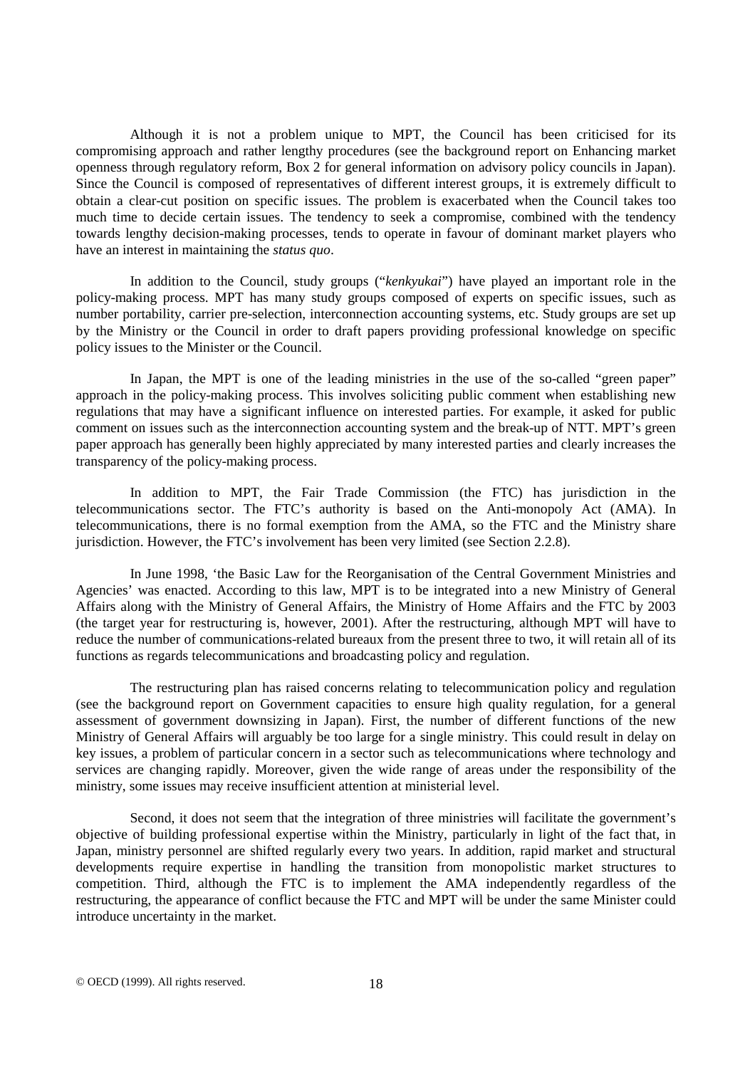Although it is not a problem unique to MPT, the Council has been criticised for its compromising approach and rather lengthy procedures (see the background report on Enhancing market openness through regulatory reform, Box 2 for general information on advisory policy councils in Japan). Since the Council is composed of representatives of different interest groups, it is extremely difficult to obtain a clear-cut position on specific issues. The problem is exacerbated when the Council takes too much time to decide certain issues. The tendency to seek a compromise, combined with the tendency towards lengthy decision-making processes, tends to operate in favour of dominant market players who have an interest in maintaining the *status quo*.

In addition to the Council, study groups ("*kenkyukai*") have played an important role in the policy-making process. MPT has many study groups composed of experts on specific issues, such as number portability, carrier pre-selection, interconnection accounting systems, etc. Study groups are set up by the Ministry or the Council in order to draft papers providing professional knowledge on specific policy issues to the Minister or the Council.

In Japan, the MPT is one of the leading ministries in the use of the so-called "green paper" approach in the policy-making process. This involves soliciting public comment when establishing new regulations that may have a significant influence on interested parties. For example, it asked for public comment on issues such as the interconnection accounting system and the break-up of NTT. MPT's green paper approach has generally been highly appreciated by many interested parties and clearly increases the transparency of the policy-making process.

In addition to MPT, the Fair Trade Commission (the FTC) has jurisdiction in the telecommunications sector. The FTC's authority is based on the Anti-monopoly Act (AMA). In telecommunications, there is no formal exemption from the AMA, so the FTC and the Ministry share jurisdiction. However, the FTC's involvement has been very limited (see Section 2.2.8).

In June 1998, 'the Basic Law for the Reorganisation of the Central Government Ministries and Agencies' was enacted. According to this law, MPT is to be integrated into a new Ministry of General Affairs along with the Ministry of General Affairs, the Ministry of Home Affairs and the FTC by 2003 (the target year for restructuring is, however, 2001). After the restructuring, although MPT will have to reduce the number of communications-related bureaux from the present three to two, it will retain all of its functions as regards telecommunications and broadcasting policy and regulation.

The restructuring plan has raised concerns relating to telecommunication policy and regulation (see the background report on Government capacities to ensure high quality regulation, for a general assessment of government downsizing in Japan). First, the number of different functions of the new Ministry of General Affairs will arguably be too large for a single ministry. This could result in delay on key issues, a problem of particular concern in a sector such as telecommunications where technology and services are changing rapidly. Moreover, given the wide range of areas under the responsibility of the ministry, some issues may receive insufficient attention at ministerial level.

Second, it does not seem that the integration of three ministries will facilitate the government's objective of building professional expertise within the Ministry, particularly in light of the fact that, in Japan, ministry personnel are shifted regularly every two years. In addition, rapid market and structural developments require expertise in handling the transition from monopolistic market structures to competition. Third, although the FTC is to implement the AMA independently regardless of the restructuring, the appearance of conflict because the FTC and MPT will be under the same Minister could introduce uncertainty in the market.

© OECD (1999). All rights reserved.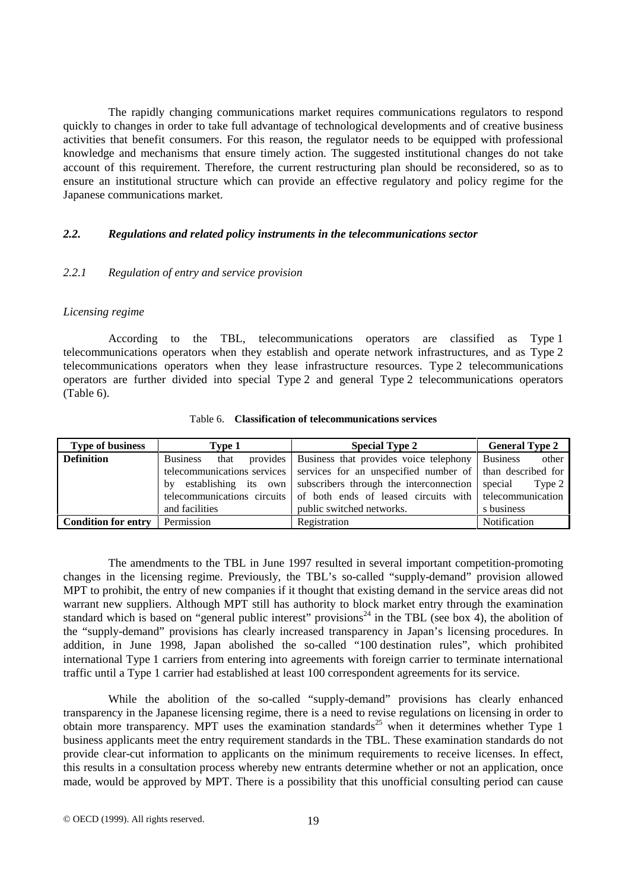The rapidly changing communications market requires communications regulators to respond quickly to changes in order to take full advantage of technological developments and of creative business activities that benefit consumers. For this reason, the regulator needs to be equipped with professional knowledge and mechanisms that ensure timely action. The suggested institutional changes do not take account of this requirement. Therefore, the current restructuring plan should be reconsidered, so as to ensure an institutional structure which can provide an effective regulatory and policy regime for the Japanese communications market.

## *2.2. Regulations and related policy instruments in the telecommunications sector*

### *2.2.1 Regulation of entry and service provision*

*Licensing regime*

According to the TBL, telecommunications operators are classified as Type 1 telecommunications operators when they establish and operate network infrastructures, and as Type 2 telecommunications operators when they lease infrastructure resources. Type 2 telecommunications operators are further divided into special Type 2 and general Type 2 telecommunications operators (Table 6).

Table 6. **Classification of telecommunications services**

| **Type of business** | **Type 1** | **Special Type 2** | **General Type 2** |
|---|---|---|---|
| **Definition** | Business that provides telecommunications services by establishing its own telecommunications circuits and facilities | Business that provides voice telephony services for an unspecified number of subscribers through the interconnection of both ends of leased circuits with public switched networks. | Business other than described for special Type 2 telecommunications business |
| **Condition for entry** | Permission | Registration | Notification |

The amendments to the TBL in June 1997 resulted in several important competition-promoting changes in the licensing regime. Previously, the TBL's so-called "supply-demand" provision allowed MPT to prohibit, the entry of new companies if it thought that existing demand in the service areas did not warrant new suppliers. Although MPT still has authority to block market entry through the examination standard which is based on "general public interest" provisions[24] in the TBL (see box 4), the abolition of the "supply-demand" provisions has clearly increased transparency in Japan's licensing procedures. In addition, in June 1998, Japan abolished the so-called "100 destination rules", which prohibited international Type 1 carriers from entering into agreements with foreign carrier to terminate international traffic until a Type 1 carrier had established at least 100 correspondent agreements for its service.

While the abolition of the so-called "supply-demand" provisions has clearly enhanced transparency in the Japanese licensing regime, there is a need to revise regulations on licensing in order to obtain more transparency. MPT uses the examination standards[25] when it determines whether Type 1 business applicants meet the entry requirement standards in the TBL. These examination standards do not provide clear-cut information to applicants on the minimum requirements to receive licenses. In effect, this results in a consultation process whereby new entrants determine whether or not an application, once made, would be approved by MPT. There is a possibility that this unofficial consulting period can cause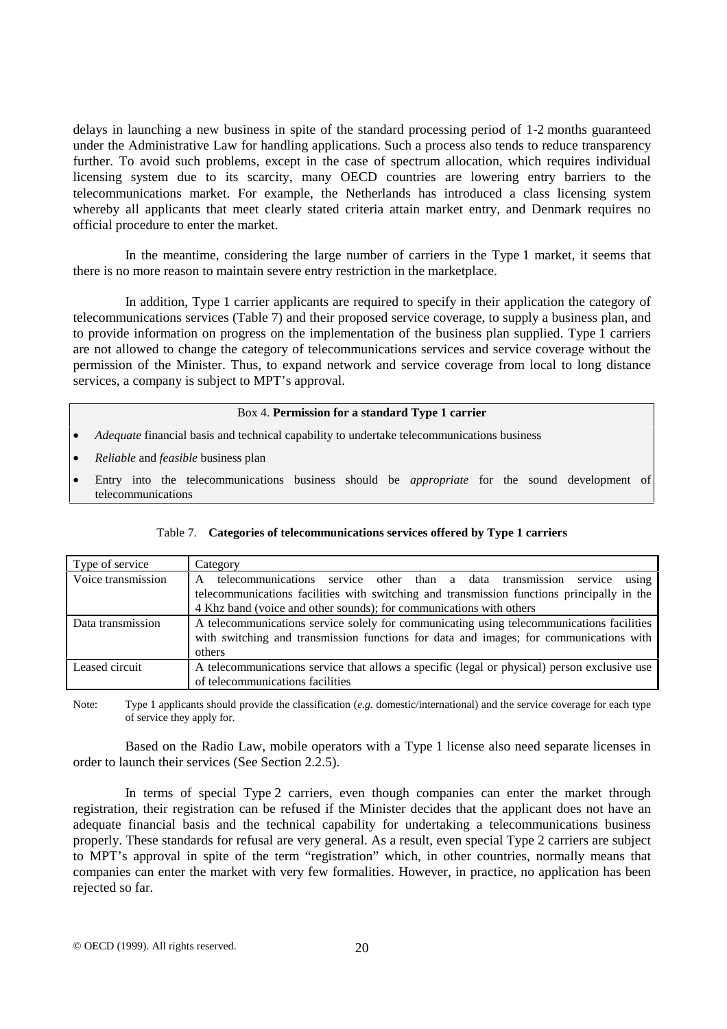delays in launching a new business in spite of the standard processing period of 1-2 months guaranteed under the Administrative Law for handling applications. Such a process also tends to reduce transparency further. To avoid such problems, except in the case of spectrum allocation, which requires individual licensing system due to its scarcity, many OECD countries are lowering entry barriers to the telecommunications market. For example, the Netherlands has introduced a class licensing system whereby all applicants that meet clearly stated criteria attain market entry, and Denmark requires no official procedure to enter the market.

In the meantime, considering the large number of carriers in the Type 1 market, it seems that there is no more reason to maintain severe entry restriction in the marketplace.

In addition, Type 1 carrier applicants are required to specify in their application the category of telecommunications services (Table 7) and their proposed service coverage, to supply a business plan, and to provide information on progress on the implementation of the business plan supplied. Type 1 carriers are not allowed to change the category of telecommunications services and service coverage without the permission of the Minister. Thus, to expand network and service coverage from local to long distance services, a company is subject to MPT's approval.

**Box 4. Permission for a standard Type 1 carrier**

- *Adequate* financial basis and technical capability to undertake telecommunications business
- *Reliable* and *feasible* business plan
- Entry into the telecommunications business should be *appropriate* for the sound development of telecommunications

Table 7. **Categories of telecommunications services offered by Type 1 carriers**

| Type of service | Category |
|---|---|
| Voice transmission | A telecommunications service other than a data transmission service using telecommunications facilities with switching and transmission functions principally in the 4 Khz band (voice and other sounds); for communications with others |
| Data transmission | A telecommunications service solely for communicating using telecommunications facilities with switching and transmission functions for data and images; for communications with others |
| Leased circuit | A telecommunications service that allows a specific (legal or physical) person exclusive use of telecommunications facilities |

Note: Type 1 applicants should provide the classification (*e.g.* domestic/international) and the service coverage for each type of service they apply for.

Based on the Radio Law, mobile operators with a Type 1 license also need separate licenses in order to launch their services (See Section 2.2.5).

In terms of special Type 2 carriers, even though companies can enter the market through registration, their registration can be refused if the Minister decides that the applicant does not have an adequate financial basis and the technical capability for undertaking a telecommunications business properly. These standards for refusal are very general. As a result, even special Type 2 carriers are subject to MPT's approval in spite of the term "registration" which, in other countries, normally means that companies can enter the market with very few formalities. However, in practice, no application has been rejected so far.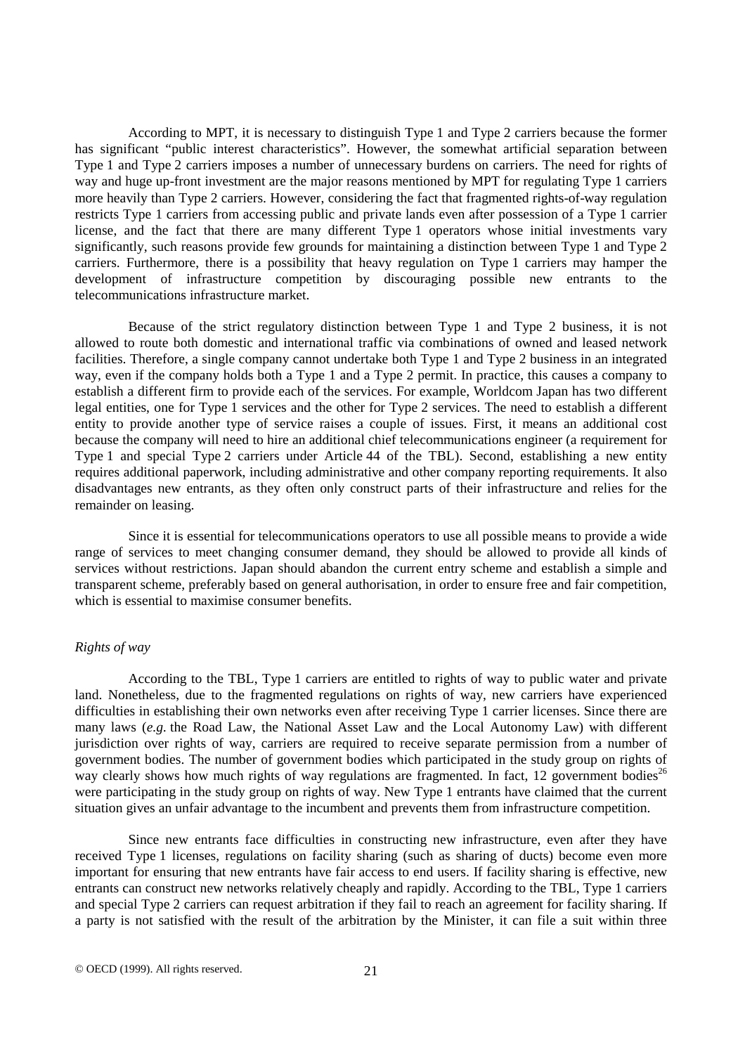According to MPT, it is necessary to distinguish Type 1 and Type 2 carriers because the former has significant "public interest characteristics". However, the somewhat artificial separation between Type 1 and Type 2 carriers imposes a number of unnecessary burdens on carriers. The need for rights of way and huge up-front investment are the major reasons mentioned by MPT for regulating Type 1 carriers more heavily than Type 2 carriers. However, considering the fact that fragmented rights-of-way regulation restricts Type 1 carriers from accessing public and private lands even after possession of a Type 1 carrier license, and the fact that there are many different Type 1 operators whose initial investments vary significantly, such reasons provide few grounds for maintaining a distinction between Type 1 and Type 2 carriers. Furthermore, there is a possibility that heavy regulation on Type 1 carriers may hamper the development of infrastructure competition by discouraging possible new entrants to the telecommunications infrastructure market.

Because of the strict regulatory distinction between Type 1 and Type 2 business, it is not allowed to route both domestic and international traffic via combinations of owned and leased network facilities. Therefore, a single company cannot undertake both Type 1 and Type 2 business in an integrated way, even if the company holds both a Type 1 and a Type 2 permit. In practice, this causes a company to establish a different firm to provide each of the services. For example, Worldcom Japan has two different legal entities, one for Type 1 services and the other for Type 2 services. The need to establish a different entity to provide another type of service raises a couple of issues. First, it means an additional cost because the company will need to hire an additional chief telecommunications engineer (a requirement for Type 1 and special Type 2 carriers under Article 44 of the TBL). Second, establishing a new entity requires additional paperwork, including administrative and other company reporting requirements. It also disadvantages new entrants, as they often only construct parts of their infrastructure and relies for the remainder on leasing.

Since it is essential for telecommunications operators to use all possible means to provide a wide range of services to meet changing consumer demand, they should be allowed to provide all kinds of services without restrictions. Japan should abandon the current entry scheme and establish a simple and transparent scheme, preferably based on general authorisation, in order to ensure free and fair competition, which is essential to maximise consumer benefits.

*Rights of way*

According to the TBL, Type 1 carriers are entitled to rights of way to public water and private land. Nonetheless, due to the fragmented regulations on rights of way, new carriers have experienced difficulties in establishing their own networks even after receiving Type 1 carrier licenses. Since there are many laws (*e.g.* the Road Law, the National Asset Law and the Local Autonomy Law) with different jurisdiction over rights of way, carriers are required to receive separate permission from a number of government bodies. The number of government bodies which participated in the study group on rights of way clearly shows how much rights of way regulations are fragmented. In fact, 12 government bodies[26] were participating in the study group on rights of way. New Type 1 entrants have claimed that the current situation gives an unfair advantage to the incumbent and prevents them from infrastructure competition.

Since new entrants face difficulties in constructing new infrastructure, even after they have received Type 1 licenses, regulations on facility sharing (such as sharing of ducts) become even more important for ensuring that new entrants have fair access to end users. If facility sharing is effective, new entrants can construct new networks relatively cheaply and rapidly. According to the TBL, Type 1 carriers and special Type 2 carriers can request arbitration if they fail to reach an agreement for facility sharing. If a party is not satisfied with the result of the arbitration by the Minister, it can file a suit within three

© OECD (1999). All rights reserved.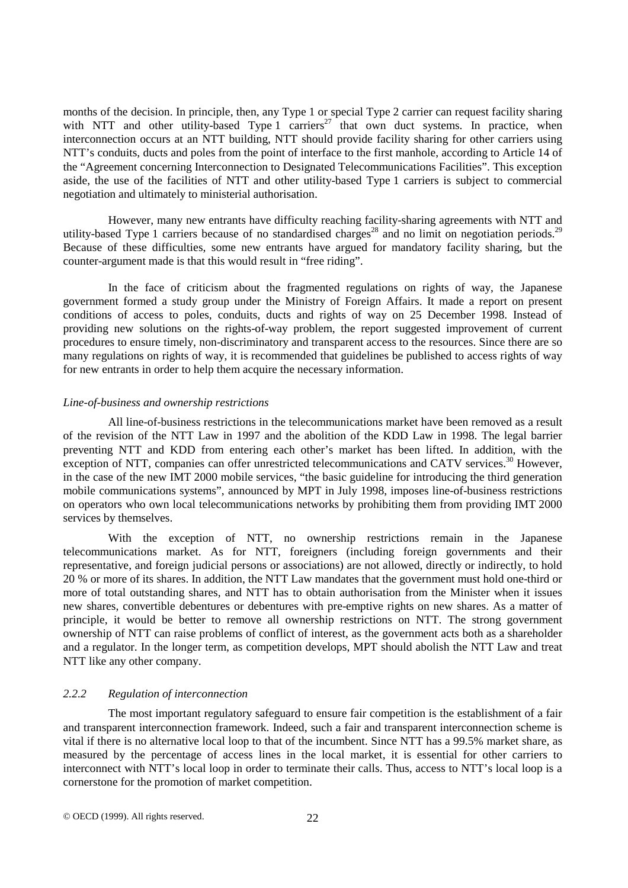months of the decision. In principle, then, any Type 1 or special Type 2 carrier can request facility sharing with NTT and other utility-based Type 1 carriers[27] that own duct systems. In practice, when interconnection occurs at an NTT building, NTT should provide facility sharing for other carriers using NTT's conduits, ducts and poles from the point of interface to the first manhole, according to Article 14 of the "Agreement concerning Interconnection to Designated Telecommunications Facilities". This exception aside, the use of the facilities of NTT and other utility-based Type 1 carriers is subject to commercial negotiation and ultimately to ministerial authorisation.

However, many new entrants have difficulty reaching facility-sharing agreements with NTT and utility-based Type 1 carriers because of no standardised charges[28] and no limit on negotiation periods.[29] Because of these difficulties, some new entrants have argued for mandatory facility sharing, but the counter-argument made is that this would result in "free riding".

In the face of criticism about the fragmented regulations on rights of way, the Japanese government formed a study group under the Ministry of Foreign Affairs. It made a report on present conditions of access to poles, conduits, ducts and rights of way on 25 December 1998. Instead of providing new solutions on the rights-of-way problem, the report suggested improvement of current procedures to ensure timely, non-discriminatory and transparent access to the resources. Since there are so many regulations on rights of way, it is recommended that guidelines be published to access rights of way for new entrants in order to help them acquire the necessary information.

*Line-of-business and ownership restrictions*

All line-of-business restrictions in the telecommunications market have been removed as a result of the revision of the NTT Law in 1997 and the abolition of the KDD Law in 1998. The legal barrier preventing NTT and KDD from entering each other's market has been lifted. In addition, with the exception of NTT, companies can offer unrestricted telecommunications and CATV services.[30] However, in the case of the new IMT 2000 mobile services, "the basic guideline for introducing the third generation mobile communications systems", announced by MPT in July 1998, imposes line-of-business restrictions on operators who own local telecommunications networks by prohibiting them from providing IMT 2000 services by themselves.

With the exception of NTT, no ownership restrictions remain in the Japanese telecommunications market. As for NTT, foreigners (including foreign governments and their representative, and foreign judicial persons or associations) are not allowed, directly or indirectly, to hold 20 % or more of its shares. In addition, the NTT Law mandates that the government must hold one-third or more of total outstanding shares, and NTT has to obtain authorisation from the Minister when it issues new shares, convertible debentures or debentures with pre-emptive rights on new shares. As a matter of principle, it would be better to remove all ownership restrictions on NTT. The strong government ownership of NTT can raise problems of conflict of interest, as the government acts both as a shareholder and a regulator. In the longer term, as competition develops, MPT should abolish the NTT Law and treat NTT like any other company.

### *2.2.2 Regulation of interconnection*

The most important regulatory safeguard to ensure fair competition is the establishment of a fair and transparent interconnection framework. Indeed, such a fair and transparent interconnection scheme is vital if there is no alternative local loop to that of the incumbent. Since NTT has a 99.5% market share, as measured by the percentage of access lines in the local market, it is essential for other carriers to interconnect with NTT's local loop in order to terminate their calls. Thus, access to NTT's local loop is a cornerstone for the promotion of market competition.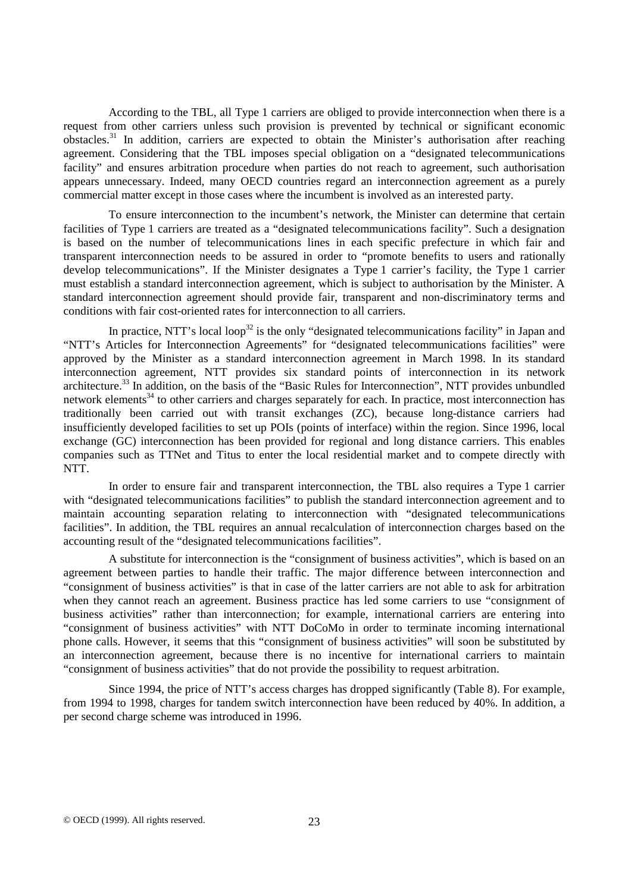According to the TBL, all Type 1 carriers are obliged to provide interconnection when there is a request from other carriers unless such provision is prevented by technical or significant economic obstacles.[31] In addition, carriers are expected to obtain the Minister's authorisation after reaching agreement. Considering that the TBL imposes special obligation on a "designated telecommunications facility" and ensures arbitration procedure when parties do not reach to agreement, such authorisation appears unnecessary. Indeed, many OECD countries regard an interconnection agreement as a purely commercial matter except in those cases where the incumbent is involved as an interested party.

To ensure interconnection to the incumbent's network, the Minister can determine that certain facilities of Type 1 carriers are treated as a "designated telecommunications facility". Such a designation is based on the number of telecommunications lines in each specific prefecture in which fair and transparent interconnection needs to be assured in order to "promote benefits to users and rationally develop telecommunications". If the Minister designates a Type 1 carrier's facility, the Type 1 carrier must establish a standard interconnection agreement, which is subject to authorisation by the Minister. A standard interconnection agreement should provide fair, transparent and non-discriminatory terms and conditions with fair cost-oriented rates for interconnection to all carriers.

In practice, NTT's local loop[32] is the only "designated telecommunications facility" in Japan and "NTT's Articles for Interconnection Agreements" for "designated telecommunications facilities" were approved by the Minister as a standard interconnection agreement in March 1998. In its standard interconnection agreement, NTT provides six standard points of interconnection in its network architecture.[33] In addition, on the basis of the "Basic Rules for Interconnection", NTT provides unbundled network elements[34] to other carriers and charges separately for each. In practice, most interconnection has traditionally been carried out with transit exchanges (ZC), because long-distance carriers had insufficiently developed facilities to set up POIs (points of interface) within the region. Since 1996, local exchange (GC) interconnection has been provided for regional and long distance carriers. This enables companies such as TTNet and Titus to enter the local residential market and to compete directly with NTT.

In order to ensure fair and transparent interconnection, the TBL also requires a Type 1 carrier with "designated telecommunications facilities" to publish the standard interconnection agreement and to maintain accounting separation relating to interconnection with "designated telecommunications facilities". In addition, the TBL requires an annual recalculation of interconnection charges based on the accounting result of the "designated telecommunications facilities".

A substitute for interconnection is the "consignment of business activities", which is based on an agreement between parties to handle their traffic. The major difference between interconnection and "consignment of business activities" is that in case of the latter carriers are not able to ask for arbitration when they cannot reach an agreement. Business practice has led some carriers to use "consignment of business activities" rather than interconnection; for example, international carriers are entering into "consignment of business activities" with NTT DoCoMo in order to terminate incoming international phone calls. However, it seems that this "consignment of business activities" will soon be substituted by an interconnection agreement, because there is no incentive for international carriers to maintain "consignment of business activities" that do not provide the possibility to request arbitration.

Since 1994, the price of NTT's access charges has dropped significantly (Table 8). For example, from 1994 to 1998, charges for tandem switch interconnection have been reduced by 40%. In addition, a per second charge scheme was introduced in 1996.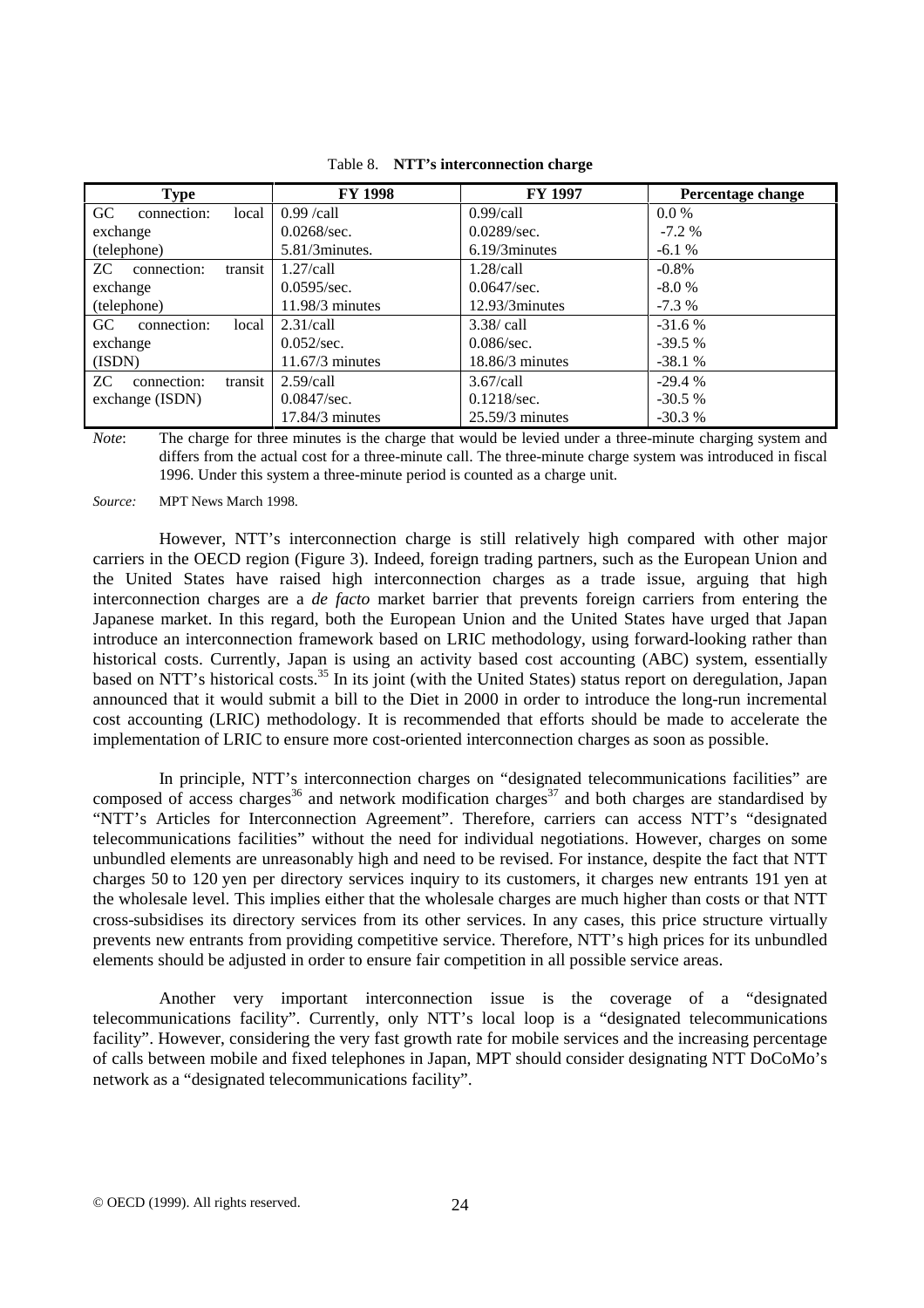Table 8. **NTT's interconnection charge**

| Type | FY 1998 | FY 1997 | Percentage change |
|---|---|---|---|
| GC connection: local exchange (telephone) | 0.99 /call<br>0.0268/sec.<br>5.81/3minutes. | 0.99/call<br>0.0289/sec.<br>6.19/3minutes | 0.0 %<br>-7.2 %<br>-6.1 % |
| ZC connection: transit exchange (telephone) | 1.27/call<br>0.0595/sec.<br>11.98/3 minutes | 1.28/call<br>0.0647/sec.<br>12.93/3minutes | -0.8%<br>-8.0 %<br>-7.3 % |
| GC connection: local exchange (ISDN) | 2.31/call<br>0.052/sec.<br>11.67/3 minutes | 3.38/ call<br>0.086/sec.<br>18.86/3 minutes | -31.6 %<br>-39.5 %<br>-38.1 % |
| ZC connection: transit exchange (ISDN) | 2.59/call<br>0.0847/sec.<br>17.84/3 minutes | 3.67/call<br>0.1218/sec.<br>25.59/3 minutes | -29.4 %<br>-30.5 %<br>-30.3 % |

*Note*: The charge for three minutes is the charge that would be levied under a three-minute charging system and differs from the actual cost for a three-minute call. The three-minute charge system was introduced in fiscal 1996. Under this system a three-minute period is counted as a charge unit.

*Source:* MPT News March 1998.

However, NTT's interconnection charge is still relatively high compared with other major carriers in the OECD region (Figure 3). Indeed, foreign trading partners, such as the European Union and the United States have raised high interconnection charges as a trade issue, arguing that high interconnection charges are a *de facto* market barrier that prevents foreign carriers from entering the Japanese market. In this regard, both the European Union and the United States have urged that Japan introduce an interconnection framework based on LRIC methodology, using forward-looking rather than historical costs. Currently, Japan is using an activity based cost accounting (ABC) system, essentially based on NTT's historical costs.[35] In its joint (with the United States) status report on deregulation, Japan announced that it would submit a bill to the Diet in 2000 in order to introduce the long-run incremental cost accounting (LRIC) methodology. It is recommended that efforts should be made to accelerate the implementation of LRIC to ensure more cost-oriented interconnection charges as soon as possible.

In principle, NTT's interconnection charges on "designated telecommunications facilities" are composed of access charges[36] and network modification charges[37] and both charges are standardised by "NTT's Articles for Interconnection Agreement". Therefore, carriers can access NTT's "designated telecommunications facilities" without the need for individual negotiations. However, charges on some unbundled elements are unreasonably high and need to be revised. For instance, despite the fact that NTT charges 50 to 120 yen per directory services inquiry to its customers, it charges new entrants 191 yen at the wholesale level. This implies either that the wholesale charges are much higher than costs or that NTT cross-subsidises its directory services from its other services. In any cases, this price structure virtually prevents new entrants from providing competitive service. Therefore, NTT's high prices for its unbundled elements should be adjusted in order to ensure fair competition in all possible service areas.

Another very important interconnection issue is the coverage of a "designated telecommunications facility". Currently, only NTT's local loop is a "designated telecommunications facility". However, considering the very fast growth rate for mobile services and the increasing percentage of calls between mobile and fixed telephones in Japan, MPT should consider designating NTT DoCoMo's network as a "designated telecommunications facility".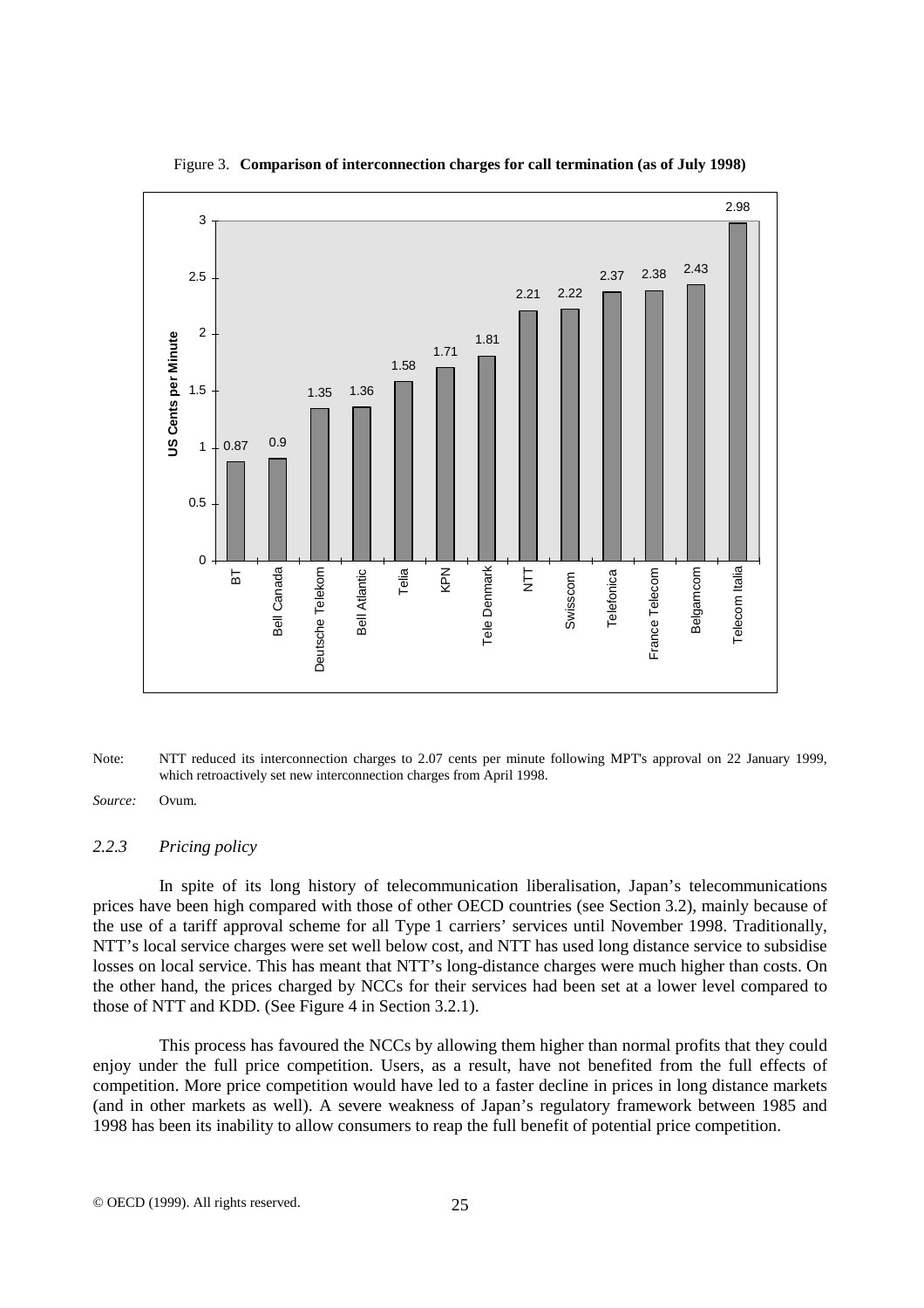Figure 3. **Comparison of interconnection charges for call termination (as of July 1998)**

| Carrier | US Cents per Minute |
| --- | --- |
| BT | 0.87 |
| Bell Canada | 0.9 |
| Deutsche Telekom | 1.35 |
| Bell Atlantic | 1.36 |
| Telia | 1.58 |
| KPN | 1.71 |
| Tele Denmark | 1.81 |
| NTT | 2.21 |
| Swisscom | 2.22 |
| Telefonica | 2.37 |
| France Telecom | 2.38 |
| Belgamcom | 2.43 |
| Telecom Italia | 2.98 |

Note: NTT reduced its interconnection charges to 2.07 cents per minute following MPT's approval on 22 January 1999, which retroactively set new interconnection charges from April 1998.

*Source:* Ovum.

### *2.2.3 Pricing policy*

In spite of its long history of telecommunication liberalisation, Japan's telecommunications prices have been high compared with those of other OECD countries (see Section 3.2), mainly because of the use of a tariff approval scheme for all Type 1 carriers' services until November 1998. Traditionally, NTT's local service charges were set well below cost, and NTT has used long distance service to subsidise losses on local service. This has meant that NTT's long-distance charges were much higher than costs. On the other hand, the prices charged by NCCs for their services had been set at a lower level compared to those of NTT and KDD. (See Figure 4 in Section 3.2.1).

This process has favoured the NCCs by allowing them higher than normal profits that they could enjoy under the full price competition. Users, as a result, have not benefited from the full effects of competition. More price competition would have led to a faster decline in prices in long distance markets (and in other markets as well). A severe weakness of Japan's regulatory framework between 1985 and 1998 has been its inability to allow consumers to reap the full benefit of potential price competition.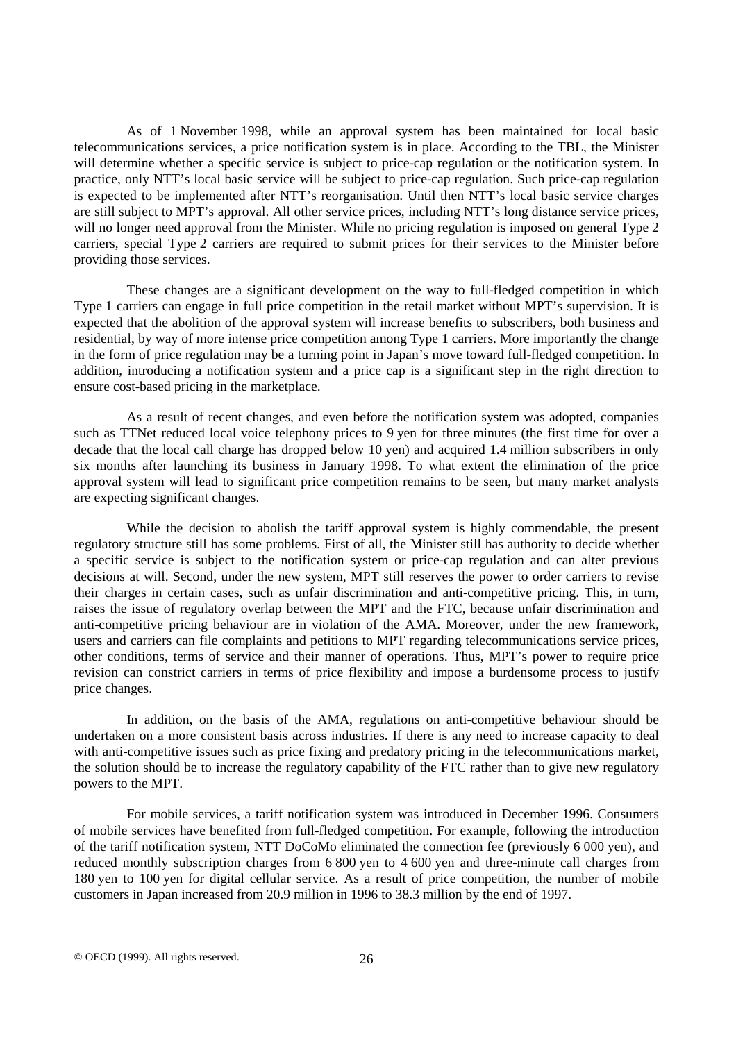As of 1 November 1998, while an approval system has been maintained for local basic telecommunications services, a price notification system is in place. According to the TBL, the Minister will determine whether a specific service is subject to price-cap regulation or the notification system. In practice, only NTT's local basic service will be subject to price-cap regulation. Such price-cap regulation is expected to be implemented after NTT's reorganisation. Until then NTT's local basic service charges are still subject to MPT's approval. All other service prices, including NTT's long distance service prices, will no longer need approval from the Minister. While no pricing regulation is imposed on general Type 2 carriers, special Type 2 carriers are required to submit prices for their services to the Minister before providing those services.

These changes are a significant development on the way to full-fledged competition in which Type 1 carriers can engage in full price competition in the retail market without MPT's supervision. It is expected that the abolition of the approval system will increase benefits to subscribers, both business and residential, by way of more intense price competition among Type 1 carriers. More importantly the change in the form of price regulation may be a turning point in Japan's move toward full-fledged competition. In addition, introducing a notification system and a price cap is a significant step in the right direction to ensure cost-based pricing in the marketplace.

As a result of recent changes, and even before the notification system was adopted, companies such as TTNet reduced local voice telephony prices to 9 yen for three minutes (the first time for over a decade that the local call charge has dropped below 10 yen) and acquired 1.4 million subscribers in only six months after launching its business in January 1998. To what extent the elimination of the price approval system will lead to significant price competition remains to be seen, but many market analysts are expecting significant changes.

While the decision to abolish the tariff approval system is highly commendable, the present regulatory structure still has some problems. First of all, the Minister still has authority to decide whether a specific service is subject to the notification system or price-cap regulation and can alter previous decisions at will. Second, under the new system, MPT still reserves the power to order carriers to revise their charges in certain cases, such as unfair discrimination and anti-competitive pricing. This, in turn, raises the issue of regulatory overlap between the MPT and the FTC, because unfair discrimination and anti-competitive pricing behaviour are in violation of the AMA. Moreover, under the new framework, users and carriers can file complaints and petitions to MPT regarding telecommunications service prices, other conditions, terms of service and their manner of operations. Thus, MPT's power to require price revision can constrict carriers in terms of price flexibility and impose a burdensome process to justify price changes.

In addition, on the basis of the AMA, regulations on anti-competitive behaviour should be undertaken on a more consistent basis across industries. If there is any need to increase capacity to deal with anti-competitive issues such as price fixing and predatory pricing in the telecommunications market, the solution should be to increase the regulatory capability of the FTC rather than to give new regulatory powers to the MPT.

For mobile services, a tariff notification system was introduced in December 1996. Consumers of mobile services have benefited from full-fledged competition. For example, following the introduction of the tariff notification system, NTT DoCoMo eliminated the connection fee (previously 6 000 yen), and reduced monthly subscription charges from 6 800 yen to 4 600 yen and three-minute call charges from 180 yen to 100 yen for digital cellular service. As a result of price competition, the number of mobile customers in Japan increased from 20.9 million in 1996 to 38.3 million by the end of 1997.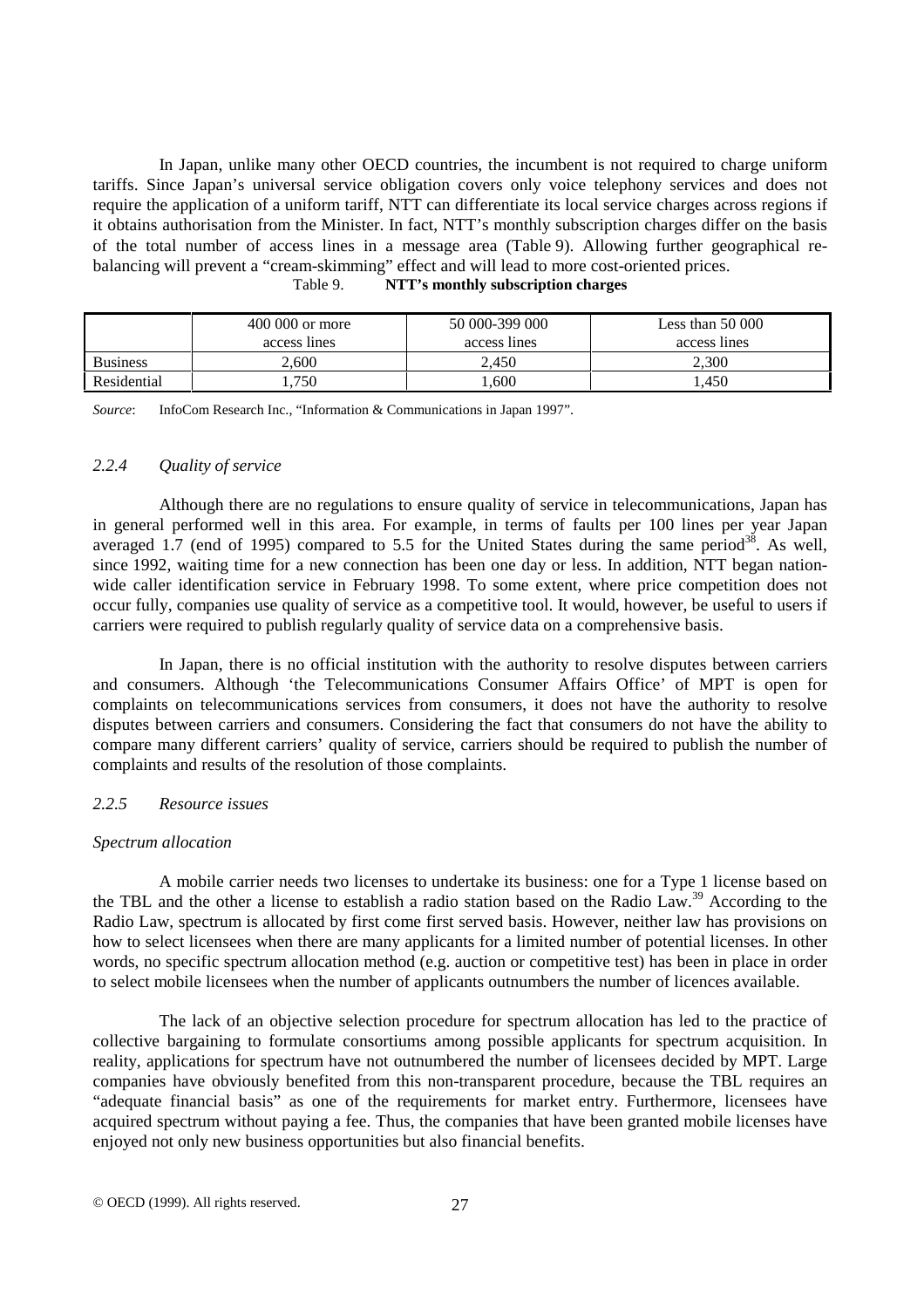In Japan, unlike many other OECD countries, the incumbent is not required to charge uniform tariffs. Since Japan's universal service obligation covers only voice telephony services and does not require the application of a uniform tariff, NTT can differentiate its local service charges across regions if it obtains authorisation from the Minister. In fact, NTT's monthly subscription charges differ on the basis of the total number of access lines in a message area (Table 9). Allowing further geographical re-balancing will prevent a "cream-skimming" effect and will lead to more cost-oriented prices.

Table 9. **NTT's monthly subscription charges**

| | 400 000 or more access lines | 50 000-399 000 access lines | Less than 50 000 access lines |
|---|---|---|---|
| Business | 2,600 | 2,450 | 2,300 |
| Residential | 1,750 | 1,600 | 1,450 |

*Source*: InfoCom Research Inc., "Information & Communications in Japan 1997".

### *2.2.4 Quality of service*

Although there are no regulations to ensure quality of service in telecommunications, Japan has in general performed well in this area. For example, in terms of faults per 100 lines per year Japan averaged 1.7 (end of 1995) compared to 5.5 for the United States during the same period[38]. As well, since 1992, waiting time for a new connection has been one day or less. In addition, NTT began nation-wide caller identification service in February 1998. To some extent, where price competition does not occur fully, companies use quality of service as a competitive tool. It would, however, be useful to users if carriers were required to publish regularly quality of service data on a comprehensive basis.

In Japan, there is no official institution with the authority to resolve disputes between carriers and consumers. Although 'the Telecommunications Consumer Affairs Office' of MPT is open for complaints on telecommunications services from consumers, it does not have the authority to resolve disputes between carriers and consumers. Considering the fact that consumers do not have the ability to compare many different carriers' quality of service, carriers should be required to publish the number of complaints and results of the resolution of those complaints.

### *2.2.5 Resource issues*

*Spectrum allocation*

A mobile carrier needs two licenses to undertake its business: one for a Type 1 license based on the TBL and the other a license to establish a radio station based on the Radio Law.[39] According to the Radio Law, spectrum is allocated by first come first served basis. However, neither law has provisions on how to select licensees when there are many applicants for a limited number of potential licenses. In other words, no specific spectrum allocation method (e.g. auction or competitive test) has been in place in order to select mobile licensees when the number of applicants outnumbers the number of licences available.

The lack of an objective selection procedure for spectrum allocation has led to the practice of collective bargaining to formulate consortiums among possible applicants for spectrum acquisition. In reality, applications for spectrum have not outnumbered the number of licensees decided by MPT. Large companies have obviously benefited from this non-transparent procedure, because the TBL requires an "adequate financial basis" as one of the requirements for market entry. Furthermore, licensees have acquired spectrum without paying a fee. Thus, the companies that have been granted mobile licenses have enjoyed not only new business opportunities but also financial benefits.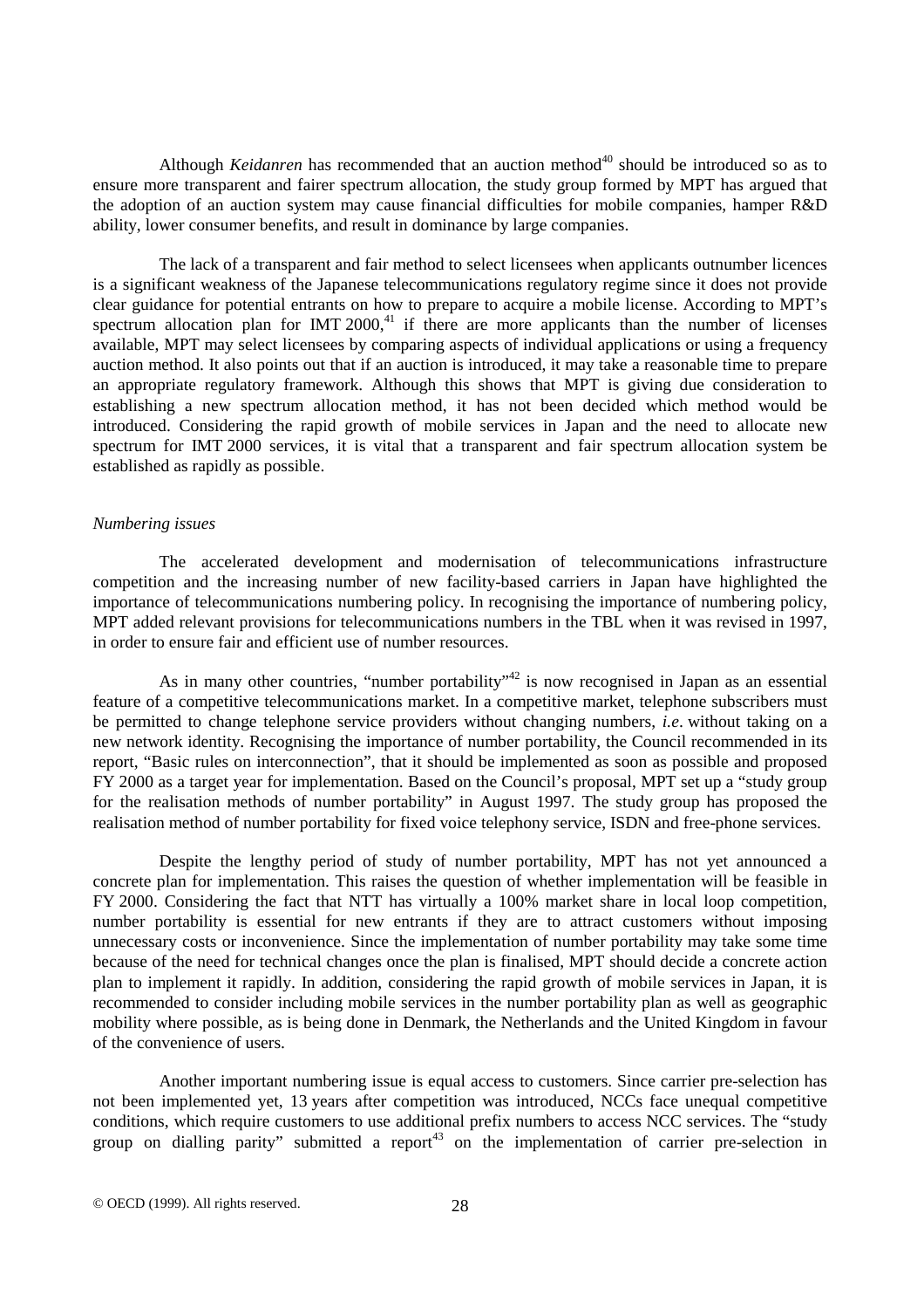Although *Keidanren* has recommended that an auction method[40] should be introduced so as to ensure more transparent and fairer spectrum allocation, the study group formed by MPT has argued that the adoption of an auction system may cause financial difficulties for mobile companies, hamper R&D ability, lower consumer benefits, and result in dominance by large companies.

The lack of a transparent and fair method to select licensees when applicants outnumber licences is a significant weakness of the Japanese telecommunications regulatory regime since it does not provide clear guidance for potential entrants on how to prepare to acquire a mobile license. According to MPT's spectrum allocation plan for IMT 2000,[41] if there are more applicants than the number of licenses available, MPT may select licensees by comparing aspects of individual applications or using a frequency auction method. It also points out that if an auction is introduced, it may take a reasonable time to prepare an appropriate regulatory framework. Although this shows that MPT is giving due consideration to establishing a new spectrum allocation method, it has not been decided which method would be introduced. Considering the rapid growth of mobile services in Japan and the need to allocate new spectrum for IMT 2000 services, it is vital that a transparent and fair spectrum allocation system be established as rapidly as possible.

*Numbering issues*

The accelerated development and modernisation of telecommunications infrastructure competition and the increasing number of new facility-based carriers in Japan have highlighted the importance of telecommunications numbering policy. In recognising the importance of numbering policy, MPT added relevant provisions for telecommunications numbers in the TBL when it was revised in 1997, in order to ensure fair and efficient use of number resources.

As in many other countries, "number portability"[42] is now recognised in Japan as an essential feature of a competitive telecommunications market. In a competitive market, telephone subscribers must be permitted to change telephone service providers without changing numbers, *i.e*. without taking on a new network identity. Recognising the importance of number portability, the Council recommended in its report, "Basic rules on interconnection", that it should be implemented as soon as possible and proposed FY 2000 as a target year for implementation. Based on the Council's proposal, MPT set up a "study group for the realisation methods of number portability" in August 1997. The study group has proposed the realisation method of number portability for fixed voice telephony service, ISDN and free-phone services.

Despite the lengthy period of study of number portability, MPT has not yet announced a concrete plan for implementation. This raises the question of whether implementation will be feasible in FY 2000. Considering the fact that NTT has virtually a 100% market share in local loop competition, number portability is essential for new entrants if they are to attract customers without imposing unnecessary costs or inconvenience. Since the implementation of number portability may take some time because of the need for technical changes once the plan is finalised, MPT should decide a concrete action plan to implement it rapidly. In addition, considering the rapid growth of mobile services in Japan, it is recommended to consider including mobile services in the number portability plan as well as geographic mobility where possible, as is being done in Denmark, the Netherlands and the United Kingdom in favour of the convenience of users.

Another important numbering issue is equal access to customers. Since carrier pre-selection has not been implemented yet, 13 years after competition was introduced, NCCs face unequal competitive conditions, which require customers to use additional prefix numbers to access NCC services. The "study group on dialling parity" submitted a report[43] on the implementation of carrier pre-selection in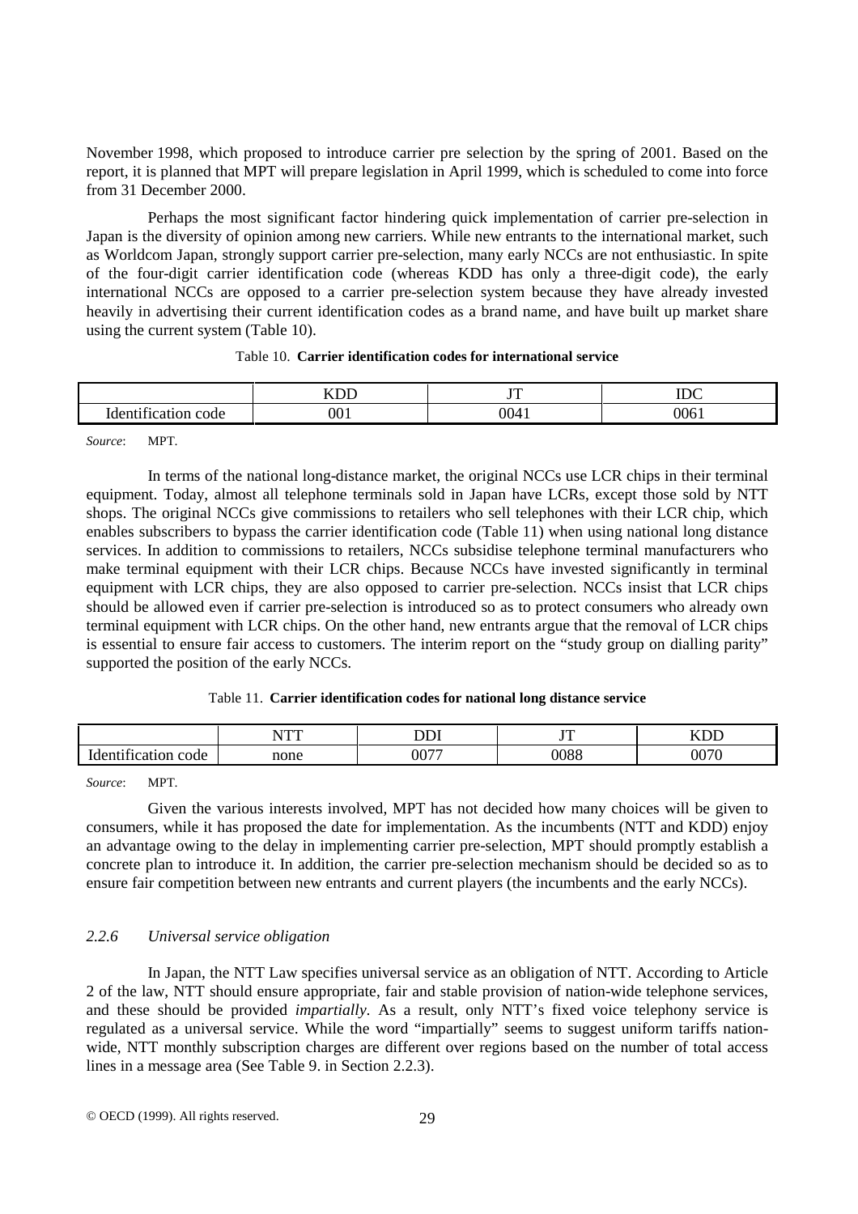November 1998, which proposed to introduce carrier pre selection by the spring of 2001. Based on the report, it is planned that MPT will prepare legislation in April 1999, which is scheduled to come into force from 31 December 2000.

Perhaps the most significant factor hindering quick implementation of carrier pre-selection in Japan is the diversity of opinion among new carriers. While new entrants to the international market, such as Worldcom Japan, strongly support carrier pre-selection, many early NCCs are not enthusiastic. In spite of the four-digit carrier identification code (whereas KDD has only a three-digit code), the early international NCCs are opposed to a carrier pre-selection system because they have already invested heavily in advertising their current identification codes as a brand name, and have built up market share using the current system (Table 10).

Table 10. **Carrier identification codes for international service**

| | KDD | JT | IDC |
|---|---|---|---|
| Identification code | 001 | 0041 | 0061 |

*Source*: MPT.

In terms of the national long-distance market, the original NCCs use LCR chips in their terminal equipment. Today, almost all telephone terminals sold in Japan have LCRs, except those sold by NTT shops. The original NCCs give commissions to retailers who sell telephones with their LCR chip, which enables subscribers to bypass the carrier identification code (Table 11) when using national long distance services. In addition to commissions to retailers, NCCs subsidise telephone terminal manufacturers who make terminal equipment with their LCR chips. Because NCCs have invested significantly in terminal equipment with LCR chips, they are also opposed to carrier pre-selection. NCCs insist that LCR chips should be allowed even if carrier pre-selection is introduced so as to protect consumers who already own terminal equipment with LCR chips. On the other hand, new entrants argue that the removal of LCR chips is essential to ensure fair access to customers. The interim report on the "study group on dialling parity" supported the position of the early NCCs.

Table 11. **Carrier identification codes for national long distance service**

| | NTT | DDI | JT | KDD |
|---|---|---|---|---|
| Identification code | none | 0077 | 0088 | 0070 |

*Source*: MPT.

Given the various interests involved, MPT has not decided how many choices will be given to consumers, while it has proposed the date for implementation. As the incumbents (NTT and KDD) enjoy an advantage owing to the delay in implementing carrier pre-selection, MPT should promptly establish a concrete plan to introduce it. In addition, the carrier pre-selection mechanism should be decided so as to ensure fair competition between new entrants and current players (the incumbents and the early NCCs).

### *2.2.6 Universal service obligation*

In Japan, the NTT Law specifies universal service as an obligation of NTT. According to Article 2 of the law, NTT should ensure appropriate, fair and stable provision of nation-wide telephone services, and these should be provided *impartially*. As a result, only NTT's fixed voice telephony service is regulated as a universal service. While the word "impartially" seems to suggest uniform tariffs nation-wide, NTT monthly subscription charges are different over regions based on the number of total access lines in a message area (See Table 9. in Section 2.2.3).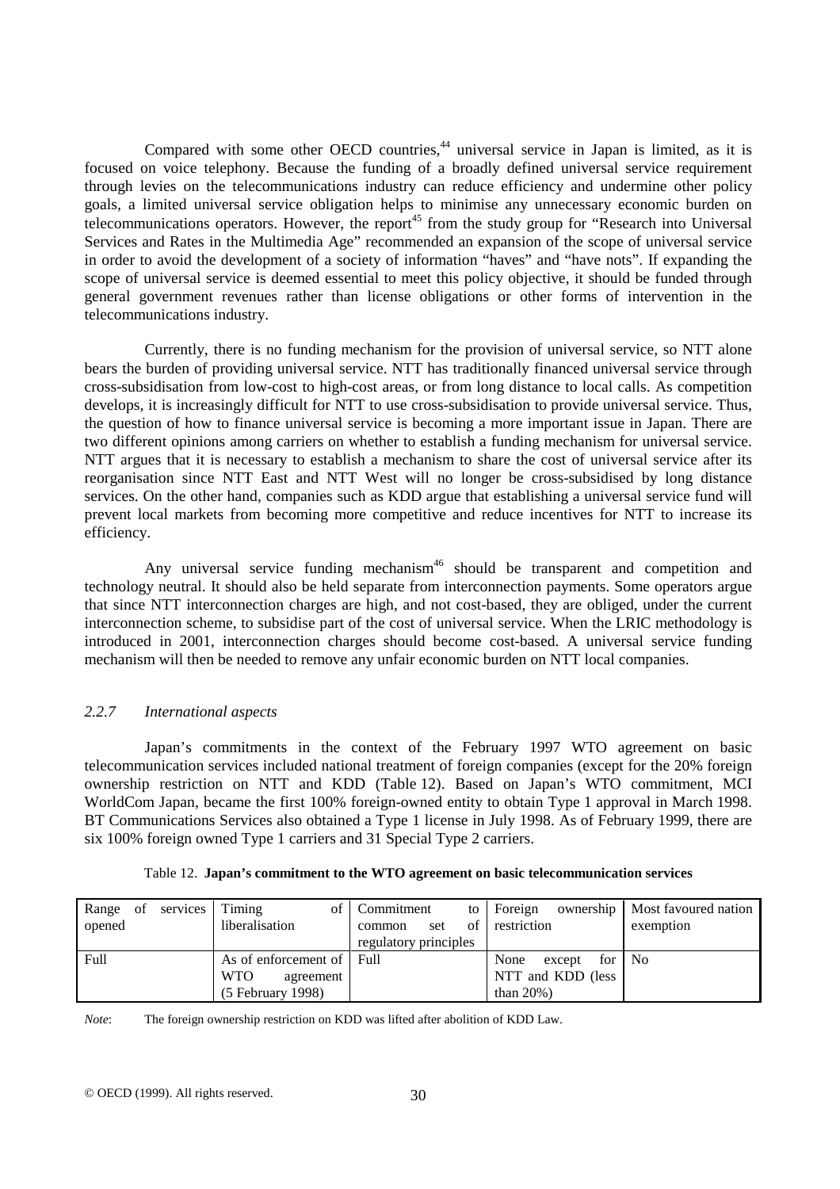Compared with some other OECD countries,[44] universal service in Japan is limited, as it is focused on voice telephony. Because the funding of a broadly defined universal service requirement through levies on the telecommunications industry can reduce efficiency and undermine other policy goals, a limited universal service obligation helps to minimise any unnecessary economic burden on telecommunications operators. However, the report[45] from the study group for "Research into Universal Services and Rates in the Multimedia Age" recommended an expansion of the scope of universal service in order to avoid the development of a society of information "haves" and "have nots". If expanding the scope of universal service is deemed essential to meet this policy objective, it should be funded through general government revenues rather than license obligations or other forms of intervention in the telecommunications industry.

Currently, there is no funding mechanism for the provision of universal service, so NTT alone bears the burden of providing universal service. NTT has traditionally financed universal service through cross-subsidisation from low-cost to high-cost areas, or from long distance to local calls. As competition develops, it is increasingly difficult for NTT to use cross-subsidisation to provide universal service. Thus, the question of how to finance universal service is becoming a more important issue in Japan. There are two different opinions among carriers on whether to establish a funding mechanism for universal service. NTT argues that it is necessary to establish a mechanism to share the cost of universal service after its reorganisation since NTT East and NTT West will no longer be cross-subsidised by long distance services. On the other hand, companies such as KDD argue that establishing a universal service fund will prevent local markets from becoming more competitive and reduce incentives for NTT to increase its efficiency.

Any universal service funding mechanism[46] should be transparent and competition and technology neutral. It should also be held separate from interconnection payments. Some operators argue that since NTT interconnection charges are high, and not cost-based, they are obliged, under the current interconnection scheme, to subsidise part of the cost of universal service. When the LRIC methodology is introduced in 2001, interconnection charges should become cost-based. A universal service funding mechanism will then be needed to remove any unfair economic burden on NTT local companies.

### *2.2.7 International aspects*

Japan's commitments in the context of the February 1997 WTO agreement on basic telecommunication services included national treatment of foreign companies (except for the 20% foreign ownership restriction on NTT and KDD (Table 12). Based on Japan's WTO commitment, MCI WorldCom Japan, became the first 100% foreign-owned entity to obtain Type 1 approval in March 1998. BT Communications Services also obtained a Type 1 license in July 1998. As of February 1999, there are six 100% foreign owned Type 1 carriers and 31 Special Type 2 carriers.

Table 12. **Japan's commitment to the WTO agreement on basic telecommunication services**

| Range of services opened | Timing of liberalisation | Commitment to common set of regulatory principles | Foreign ownership restriction | Most favoured nation exemption |
|---|---|---|---|---|
| Full | As of enforcement of WTO agreement (5 February 1998) | Full | None except for NTT and KDD (less than 20%) | No |

*Note*: The foreign ownership restriction on KDD was lifted after abolition of KDD Law.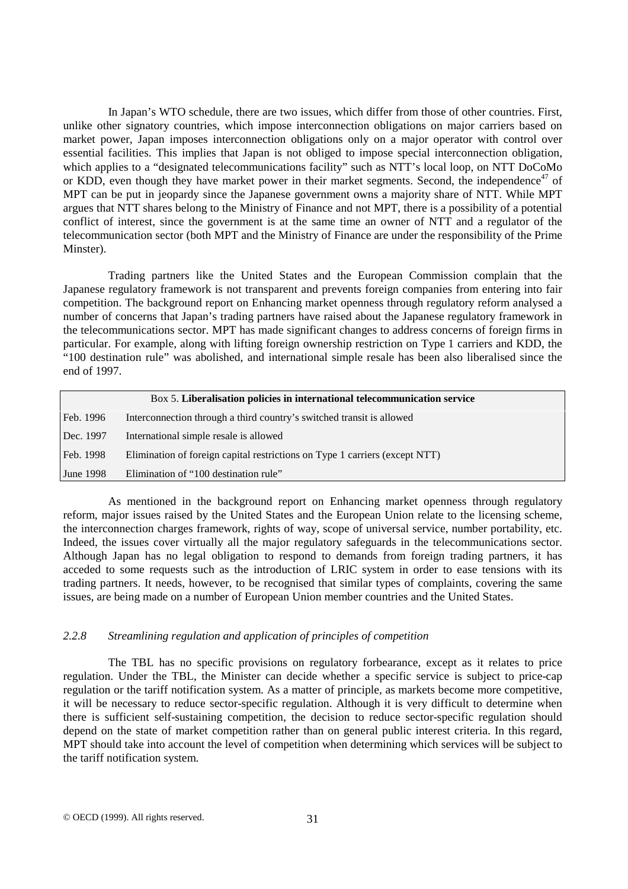In Japan's WTO schedule, there are two issues, which differ from those of other countries. First, unlike other signatory countries, which impose interconnection obligations on major carriers based on market power, Japan imposes interconnection obligations only on a major operator with control over essential facilities. This implies that Japan is not obliged to impose special interconnection obligation, which applies to a "designated telecommunications facility" such as NTT's local loop, on NTT DoCoMo or KDD, even though they have market power in their market segments. Second, the independence[47] of MPT can be put in jeopardy since the Japanese government owns a majority share of NTT. While MPT argues that NTT shares belong to the Ministry of Finance and not MPT, there is a possibility of a potential conflict of interest, since the government is at the same time an owner of NTT and a regulator of the telecommunication sector (both MPT and the Ministry of Finance are under the responsibility of the Prime Minster).

Trading partners like the United States and the European Commission complain that the Japanese regulatory framework is not transparent and prevents foreign companies from entering into fair competition. The background report on Enhancing market openness through regulatory reform analysed a number of concerns that Japan's trading partners have raised about the Japanese regulatory framework in the telecommunications sector. MPT has made significant changes to address concerns of foreign firms in particular. For example, along with lifting foreign ownership restriction on Type 1 carriers and KDD, the "100 destination rule" was abolished, and international simple resale has been also liberalised since the end of 1997.

| Box 5. **Liberalisation policies in international telecommunication service** | |
|---|---|
| Feb. 1996 | Interconnection through a third country's switched transit is allowed |
| Dec. 1997 | International simple resale is allowed |
| Feb. 1998 | Elimination of foreign capital restrictions on Type 1 carriers (except NTT) |
| June 1998 | Elimination of "100 destination rule" |

As mentioned in the background report on Enhancing market openness through regulatory reform, major issues raised by the United States and the European Union relate to the licensing scheme, the interconnection charges framework, rights of way, scope of universal service, number portability, etc. Indeed, the issues cover virtually all the major regulatory safeguards in the telecommunications sector. Although Japan has no legal obligation to respond to demands from foreign trading partners, it has acceded to some requests such as the introduction of LRIC system in order to ease tensions with its trading partners. It needs, however, to be recognised that similar types of complaints, covering the same issues, are being made on a number of European Union member countries and the United States.

### *2.2.8 Streamlining regulation and application of principles of competition*

The TBL has no specific provisions on regulatory forbearance, except as it relates to price regulation. Under the TBL, the Minister can decide whether a specific service is subject to price-cap regulation or the tariff notification system. As a matter of principle, as markets become more competitive, it will be necessary to reduce sector-specific regulation. Although it is very difficult to determine when there is sufficient self-sustaining competition, the decision to reduce sector-specific regulation should depend on the state of market competition rather than on general public interest criteria. In this regard, MPT should take into account the level of competition when determining which services will be subject to the tariff notification system.

© OECD (1999). All rights reserved.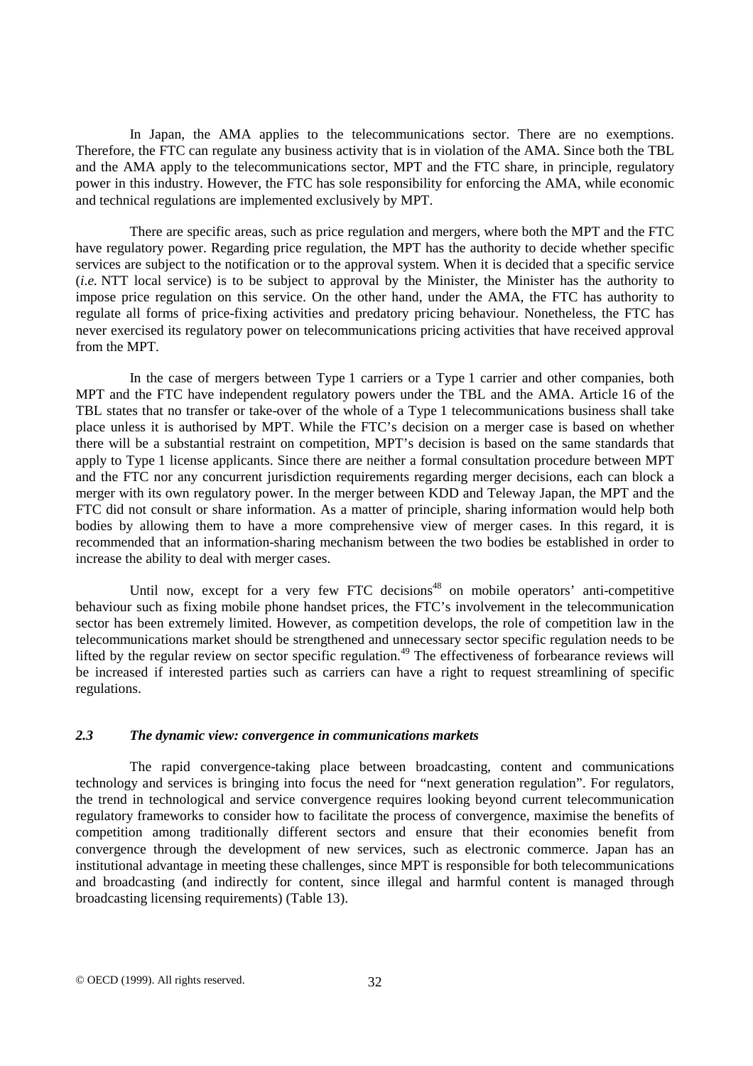In Japan, the AMA applies to the telecommunications sector. There are no exemptions. Therefore, the FTC can regulate any business activity that is in violation of the AMA. Since both the TBL and the AMA apply to the telecommunications sector, MPT and the FTC share, in principle, regulatory power in this industry. However, the FTC has sole responsibility for enforcing the AMA, while economic and technical regulations are implemented exclusively by MPT.

There are specific areas, such as price regulation and mergers, where both the MPT and the FTC have regulatory power. Regarding price regulation, the MPT has the authority to decide whether specific services are subject to the notification or to the approval system. When it is decided that a specific service (*i.e.* NTT local service) is to be subject to approval by the Minister, the Minister has the authority to impose price regulation on this service. On the other hand, under the AMA, the FTC has authority to regulate all forms of price-fixing activities and predatory pricing behaviour. Nonetheless, the FTC has never exercised its regulatory power on telecommunications pricing activities that have received approval from the MPT.

In the case of mergers between Type 1 carriers or a Type 1 carrier and other companies, both MPT and the FTC have independent regulatory powers under the TBL and the AMA. Article 16 of the TBL states that no transfer or take-over of the whole of a Type 1 telecommunications business shall take place unless it is authorised by MPT. While the FTC's decision on a merger case is based on whether there will be a substantial restraint on competition, MPT's decision is based on the same standards that apply to Type 1 license applicants. Since there are neither a formal consultation procedure between MPT and the FTC nor any concurrent jurisdiction requirements regarding merger decisions, each can block a merger with its own regulatory power. In the merger between KDD and Teleway Japan, the MPT and the FTC did not consult or share information. As a matter of principle, sharing information would help both bodies by allowing them to have a more comprehensive view of merger cases. In this regard, it is recommended that an information-sharing mechanism between the two bodies be established in order to increase the ability to deal with merger cases.

Until now, except for a very few FTC decisions[48] on mobile operators' anti-competitive behaviour such as fixing mobile phone handset prices, the FTC's involvement in the telecommunication sector has been extremely limited. However, as competition develops, the role of competition law in the telecommunications market should be strengthened and unnecessary sector specific regulation needs to be lifted by the regular review on sector specific regulation.[49] The effectiveness of forbearance reviews will be increased if interested parties such as carriers can have a right to request streamlining of specific regulations.

### *2.3 The dynamic view: convergence in communications markets*

The rapid convergence-taking place between broadcasting, content and communications technology and services is bringing into focus the need for "next generation regulation". For regulators, the trend in technological and service convergence requires looking beyond current telecommunication regulatory frameworks to consider how to facilitate the process of convergence, maximise the benefits of competition among traditionally different sectors and ensure that their economies benefit from convergence through the development of new services, such as electronic commerce. Japan has an institutional advantage in meeting these challenges, since MPT is responsible for both telecommunications and broadcasting (and indirectly for content, since illegal and harmful content is managed through broadcasting licensing requirements) (Table 13).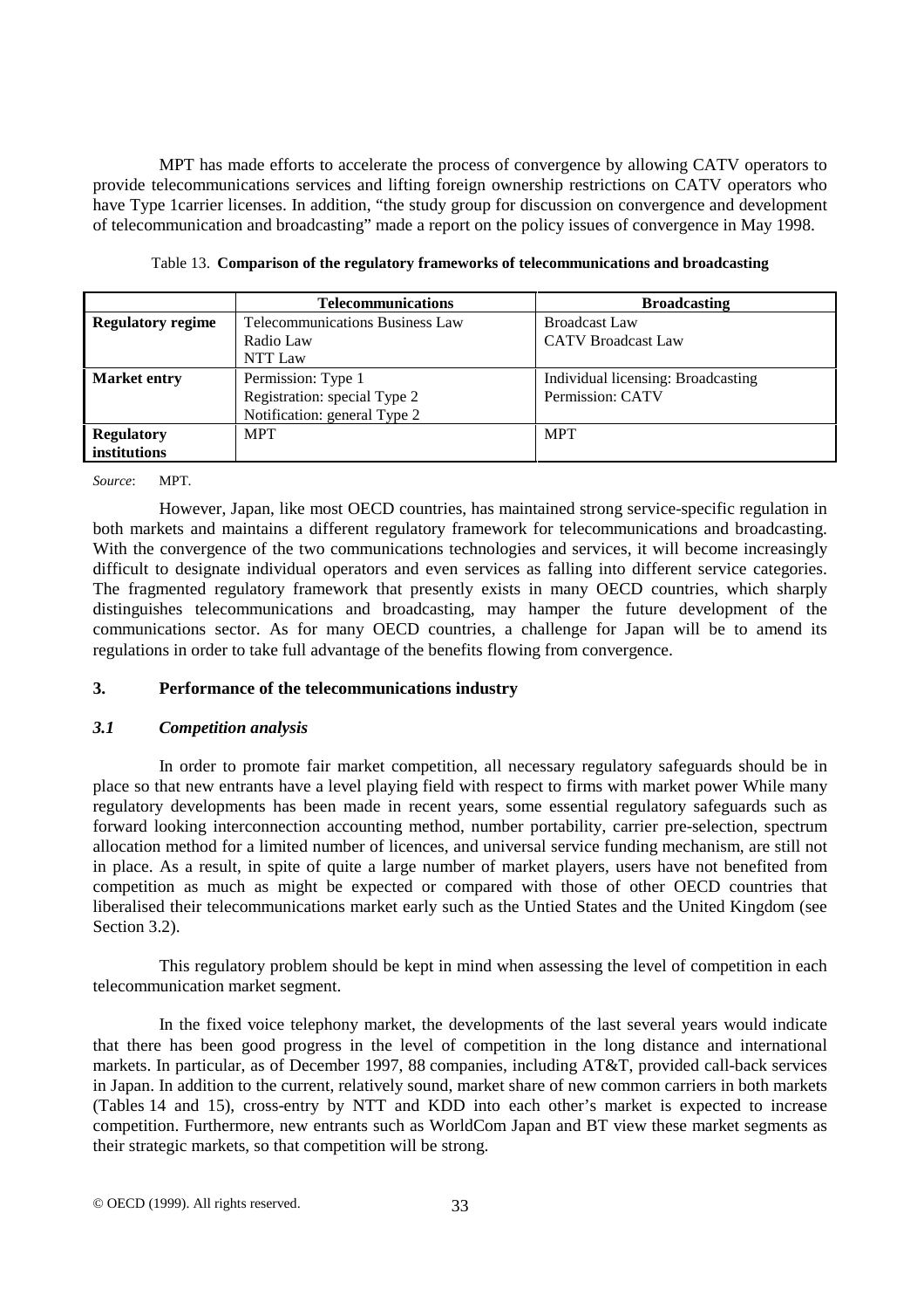MPT has made efforts to accelerate the process of convergence by allowing CATV operators to provide telecommunications services and lifting foreign ownership restrictions on CATV operators who have Type 1carrier licenses. In addition, "the study group for discussion on convergence and development of telecommunication and broadcasting" made a report on the policy issues of convergence in May 1998.

Table 13. **Comparison of the regulatory frameworks of telecommunications and broadcasting**

| | **Telecommunications** | **Broadcasting** |
|---|---|---|
| **Regulatory regime** | Telecommunications Business Law<br>Radio Law<br>NTT Law | Broadcast Law<br>CATV Broadcast Law |
| **Market entry** | Permission: Type 1<br>Registration: special Type 2<br>Notification: general Type 2 | Individual licensing: Broadcasting<br>Permission: CATV |
| **Regulatory institutions** | MPT | MPT |

*Source*: MPT.

However, Japan, like most OECD countries, has maintained strong service-specific regulation in both markets and maintains a different regulatory framework for telecommunications and broadcasting. With the convergence of the two communications technologies and services, it will become increasingly difficult to designate individual operators and even services as falling into different service categories. The fragmented regulatory framework that presently exists in many OECD countries, which sharply distinguishes telecommunications and broadcasting, may hamper the future development of the communications sector. As for many OECD countries, a challenge for Japan will be to amend its regulations in order to take full advantage of the benefits flowing from convergence.

## 3. Performance of the telecommunications industry

### *3.1 Competition analysis*

In order to promote fair market competition, all necessary regulatory safeguards should be in place so that new entrants have a level playing field with respect to firms with market power While many regulatory developments has been made in recent years, some essential regulatory safeguards such as forward looking interconnection accounting method, number portability, carrier pre-selection, spectrum allocation method for a limited number of licences, and universal service funding mechanism, are still not in place. As a result, in spite of quite a large number of market players, users have not benefited from competition as much as might be expected or compared with those of other OECD countries that liberalised their telecommunications market early such as the Untied States and the United Kingdom (see Section 3.2).

This regulatory problem should be kept in mind when assessing the level of competition in each telecommunication market segment.

In the fixed voice telephony market, the developments of the last several years would indicate that there has been good progress in the level of competition in the long distance and international markets. In particular, as of December 1997, 88 companies, including AT&T, provided call-back services in Japan. In addition to the current, relatively sound, market share of new common carriers in both markets (Tables 14 and 15), cross-entry by NTT and KDD into each other's market is expected to increase competition. Furthermore, new entrants such as WorldCom Japan and BT view these market segments as their strategic markets, so that competition will be strong.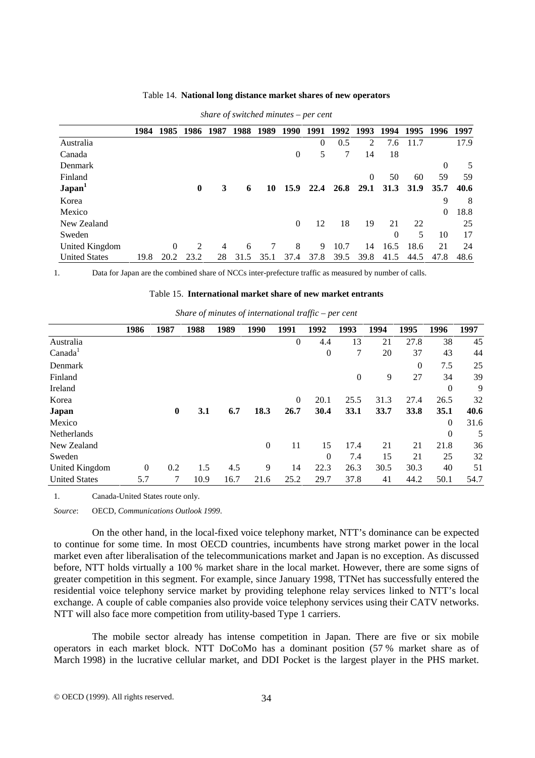Table 14. **National long distance market shares of new operators**

*share of switched minutes – per cent*

| | 1984 | 1985 | 1986 | 1987 | 1988 | 1989 | 1990 | 1991 | 1992 | 1993 | 1994 | 1995 | 1996 | 1997 |
|---|---|---|---|---|---|---|---|---|---|---|---|---|---|---|
| Australia | | | | | | | | 0 | 0.5 | 2 | 7.6 | 11.7 | | 17.9 |
| Canada | | | | | | | 0 | 5 | 7 | 14 | 18 | | | |
| Denmark | | | | | | | | | | | | | 0 | 5 |
| Finland | | | | | | | | | | 0 | 50 | 60 | 59 | 59 |
| **Japan**[1] | | | **0** | **3** | **6** | **10** | **15.9** | **22.4** | **26.8** | **29.1** | **31.3** | **31.9** | **35.7** | **40.6** |
| Korea | | | | | | | | | | | | | 9 | 8 |
| Mexico | | | | | | | | | | | | | 0 | 18.8 |
| New Zealand | | | | | | | 0 | 12 | 18 | 19 | 21 | 22 | | 25 |
| Sweden | | | | | | | | | | | 0 | 5 | 10 | 17 |
| United Kingdom | | 0 | 2 | 4 | 6 | 7 | 8 | 9 | 10.7 | 14 | 16.5 | 18.6 | 21 | 24 |
| United States | 19.8 | 20.2 | 23.2 | 28 | 31.5 | 35.1 | 37.4 | 37.8 | 39.5 | 39.8 | 41.5 | 44.5 | 47.8 | 48.6 |

1. Data for Japan are the combined share of NCCs inter-prefecture traffic as measured by number of calls.

Table 15. **International market share of new market entrants**

*Share of minutes of international traffic – per cent*

| | 1986 | 1987 | 1988 | 1989 | 1990 | 1991 | 1992 | 1993 | 1994 | 1995 | 1996 | 1997 |
|---|---|---|---|---|---|---|---|---|---|---|---|---|
| Australia | | | | | | 0 | 4.4 | 13 | 21 | 27.8 | 38 | 45 |
| Canada[1] | | | | | | | 0 | 7 | 20 | 37 | 43 | 44 |
| Denmark | | | | | | | | | | 0 | 7.5 | 25 |
| Finland | | | | | | | | 0 | 9 | 27 | 34 | 39 |
| Ireland | | | | | | | | | | | 0 | 9 |
| Korea | | | | | | 0 | 20.1 | 25.5 | 31.3 | 27.4 | 26.5 | 32 |
| **Japan** | | **0** | **3.1** | **6.7** | **18.3** | **26.7** | **30.4** | **33.1** | **33.7** | **33.8** | **35.1** | **40.6** |
| Mexico | | | | | | | | | | | 0 | 31.6 |
| Netherlands | | | | | | | | | | | 0 | 5 |
| New Zealand | | | | | 0 | 11 | 15 | 17.4 | 21 | 21 | 21.8 | 36 |
| Sweden | | | | | | | 0 | 7.4 | 15 | 21 | 25 | 32 |
| United Kingdom | 0 | 0.2 | 1.5 | 4.5 | 9 | 14 | 22.3 | 26.3 | 30.5 | 30.3 | 40 | 51 |
| United States | 5.7 | 7 | 10.9 | 16.7 | 21.6 | 25.2 | 29.7 | 37.8 | 41 | 44.2 | 50.1 | 54.7 |

1. Canada-United States route only.

*Source*: OECD, *Communications Outlook 1999*.

On the other hand, in the local-fixed voice telephony market, NTT's dominance can be expected to continue for some time. In most OECD countries, incumbents have strong market power in the local market even after liberalisation of the telecommunications market and Japan is no exception. As discussed before, NTT holds virtually a 100 % market share in the local market. However, there are some signs of greater competition in this segment. For example, since January 1998, TTNet has successfully entered the residential voice telephony service market by providing telephone relay services linked to NTT's local exchange. A couple of cable companies also provide voice telephony services using their CATV networks. NTT will also face more competition from utility-based Type 1 carriers.

The mobile sector already has intense competition in Japan. There are five or six mobile operators in each market block. NTT DoCoMo has a dominant position (57 % market share as of March 1998) in the lucrative cellular market, and DDI Pocket is the largest player in the PHS market.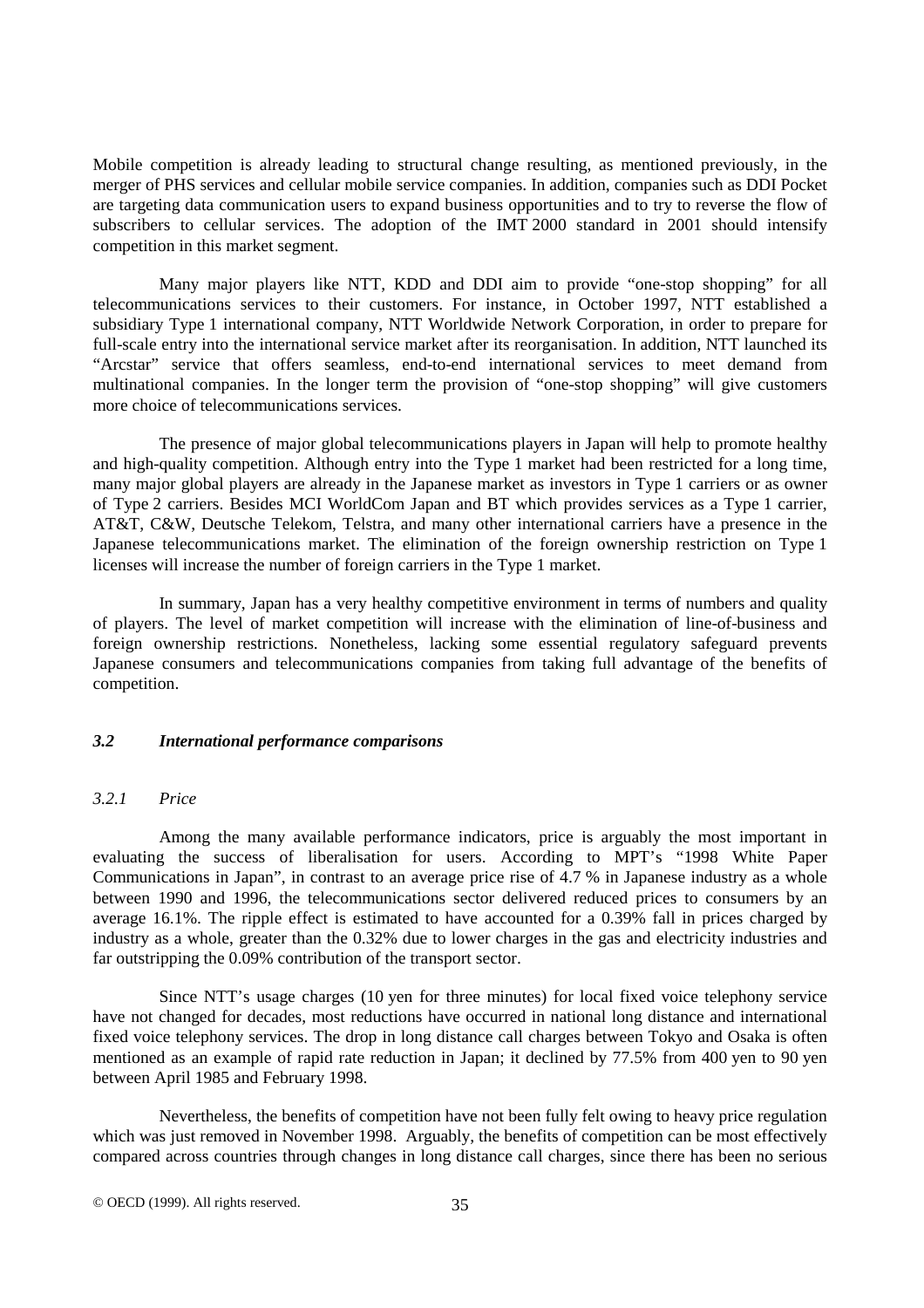Mobile competition is already leading to structural change resulting, as mentioned previously, in the merger of PHS services and cellular mobile service companies. In addition, companies such as DDI Pocket are targeting data communication users to expand business opportunities and to try to reverse the flow of subscribers to cellular services. The adoption of the IMT 2000 standard in 2001 should intensify competition in this market segment.

Many major players like NTT, KDD and DDI aim to provide "one-stop shopping" for all telecommunications services to their customers. For instance, in October 1997, NTT established a subsidiary Type 1 international company, NTT Worldwide Network Corporation, in order to prepare for full-scale entry into the international service market after its reorganisation. In addition, NTT launched its "Arcstar" service that offers seamless, end-to-end international services to meet demand from multinational companies. In the longer term the provision of "one-stop shopping" will give customers more choice of telecommunications services.

The presence of major global telecommunications players in Japan will help to promote healthy and high-quality competition. Although entry into the Type 1 market had been restricted for a long time, many major global players are already in the Japanese market as investors in Type 1 carriers or as owner of Type 2 carriers. Besides MCI WorldCom Japan and BT which provides services as a Type 1 carrier, AT&T, C&W, Deutsche Telekom, Telstra, and many other international carriers have a presence in the Japanese telecommunications market. The elimination of the foreign ownership restriction on Type 1 licenses will increase the number of foreign carriers in the Type 1 market.

In summary, Japan has a very healthy competitive environment in terms of numbers and quality of players. The level of market competition will increase with the elimination of line-of-business and foreign ownership restrictions. Nonetheless, lacking some essential regulatory safeguard prevents Japanese consumers and telecommunications companies from taking full advantage of the benefits of competition.

### *3.2 International performance comparisons*

#### *3.2.1 Price*

Among the many available performance indicators, price is arguably the most important in evaluating the success of liberalisation for users. According to MPT's "1998 White Paper Communications in Japan", in contrast to an average price rise of 4.7 % in Japanese industry as a whole between 1990 and 1996, the telecommunications sector delivered reduced prices to consumers by an average 16.1%. The ripple effect is estimated to have accounted for a 0.39% fall in prices charged by industry as a whole, greater than the 0.32% due to lower charges in the gas and electricity industries and far outstripping the 0.09% contribution of the transport sector.

Since NTT's usage charges (10 yen for three minutes) for local fixed voice telephony service have not changed for decades, most reductions have occurred in national long distance and international fixed voice telephony services. The drop in long distance call charges between Tokyo and Osaka is often mentioned as an example of rapid rate reduction in Japan; it declined by 77.5% from 400 yen to 90 yen between April 1985 and February 1998.

Nevertheless, the benefits of competition have not been fully felt owing to heavy price regulation which was just removed in November 1998. Arguably, the benefits of competition can be most effectively compared across countries through changes in long distance call charges, since there has been no serious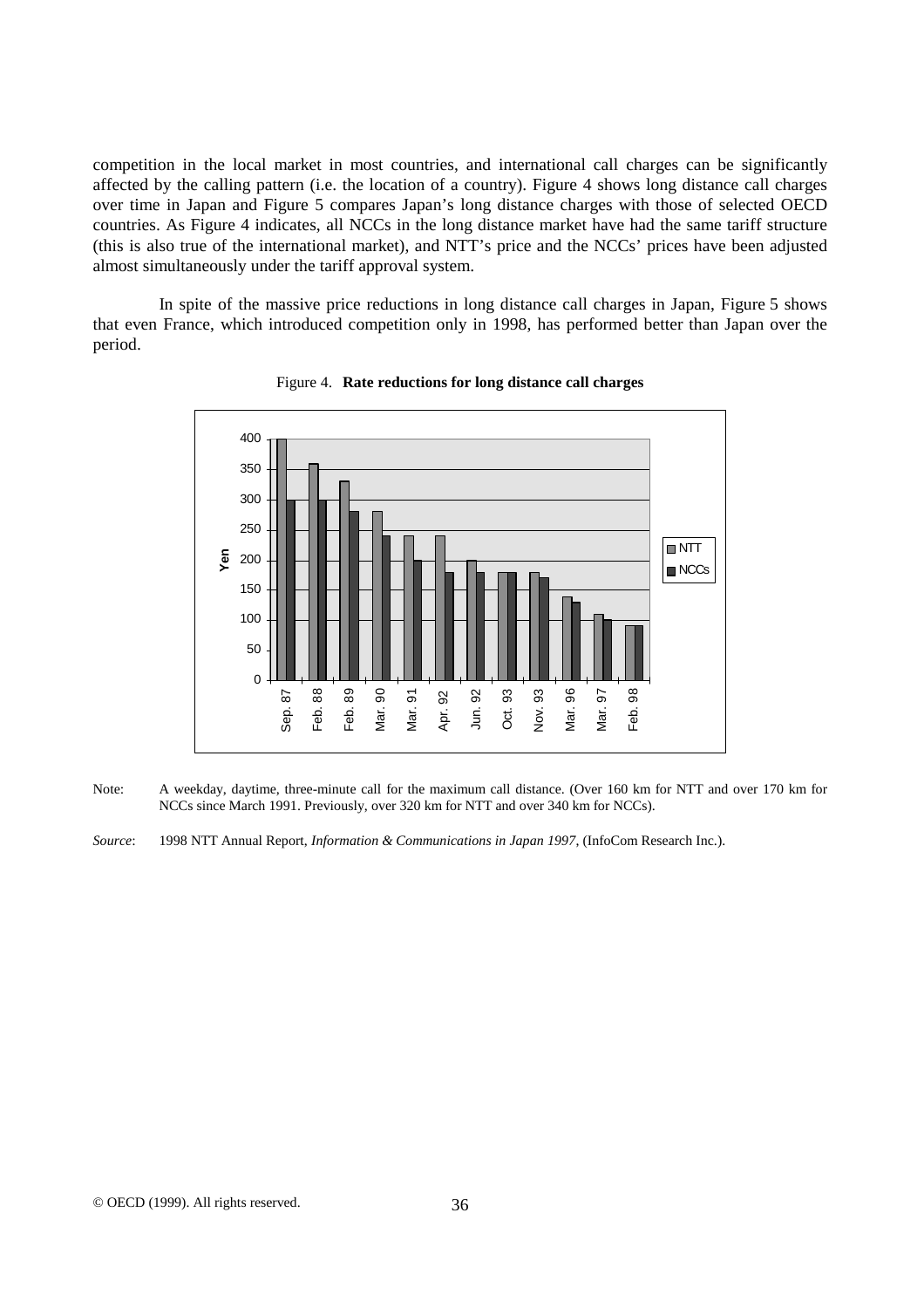competition in the local market in most countries, and international call charges can be significantly affected by the calling pattern (i.e. the location of a country). Figure 4 shows long distance call charges over time in Japan and Figure 5 compares Japan's long distance charges with those of selected OECD countries. As Figure 4 indicates, all NCCs in the long distance market have had the same tariff structure (this is also true of the international market), and NTT's price and the NCCs' prices have been adjusted almost simultaneously under the tariff approval system.

In spite of the massive price reductions in long distance call charges in Japan, Figure 5 shows that even France, which introduced competition only in 1998, has performed better than Japan over the period.

Figure 4. **Rate reductions for long distance call charges**

Note: A weekday, daytime, three-minute call for the maximum call distance. (Over 160 km for NTT and over 170 km for NCCs since March 1991. Previously, over 320 km for NTT and over 340 km for NCCs).

*Source*: 1998 NTT Annual Report, *Information & Communications in Japan 1997*, (InfoCom Research Inc.).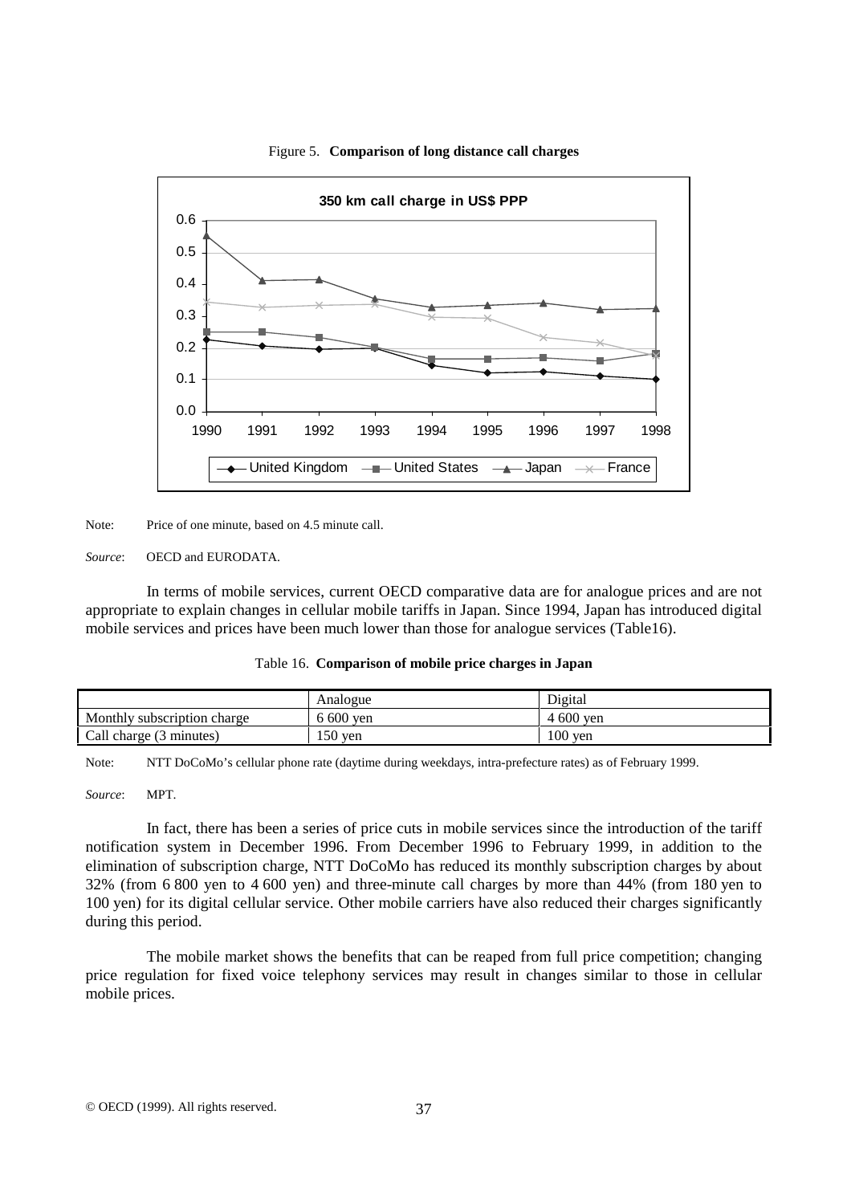Figure 5. **Comparison of long distance call charges**

Note: Price of one minute, based on 4.5 minute call.

*Source*: OECD and EURODATA.

In terms of mobile services, current OECD comparative data are for analogue prices and are not appropriate to explain changes in cellular mobile tariffs in Japan. Since 1994, Japan has introduced digital mobile services and prices have been much lower than those for analogue services (Table16).

Table 16. **Comparison of mobile price charges in Japan**

| | Analogue | Digital |
|---|---|---|
| Monthly subscription charge | 6 600 yen | 4 600 yen |
| Call charge (3 minutes) | 150 yen | 100 yen |

Note: NTT DoCoMo's cellular phone rate (daytime during weekdays, intra-prefecture rates) as of February 1999.

*Source*: MPT.

In fact, there has been a series of price cuts in mobile services since the introduction of the tariff notification system in December 1996. From December 1996 to February 1999, in addition to the elimination of subscription charge, NTT DoCoMo has reduced its monthly subscription charges by about 32% (from 6 800 yen to 4 600 yen) and three-minute call charges by more than 44% (from 180 yen to 100 yen) for its digital cellular service. Other mobile carriers have also reduced their charges significantly during this period.

The mobile market shows the benefits that can be reaped from full price competition; changing price regulation for fixed voice telephony services may result in changes similar to those in cellular mobile prices.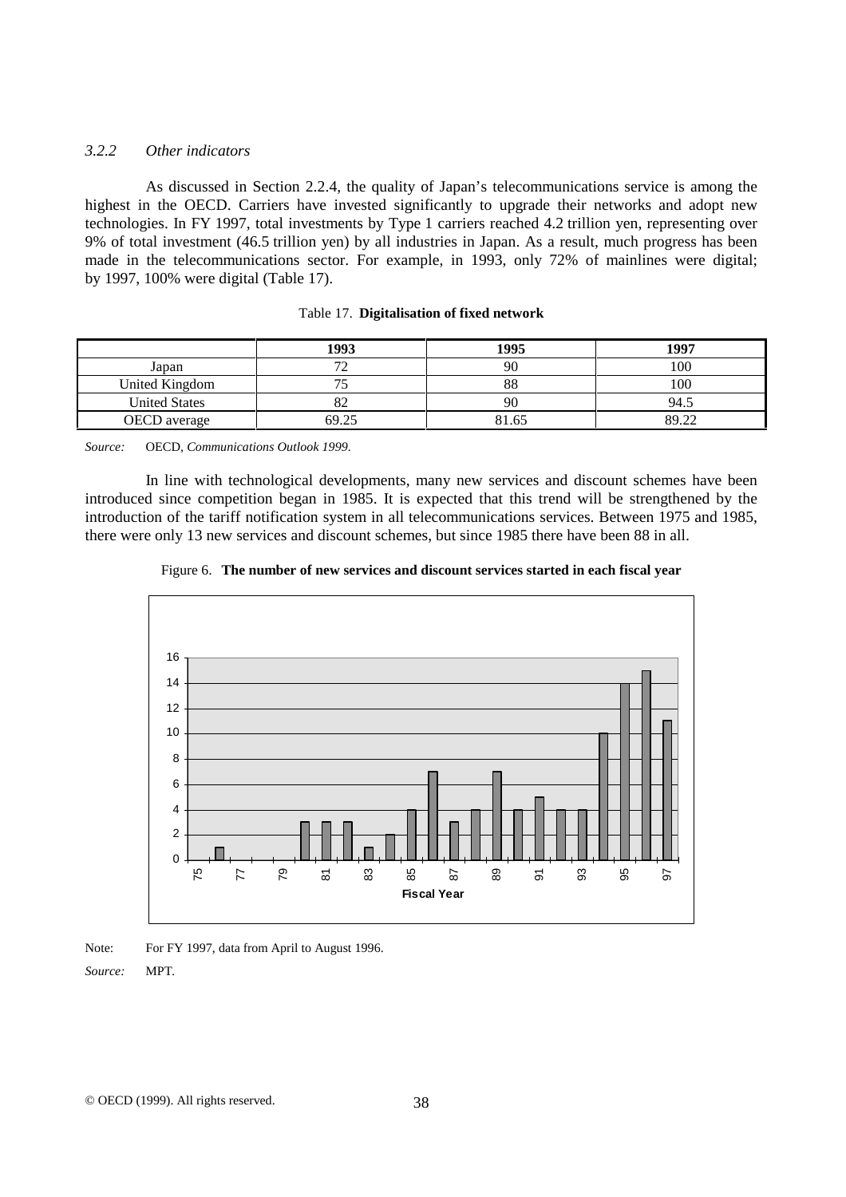### *3.2.2 Other indicators*

As discussed in Section 2.2.4, the quality of Japan's telecommunications service is among the highest in the OECD. Carriers have invested significantly to upgrade their networks and adopt new technologies. In FY 1997, total investments by Type 1 carriers reached 4.2 trillion yen, representing over 9% of total investment (46.5 trillion yen) by all industries in Japan. As a result, much progress has been made in the telecommunications sector. For example, in 1993, only 72% of mainlines were digital; by 1997, 100% were digital (Table 17).

Table 17. **Digitalisation of fixed network**

| | 1993 | 1995 | 1997 |
|---|---|---|---|
| Japan | 72 | 90 | 100 |
| United Kingdom | 75 | 88 | 100 |
| United States | 82 | 90 | 94.5 |
| OECD average | 69.25 | 81.65 | 89.22 |

*Source:* OECD, *Communications Outlook 1999*.

In line with technological developments, many new services and discount schemes have been introduced since competition began in 1985. It is expected that this trend will be strengthened by the introduction of the tariff notification system in all telecommunications services. Between 1975 and 1985, there were only 13 new services and discount schemes, but since 1985 there have been 88 in all.

Figure 6. **The number of new services and discount services started in each fiscal year**

Note: For FY 1997, data from April to August 1996.

*Source:* MPT.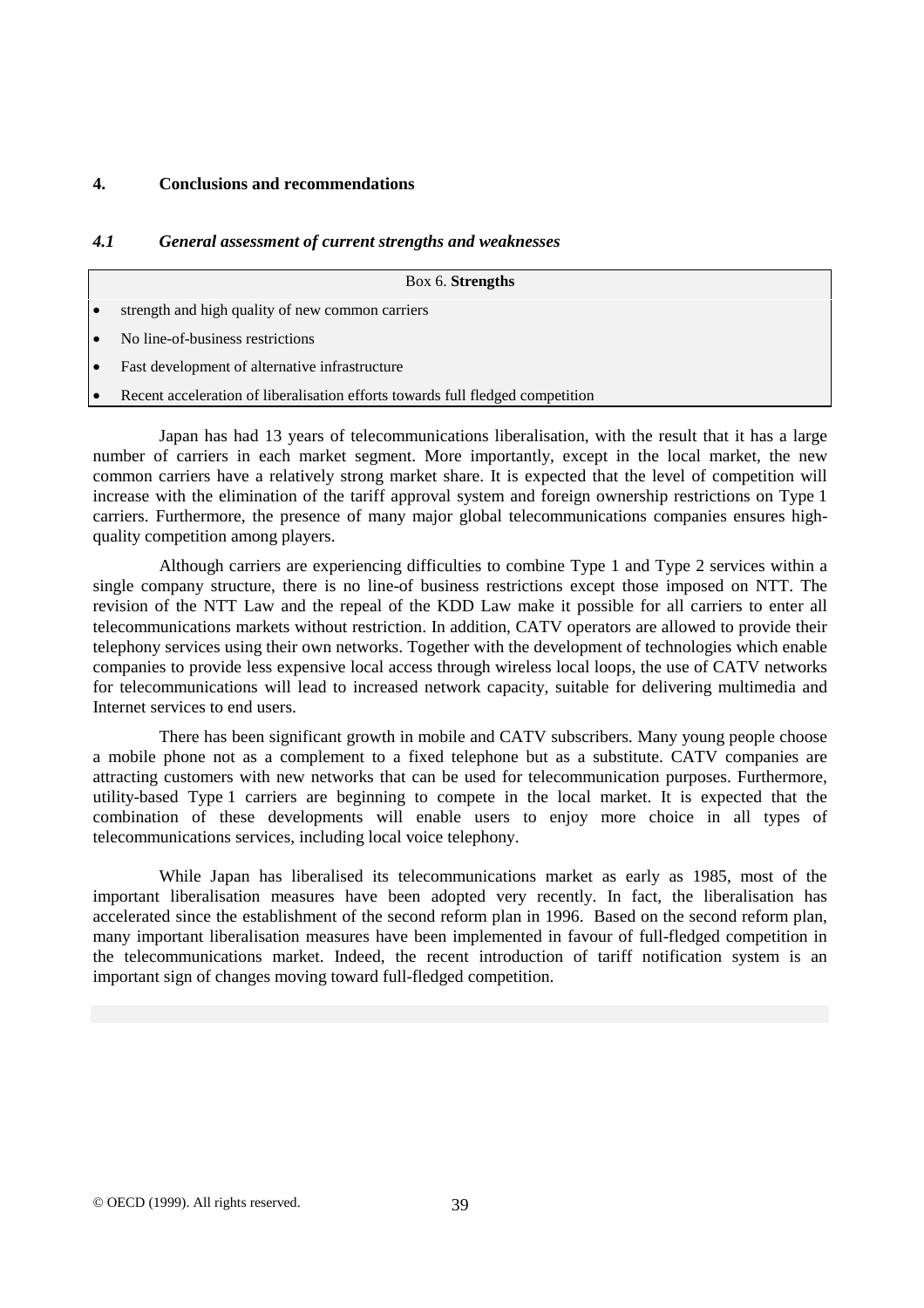## 4. Conclusions and recommendations

### *4.1 General assessment of current strengths and weaknesses*

| Box 6. **Strengths** |
|---|
| • strength and high quality of new common carriers |
| • No line-of-business restrictions |
| • Fast development of alternative infrastructure |
| • Recent acceleration of liberalisation efforts towards full fledged competition |

Japan has had 13 years of telecommunications liberalisation, with the result that it has a large number of carriers in each market segment. More importantly, except in the local market, the new common carriers have a relatively strong market share. It is expected that the level of competition will increase with the elimination of the tariff approval system and foreign ownership restrictions on Type 1 carriers. Furthermore, the presence of many major global telecommunications companies ensures high-quality competition among players.

Although carriers are experiencing difficulties to combine Type 1 and Type 2 services within a single company structure, there is no line-of business restrictions except those imposed on NTT. The revision of the NTT Law and the repeal of the KDD Law make it possible for all carriers to enter all telecommunications markets without restriction. In addition, CATV operators are allowed to provide their telephony services using their own networks. Together with the development of technologies which enable companies to provide less expensive local access through wireless local loops, the use of CATV networks for telecommunications will lead to increased network capacity, suitable for delivering multimedia and Internet services to end users.

There has been significant growth in mobile and CATV subscribers. Many young people choose a mobile phone not as a complement to a fixed telephone but as a substitute. CATV companies are attracting customers with new networks that can be used for telecommunication purposes. Furthermore, utility-based Type 1 carriers are beginning to compete in the local market. It is expected that the combination of these developments will enable users to enjoy more choice in all types of telecommunications services, including local voice telephony.

While Japan has liberalised its telecommunications market as early as 1985, most of the important liberalisation measures have been adopted very recently. In fact, the liberalisation has accelerated since the establishment of the second reform plan in 1996. Based on the second reform plan, many important liberalisation measures have been implemented in favour of full-fledged competition in the telecommunications market. Indeed, the recent introduction of tariff notification system is an important sign of changes moving toward full-fledged competition.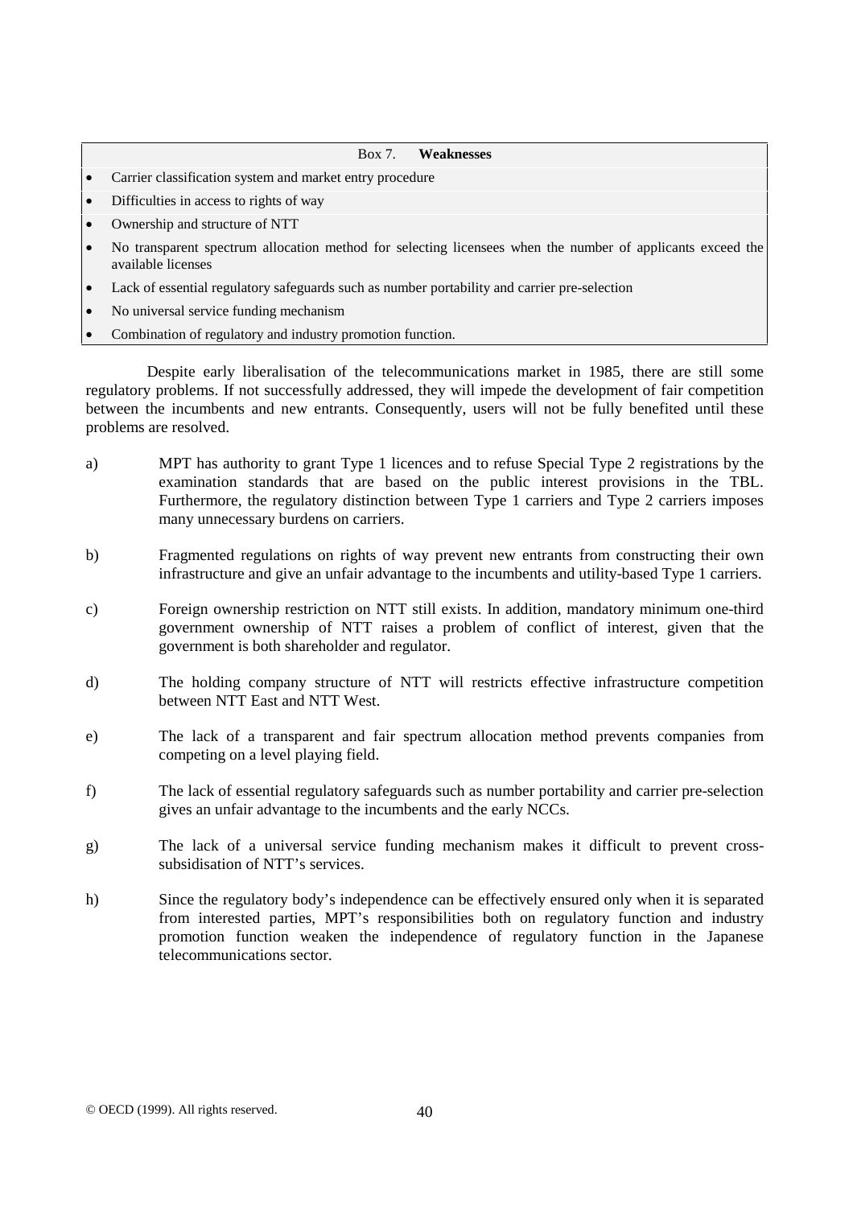**Box 7. Weaknesses**

- Carrier classification system and market entry procedure
- Difficulties in access to rights of way
- Ownership and structure of NTT
- No transparent spectrum allocation method for selecting licensees when the number of applicants exceed the available licenses
- Lack of essential regulatory safeguards such as number portability and carrier pre-selection
- No universal service funding mechanism
- Combination of regulatory and industry promotion function.

Despite early liberalisation of the telecommunications market in 1985, there are still some regulatory problems. If not successfully addressed, they will impede the development of fair competition between the incumbents and new entrants. Consequently, users will not be fully benefited until these problems are resolved.

a) MPT has authority to grant Type 1 licences and to refuse Special Type 2 registrations by the examination standards that are based on the public interest provisions in the TBL. Furthermore, the regulatory distinction between Type 1 carriers and Type 2 carriers imposes many unnecessary burdens on carriers.

b) Fragmented regulations on rights of way prevent new entrants from constructing their own infrastructure and give an unfair advantage to the incumbents and utility-based Type 1 carriers.

c) Foreign ownership restriction on NTT still exists. In addition, mandatory minimum one-third government ownership of NTT raises a problem of conflict of interest, given that the government is both shareholder and regulator.

d) The holding company structure of NTT will restricts effective infrastructure competition between NTT East and NTT West.

e) The lack of a transparent and fair spectrum allocation method prevents companies from competing on a level playing field.

f) The lack of essential regulatory safeguards such as number portability and carrier pre-selection gives an unfair advantage to the incumbents and the early NCCs.

g) The lack of a universal service funding mechanism makes it difficult to prevent cross-subsidisation of NTT's services.

h) Since the regulatory body's independence can be effectively ensured only when it is separated from interested parties, MPT's responsibilities both on regulatory function and industry promotion function weaken the independence of regulatory function in the Japanese telecommunications sector.

© OECD (1999). All rights reserved.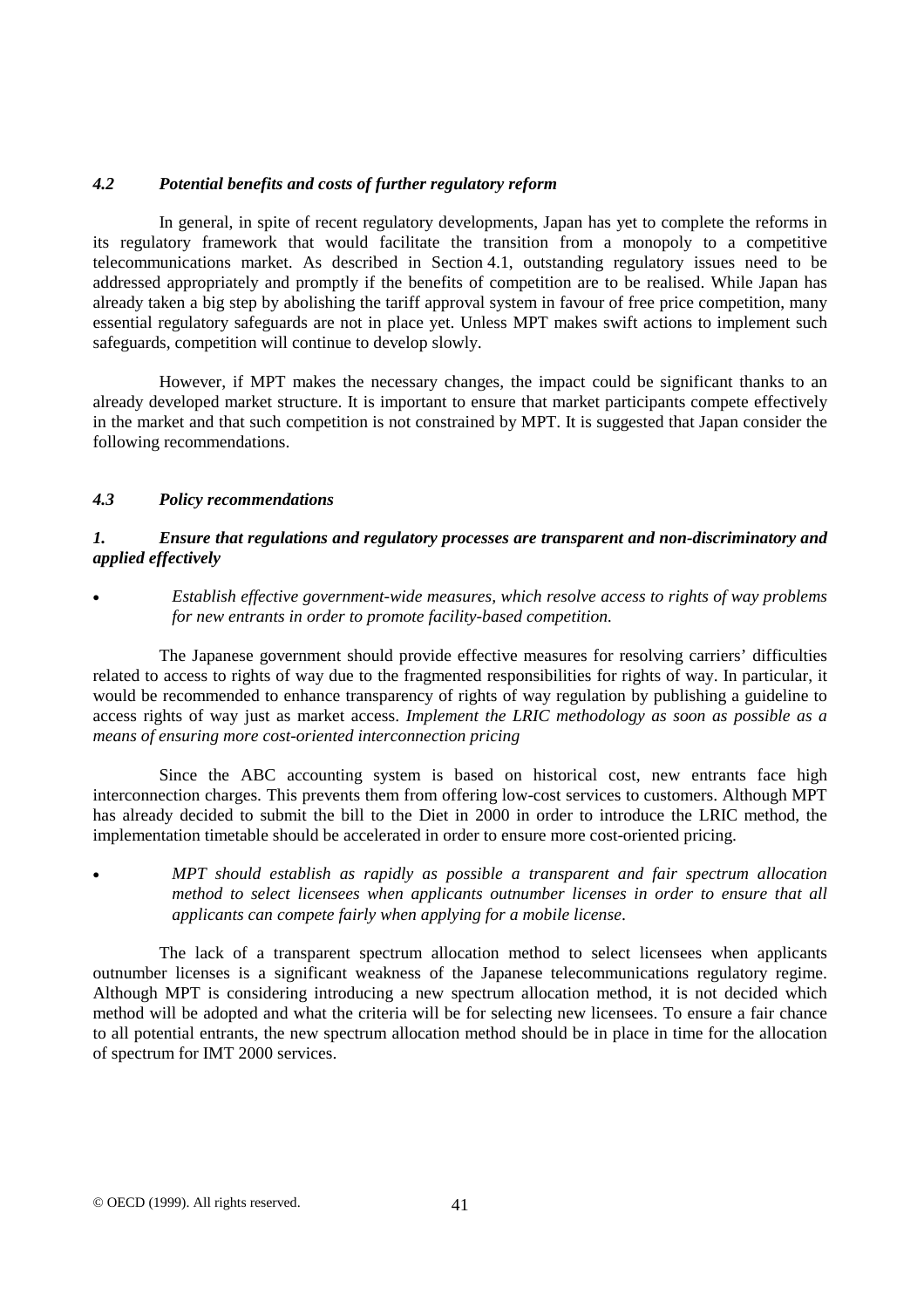### *4.2 Potential benefits and costs of further regulatory reform*

In general, in spite of recent regulatory developments, Japan has yet to complete the reforms in its regulatory framework that would facilitate the transition from a monopoly to a competitive telecommunications market. As described in Section 4.1, outstanding regulatory issues need to be addressed appropriately and promptly if the benefits of competition are to be realised. While Japan has already taken a big step by abolishing the tariff approval system in favour of free price competition, many essential regulatory safeguards are not in place yet. Unless MPT makes swift actions to implement such safeguards, competition will continue to develop slowly.

However, if MPT makes the necessary changes, the impact could be significant thanks to an already developed market structure. It is important to ensure that market participants compete effectively in the market and that such competition is not constrained by MPT. It is suggested that Japan consider the following recommendations.

### *4.3 Policy recommendations*

#### *1. Ensure that regulations and regulatory processes are transparent and non-discriminatory and applied effectively*

- *Establish effective government-wide measures, which resolve access to rights of way problems for new entrants in order to promote facility-based competition.*

The Japanese government should provide effective measures for resolving carriers' difficulties related to access to rights of way due to the fragmented responsibilities for rights of way. In particular, it would be recommended to enhance transparency of rights of way regulation by publishing a guideline to access rights of way just as market access. *Implement the LRIC methodology as soon as possible as a means of ensuring more cost-oriented interconnection pricing*

Since the ABC accounting system is based on historical cost, new entrants face high interconnection charges. This prevents them from offering low-cost services to customers. Although MPT has already decided to submit the bill to the Diet in 2000 in order to introduce the LRIC method, the implementation timetable should be accelerated in order to ensure more cost-oriented pricing.

- *MPT should establish as rapidly as possible a transparent and fair spectrum allocation method to select licensees when applicants outnumber licenses in order to ensure that all applicants can compete fairly when applying for a mobile license*.

The lack of a transparent spectrum allocation method to select licensees when applicants outnumber licenses is a significant weakness of the Japanese telecommunications regulatory regime. Although MPT is considering introducing a new spectrum allocation method, it is not decided which method will be adopted and what the criteria will be for selecting new licensees. To ensure a fair chance to all potential entrants, the new spectrum allocation method should be in place in time for the allocation of spectrum for IMT 2000 services.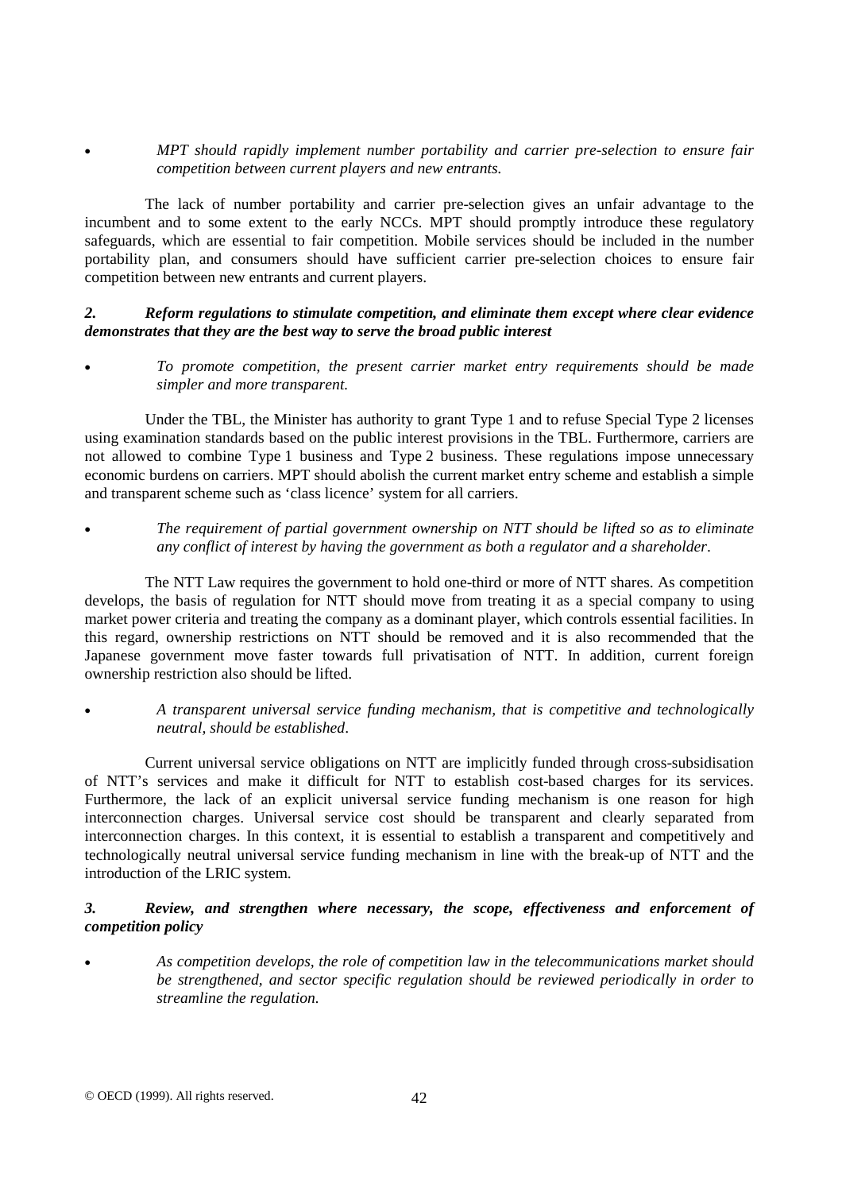- *MPT should rapidly implement number portability and carrier pre-selection to ensure fair competition between current players and new entrants.*

The lack of number portability and carrier pre-selection gives an unfair advantage to the incumbent and to some extent to the early NCCs. MPT should promptly introduce these regulatory safeguards, which are essential to fair competition. Mobile services should be included in the number portability plan, and consumers should have sufficient carrier pre-selection choices to ensure fair competition between new entrants and current players.

### *2. Reform regulations to stimulate competition, and eliminate them except where clear evidence demonstrates that they are the best way to serve the broad public interest*

- *To promote competition, the present carrier market entry requirements should be made simpler and more transparent.*

Under the TBL, the Minister has authority to grant Type 1 and to refuse Special Type 2 licenses using examination standards based on the public interest provisions in the TBL. Furthermore, carriers are not allowed to combine Type 1 business and Type 2 business. These regulations impose unnecessary economic burdens on carriers. MPT should abolish the current market entry scheme and establish a simple and transparent scheme such as 'class licence' system for all carriers.

- *The requirement of partial government ownership on NTT should be lifted so as to eliminate any conflict of interest by having the government as both a regulator and a shareholder.*

The NTT Law requires the government to hold one-third or more of NTT shares. As competition develops, the basis of regulation for NTT should move from treating it as a special company to using market power criteria and treating the company as a dominant player, which controls essential facilities. In this regard, ownership restrictions on NTT should be removed and it is also recommended that the Japanese government move faster towards full privatisation of NTT. In addition, current foreign ownership restriction also should be lifted.

- *A transparent universal service funding mechanism, that is competitive and technologically neutral, should be established.*

Current universal service obligations on NTT are implicitly funded through cross-subsidisation of NTT's services and make it difficult for NTT to establish cost-based charges for its services. Furthermore, the lack of an explicit universal service funding mechanism is one reason for high interconnection charges. Universal service cost should be transparent and clearly separated from interconnection charges. In this context, it is essential to establish a transparent and competitively and technologically neutral universal service funding mechanism in line with the break-up of NTT and the introduction of the LRIC system.

### *3. Review, and strengthen where necessary, the scope, effectiveness and enforcement of competition policy*

- *As competition develops, the role of competition law in the telecommunications market should be strengthened, and sector specific regulation should be reviewed periodically in order to streamline the regulation.*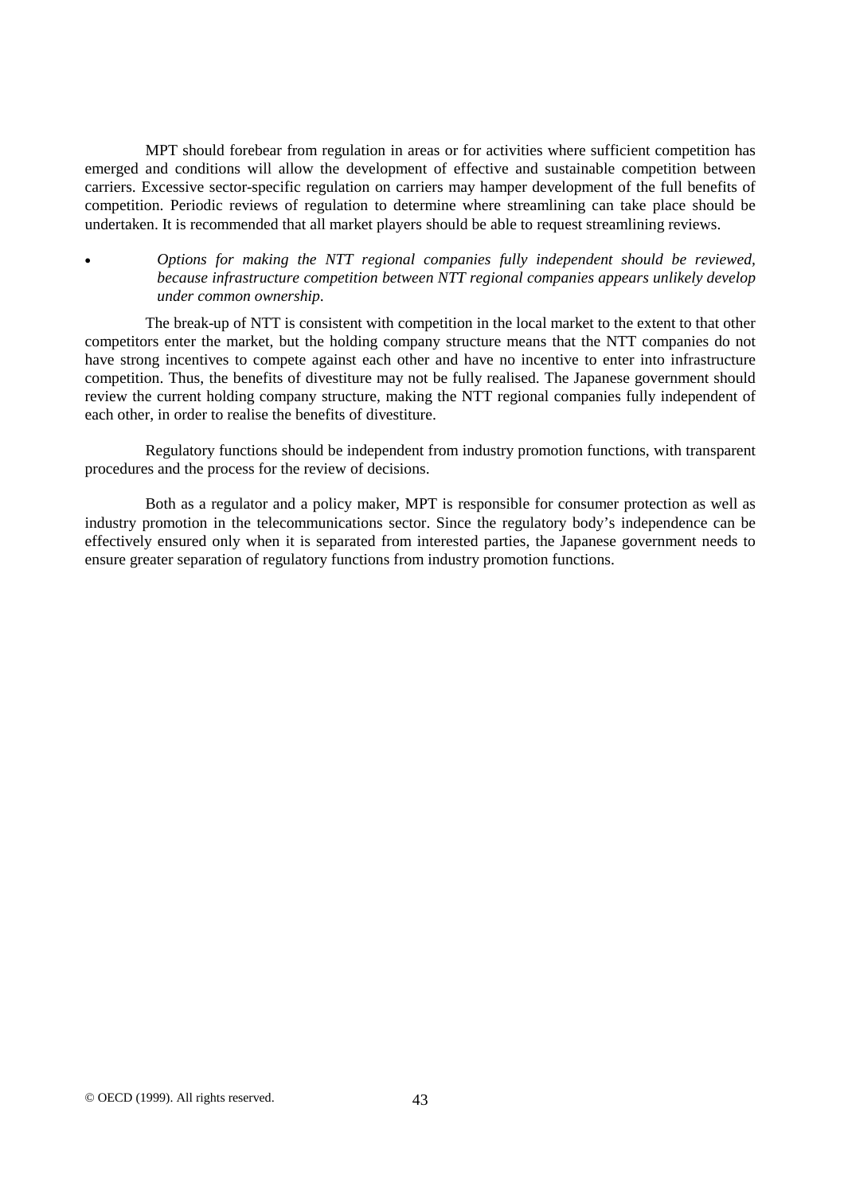MPT should forebear from regulation in areas or for activities where sufficient competition has emerged and conditions will allow the development of effective and sustainable competition between carriers. Excessive sector-specific regulation on carriers may hamper development of the full benefits of competition. Periodic reviews of regulation to determine where streamlining can take place should be undertaken. It is recommended that all market players should be able to request streamlining reviews.

- *Options for making the NTT regional companies fully independent should be reviewed, because infrastructure competition between NTT regional companies appears unlikely develop under common ownership.*

The break-up of NTT is consistent with competition in the local market to the extent to that other competitors enter the market, but the holding company structure means that the NTT companies do not have strong incentives to compete against each other and have no incentive to enter into infrastructure competition. Thus, the benefits of divestiture may not be fully realised. The Japanese government should review the current holding company structure, making the NTT regional companies fully independent of each other, in order to realise the benefits of divestiture.

Regulatory functions should be independent from industry promotion functions, with transparent procedures and the process for the review of decisions.

Both as a regulator and a policy maker, MPT is responsible for consumer protection as well as industry promotion in the telecommunications sector. Since the regulatory body's independence can be effectively ensured only when it is separated from interested parties, the Japanese government needs to ensure greater separation of regulatory functions from industry promotion functions.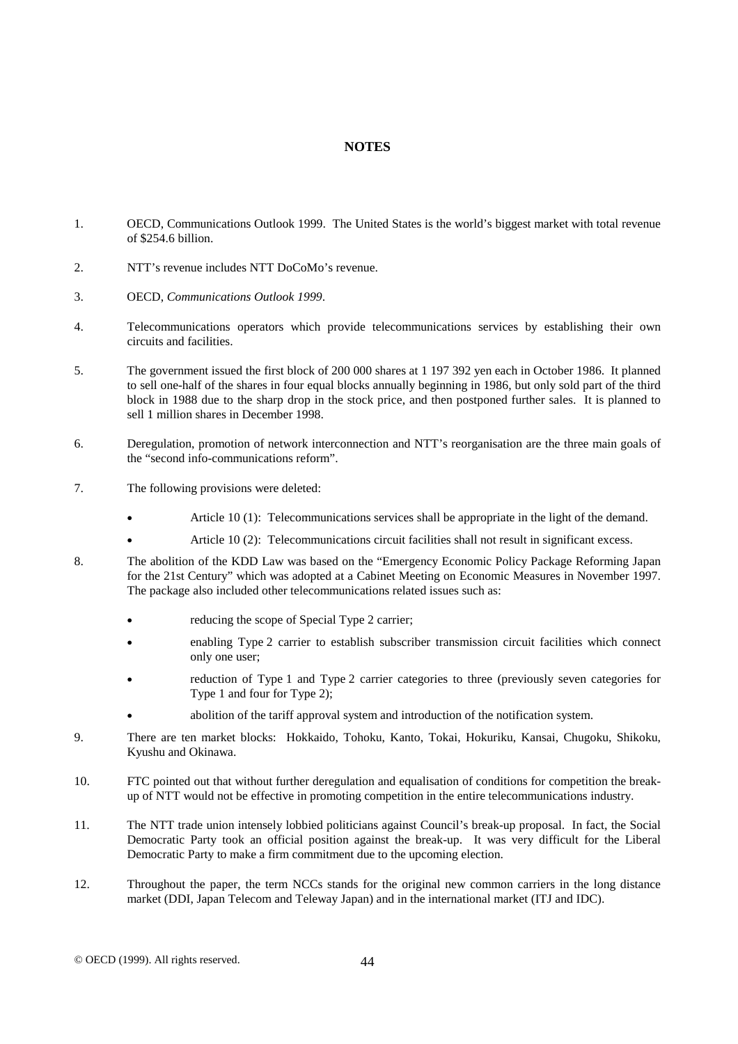## NOTES

1. OECD, Communications Outlook 1999. The United States is the world's biggest market with total revenue of $254.6 billion.

2. NTT's revenue includes NTT DoCoMo's revenue.

3. OECD, *Communications Outlook 1999*.

4. Telecommunications operators which provide telecommunications services by establishing their own circuits and facilities.

5. The government issued the first block of 200 000 shares at 1 197 392 yen each in October 1986. It planned to sell one-half of the shares in four equal blocks annually beginning in 1986, but only sold part of the third block in 1988 due to the sharp drop in the stock price, and then postponed further sales. It is planned to sell 1 million shares in December 1998.

6. Deregulation, promotion of network interconnection and NTT's reorganisation are the three main goals of the "second info-communications reform".

7. The following provisions were deleted:
   - Article 10 (1): Telecommunications services shall be appropriate in the light of the demand.
   - Article 10 (2): Telecommunications circuit facilities shall not result in significant excess.

8. The abolition of the KDD Law was based on the "Emergency Economic Policy Package Reforming Japan for the 21st Century" which was adopted at a Cabinet Meeting on Economic Measures in November 1997. The package also included other telecommunications related issues such as:
   - reducing the scope of Special Type 2 carrier;
   - enabling Type 2 carrier to establish subscriber transmission circuit facilities which connect only one user;
   - reduction of Type 1 and Type 2 carrier categories to three (previously seven categories for Type 1 and four for Type 2);
   - abolition of the tariff approval system and introduction of the notification system.

9. There are ten market blocks: Hokkaido, Tohoku, Kanto, Tokai, Hokuriku, Kansai, Chugoku, Shikoku, Kyushu and Okinawa.

10. FTC pointed out that without further deregulation and equalisation of conditions for competition the break-up of NTT would not be effective in promoting competition in the entire telecommunications industry.

11. The NTT trade union intensely lobbied politicians against Council's break-up proposal. In fact, the Social Democratic Party took an official position against the break-up. It was very difficult for the Liberal Democratic Party to make a firm commitment due to the upcoming election.

12. Throughout the paper, the term NCCs stands for the original new common carriers in the long distance market (DDI, Japan Telecom and Teleway Japan) and in the international market (ITJ and IDC).

© OECD (1999). All rights reserved.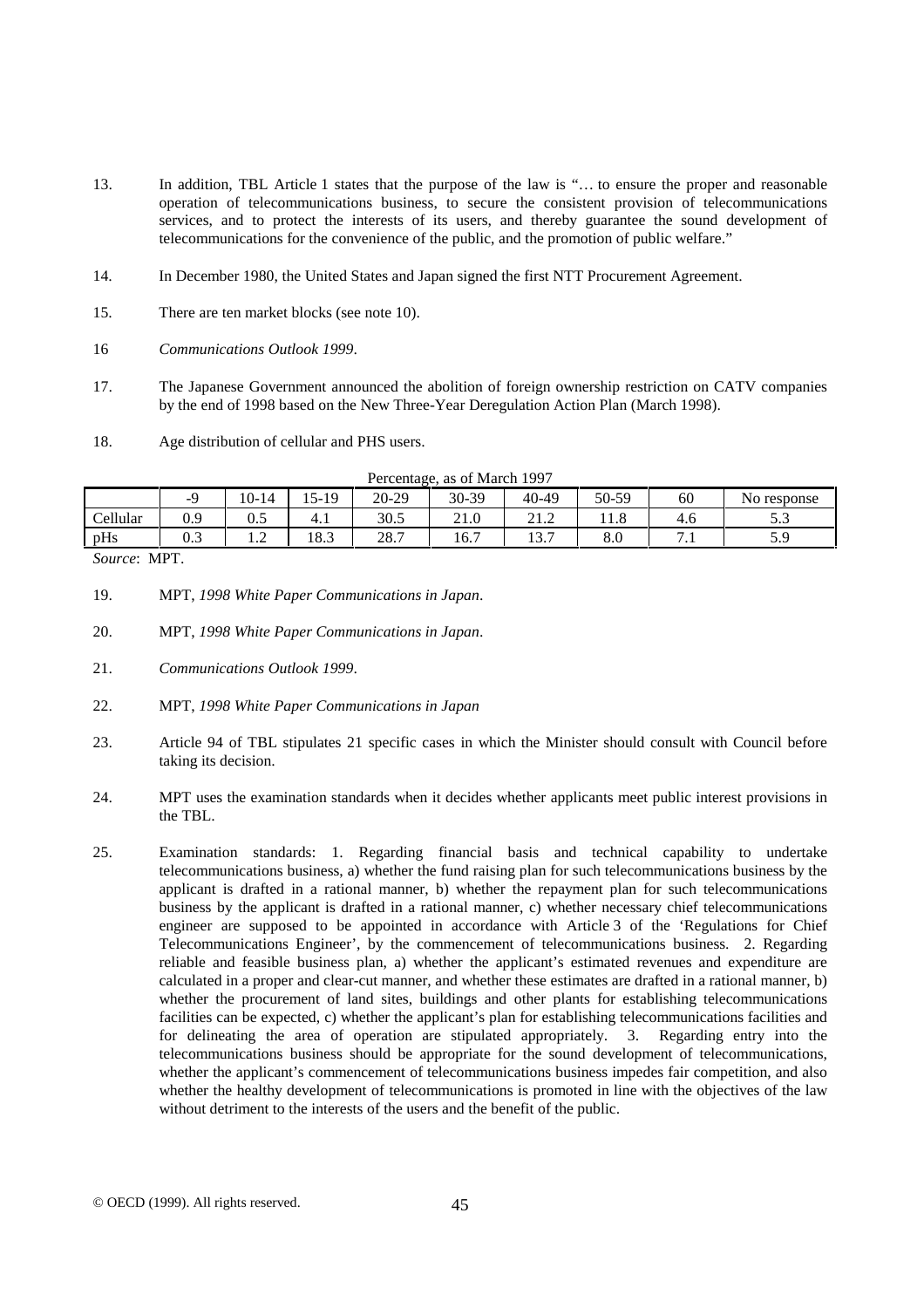13. In addition, TBL Article 1 states that the purpose of the law is "… to ensure the proper and reasonable operation of telecommunications business, to secure the consistent provision of telecommunications services, and to protect the interests of its users, and thereby guarantee the sound development of telecommunications for the convenience of the public, and the promotion of public welfare."

14. In December 1980, the United States and Japan signed the first NTT Procurement Agreement.

15. There are ten market blocks (see note 10).

16 *Communications Outlook 1999*.

17. The Japanese Government announced the abolition of foreign ownership restriction on CATV companies by the end of 1998 based on the New Three-Year Deregulation Action Plan (March 1998).

18. Age distribution of cellular and PHS users.

Percentage, as of March 1997

| | -9 | 10-14 | 15-19 | 20-29 | 30-39 | 40-49 | 50-59 | 60 | No response |
|---|---|---|---|---|---|---|---|---|---|
| Cellular | 0.9 | 0.5 | 4.1 | 30.5 | 21.0 | 21.2 | 11.8 | 4.6 | 5.3 |
| pHs | 0.3 | 1.2 | 18.3 | 28.7 | 16.7 | 13.7 | 8.0 | 7.1 | 5.9 |

*Source*: MPT.

19. MPT, *1998 White Paper Communications in Japan*.

20. MPT, *1998 White Paper Communications in Japan*.

21. *Communications Outlook 1999*.

22. MPT, *1998 White Paper Communications in Japan*

23. Article 94 of TBL stipulates 21 specific cases in which the Minister should consult with Council before taking its decision.

24. MPT uses the examination standards when it decides whether applicants meet public interest provisions in the TBL.

25. Examination standards: 1. Regarding financial basis and technical capability to undertake telecommunications business, a) whether the fund raising plan for such telecommunications business by the applicant is drafted in a rational manner, b) whether the repayment plan for such telecommunications business by the applicant is drafted in a rational manner, c) whether necessary chief telecommunications engineer are supposed to be appointed in accordance with Article 3 of the 'Regulations for Chief Telecommunications Engineer', by the commencement of telecommunications business. 2. Regarding reliable and feasible business plan, a) whether the applicant's estimated revenues and expenditure are calculated in a proper and clear-cut manner, and whether these estimates are drafted in a rational manner, b) whether the procurement of land sites, buildings and other plants for establishing telecommunications facilities can be expected, c) whether the applicant's plan for establishing telecommunications facilities and for delineating the area of operation are stipulated appropriately. 3. Regarding entry into the telecommunications business should be appropriate for the sound development of telecommunications, whether the applicant's commencement of telecommunications business impedes fair competition, and also whether the healthy development of telecommunications is promoted in line with the objectives of the law without detriment to the interests of the users and the benefit of the public.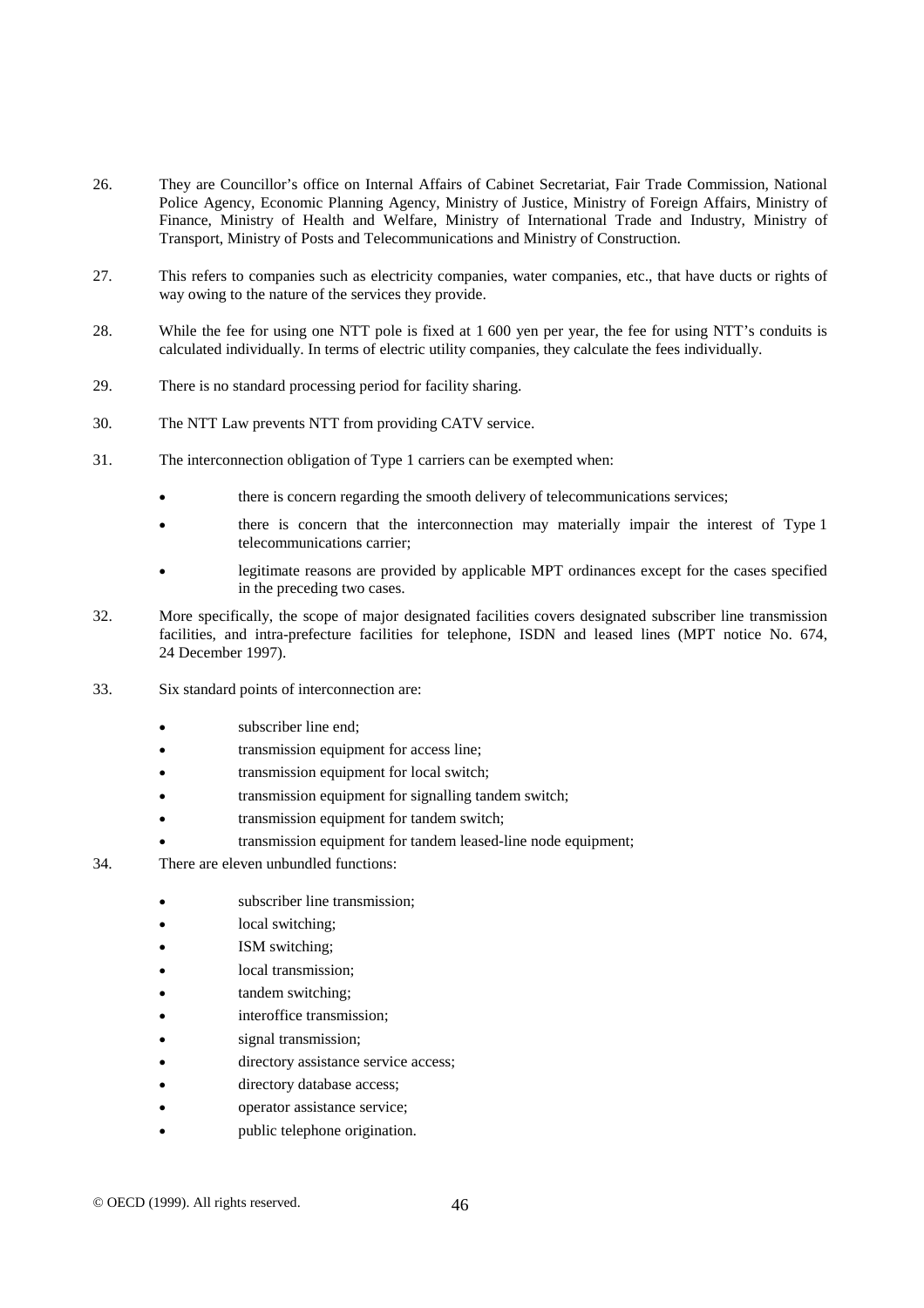26. They are Councillor's office on Internal Affairs of Cabinet Secretariat, Fair Trade Commission, National Police Agency, Economic Planning Agency, Ministry of Justice, Ministry of Foreign Affairs, Ministry of Finance, Ministry of Health and Welfare, Ministry of International Trade and Industry, Ministry of Transport, Ministry of Posts and Telecommunications and Ministry of Construction.

27. This refers to companies such as electricity companies, water companies, etc., that have ducts or rights of way owing to the nature of the services they provide.

28. While the fee for using one NTT pole is fixed at 1 600 yen per year, the fee for using NTT's conduits is calculated individually. In terms of electric utility companies, they calculate the fees individually.

29. There is no standard processing period for facility sharing.

30. The NTT Law prevents NTT from providing CATV service.

31. The interconnection obligation of Type 1 carriers can be exempted when:

- there is concern regarding the smooth delivery of telecommunications services;
- there is concern that the interconnection may materially impair the interest of Type 1 telecommunications carrier;
- legitimate reasons are provided by applicable MPT ordinances except for the cases specified in the preceding two cases.

32. More specifically, the scope of major designated facilities covers designated subscriber line transmission facilities, and intra-prefecture facilities for telephone, ISDN and leased lines (MPT notice No. 674, 24 December 1997).

33. Six standard points of interconnection are:

- subscriber line end;
- transmission equipment for access line;
- transmission equipment for local switch;
- transmission equipment for signalling tandem switch;
- transmission equipment for tandem switch;
- transmission equipment for tandem leased-line node equipment;

34. There are eleven unbundled functions:

- subscriber line transmission;
- local switching;
- ISM switching;
- local transmission;
- tandem switching;
- interoffice transmission;
- signal transmission;
- directory assistance service access;
- directory database access;
- operator assistance service;
- public telephone origination.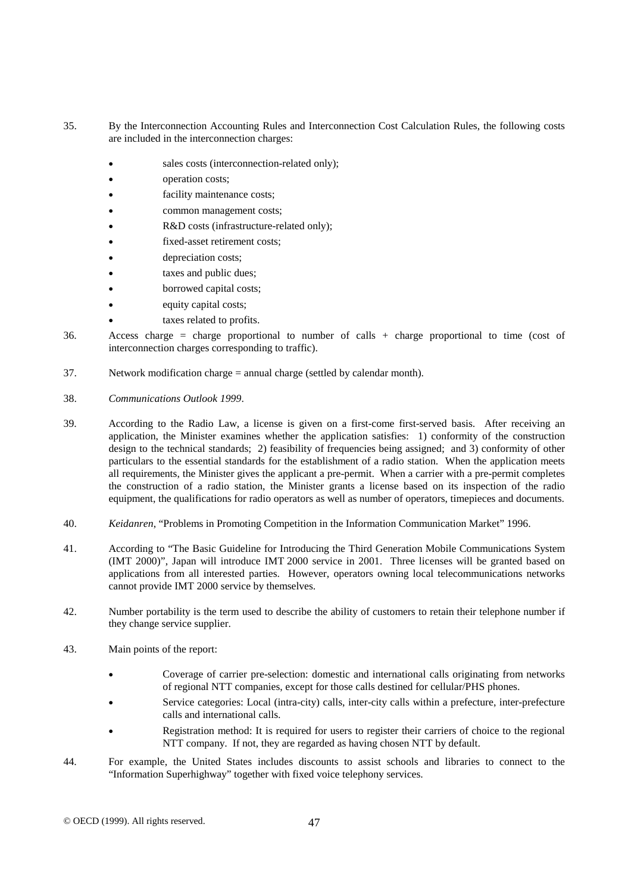35. By the Interconnection Accounting Rules and Interconnection Cost Calculation Rules, the following costs are included in the interconnection charges:

    - sales costs (interconnection-related only);
    - operation costs;
    - facility maintenance costs;
    - common management costs;
    - R&D costs (infrastructure-related only);
    - fixed-asset retirement costs;
    - depreciation costs;
    - taxes and public dues;
    - borrowed capital costs;
    - equity capital costs;
    - taxes related to profits.

36. Access charge = charge proportional to number of calls + charge proportional to time (cost of interconnection charges corresponding to traffic).

37. Network modification charge = annual charge (settled by calendar month).

38. *Communications Outlook 1999*.

39. According to the Radio Law, a license is given on a first-come first-served basis. After receiving an application, the Minister examines whether the application satisfies: 1) conformity of the construction design to the technical standards; 2) feasibility of frequencies being assigned; and 3) conformity of other particulars to the essential standards for the establishment of a radio station. When the application meets all requirements, the Minister gives the applicant a pre-permit. When a carrier with a pre-permit completes the construction of a radio station, the Minister grants a license based on its inspection of the radio equipment, the qualifications for radio operators as well as number of operators, timepieces and documents.

40. *Keidanren*, "Problems in Promoting Competition in the Information Communication Market" 1996.

41. According to "The Basic Guideline for Introducing the Third Generation Mobile Communications System (IMT 2000)", Japan will introduce IMT 2000 service in 2001. Three licenses will be granted based on applications from all interested parties. However, operators owning local telecommunications networks cannot provide IMT 2000 service by themselves.

42. Number portability is the term used to describe the ability of customers to retain their telephone number if they change service supplier.

43. Main points of the report:

    - Coverage of carrier pre-selection: domestic and international calls originating from networks of regional NTT companies, except for those calls destined for cellular/PHS phones.
    - Service categories: Local (intra-city) calls, inter-city calls within a prefecture, inter-prefecture calls and international calls.
    - Registration method: It is required for users to register their carriers of choice to the regional NTT company. If not, they are regarded as having chosen NTT by default.

44. For example, the United States includes discounts to assist schools and libraries to connect to the "Information Superhighway" together with fixed voice telephony services.

© OECD (1999). All rights reserved.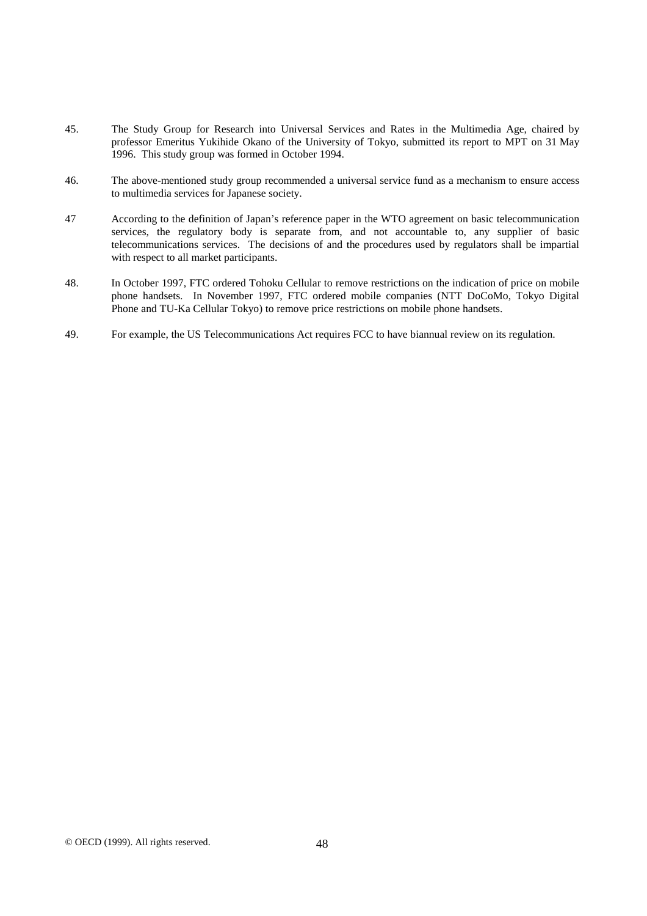45. The Study Group for Research into Universal Services and Rates in the Multimedia Age, chaired by professor Emeritus Yukihide Okano of the University of Tokyo, submitted its report to MPT on 31 May 1996. This study group was formed in October 1994.

46. The above-mentioned study group recommended a universal service fund as a mechanism to ensure access to multimedia services for Japanese society.

47 According to the definition of Japan's reference paper in the WTO agreement on basic telecommunication services, the regulatory body is separate from, and not accountable to, any supplier of basic telecommunications services. The decisions of and the procedures used by regulators shall be impartial with respect to all market participants.

48. In October 1997, FTC ordered Tohoku Cellular to remove restrictions on the indication of price on mobile phone handsets. In November 1997, FTC ordered mobile companies (NTT DoCoMo, Tokyo Digital Phone and TU-Ka Cellular Tokyo) to remove price restrictions on mobile phone handsets.

49. For example, the US Telecommunications Act requires FCC to have biannual review on its regulation.

© OECD (1999). All rights reserved.